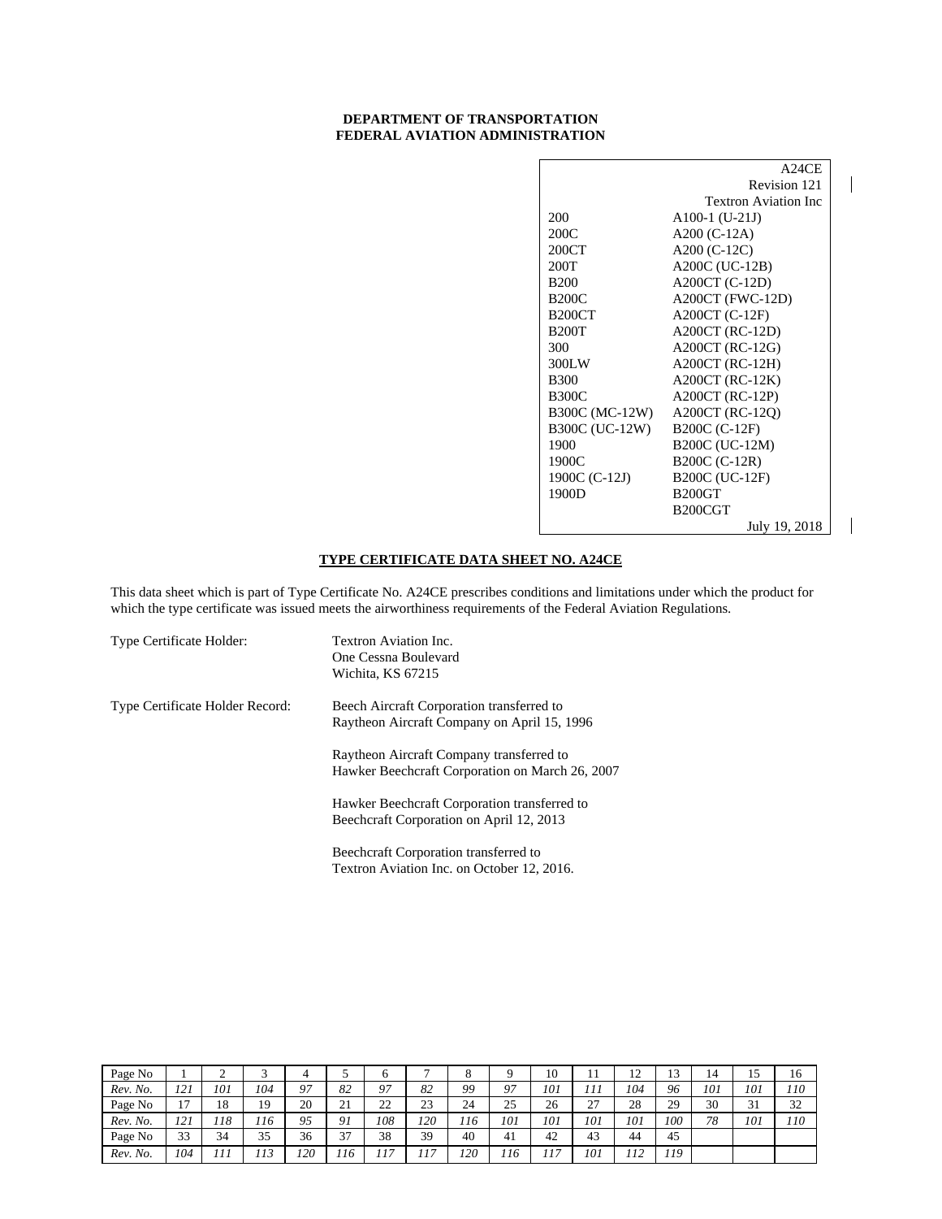**DEPARTMENT OF TRANSPORTATION**
**FEDERAL AVIATION ADMINISTRATION**

| | A24CE |
|---|---|
| | Revision 121 |
| | Textron Aviation Inc |
| 200 | A100-1 (U-21J) |
| 200C | A200 (C-12A) |
| 200CT | A200 (C-12C) |
| 200T | A200C (UC-12B) |
| B200 | A200CT (C-12D) |
| B200C | A200CT (FWC-12D) |
| B200CT | A200CT (C-12F) |
| B200T | A200CT (RC-12D) |
| 300 | A200CT (RC-12G) |
| 300LW | A200CT (RC-12H) |
| B300 | A200CT (RC-12K) |
| B300C | A200CT (RC-12P) |
| B300C (MC-12W) | A200CT (RC-12Q) |
| B300C (UC-12W) | B200C (C-12F) |
| 1900 | B200C (UC-12M) |
| 1900C | B200C (C-12R) |
| 1900C (C-12J) | B200C (UC-12F) |
| 1900D | B200GT |
| | B200CGT |
| | July 19, 2018 |

## TYPE CERTIFICATE DATA SHEET NO. A24CE

This data sheet which is part of Type Certificate No. A24CE prescribes conditions and limitations under which the product for which the type certificate was issued meets the airworthiness requirements of the Federal Aviation Regulations.

Type Certificate Holder: Textron Aviation Inc.
One Cessna Boulevard
Wichita, KS 67215

Type Certificate Holder Record: Beech Aircraft Corporation transferred to Raytheon Aircraft Company on April 15, 1996

Raytheon Aircraft Company transferred to Hawker Beechcraft Corporation on March 26, 2007

Hawker Beechcraft Corporation transferred to Beechcraft Corporation on April 12, 2013

Beechcraft Corporation transferred to Textron Aviation Inc. on October 12, 2016.

| Page No | 1 | 2 | 3 | 4 | 5 | 6 | 7 | 8 | 9 | 10 | 11 | 12 | 13 | 14 | 15 | 16 |
|---|---|---|---|---|---|---|---|---|---|---|---|---|---|---|---|---|
| *Rev. No.* | *121* | *101* | *104* | *97* | *82* | *97* | *82* | *99* | *97* | *101* | *111* | *104* | *96* | *101* | *101* | *110* |
| Page No | 17 | 18 | 19 | 20 | 21 | 22 | 23 | 24 | 25 | 26 | 27 | 28 | 29 | 30 | 31 | 32 |
| *Rev. No.* | *121* | *118* | *116* | *95* | *91* | *108* | *120* | *116* | *101* | *101* | *101* | *101* | *100* | *78* | *101* | *110* |
| Page No | 33 | 34 | 35 | 36 | 37 | 38 | 39 | 40 | 41 | 42 | 43 | 44 | 45 | | | |
| *Rev. No.* | *104* | *111* | *113* | *120* | *116* | *117* | *117* | *120* | *116* | *117* | *101* | *112* | *119* | | | |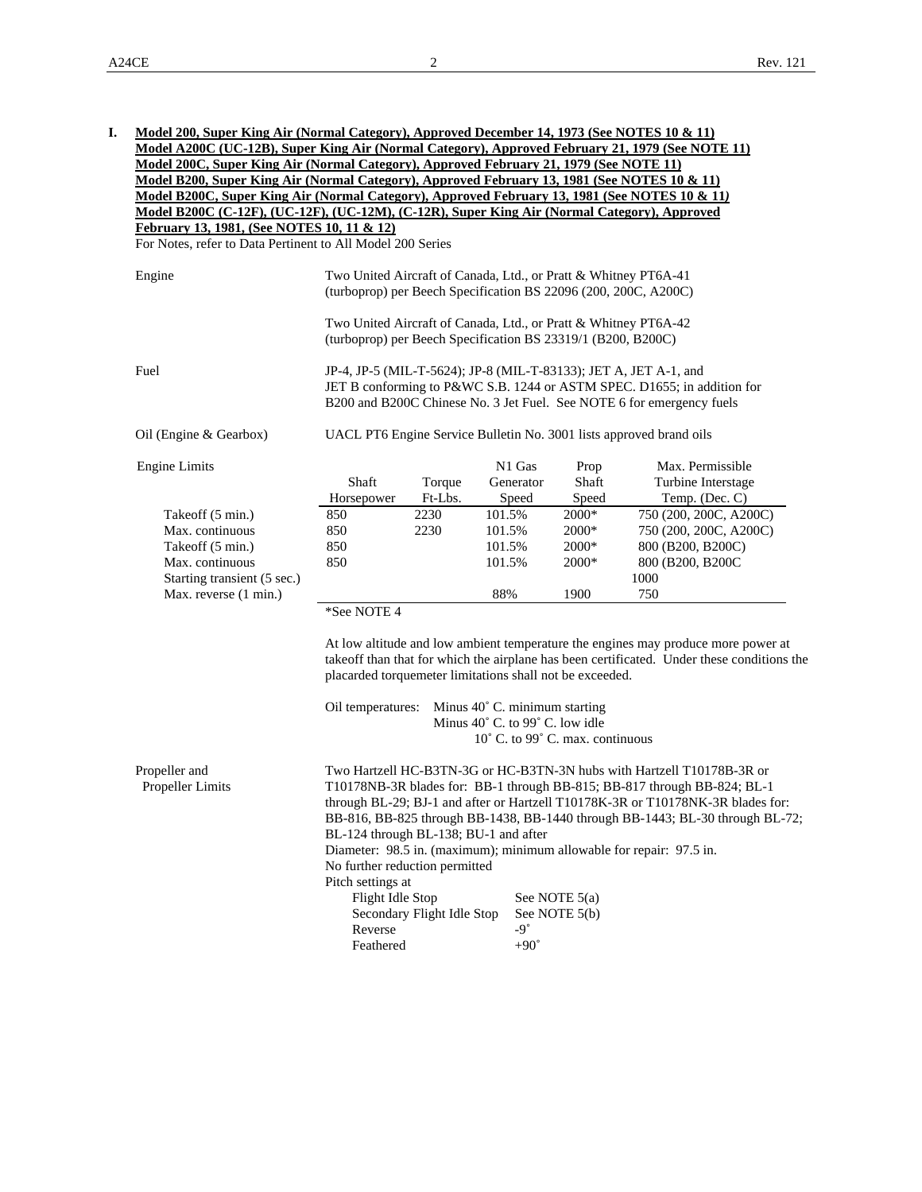**I. Model 200, Super King Air (Normal Category), Approved December 14, 1973 (See NOTES 10 & 11)**
**Model A200C (UC-12B), Super King Air (Normal Category), Approved February 21, 1979 (See NOTE 11)**
**Model 200C, Super King Air (Normal Category), Approved February 21, 1979 (See NOTE 11)**
**Model B200, Super King Air (Normal Category), Approved February 13, 1981 (See NOTES 10 & 11)**
**Model B200C, Super King Air (Normal Category), Approved February 13, 1981 (See NOTES 10 & 11)**
**Model B200C (C-12F), (UC-12F), (UC-12M), (C-12R), Super King Air (Normal Category), Approved February 13, 1981, (See NOTES 10, 11 & 12)**

For Notes, refer to Data Pertinent to All Model 200 Series

Engine

Two United Aircraft of Canada, Ltd., or Pratt & Whitney PT6A-41 (turboprop) per Beech Specification BS 22096 (200, 200C, A200C)

Two United Aircraft of Canada, Ltd., or Pratt & Whitney PT6A-42 (turboprop) per Beech Specification BS 23319/1 (B200, B200C)

Fuel

JP-4, JP-5 (MIL-T-5624); JP-8 (MIL-T-83133); JET A, JET A-1, and JET B conforming to P&WC S.B. 1244 or ASTM SPEC. D1655; in addition for B200 and B200C Chinese No. 3 Jet Fuel. See NOTE 6 for emergency fuels

Oil (Engine & Gearbox)

UACL PT6 Engine Service Bulletin No. 3001 lists approved brand oils

Engine Limits

| | Shaft Horsepower | Torque Ft-Lbs. | N1 Gas Generator Speed | Prop Shaft Speed | Max. Permissible Turbine Interstage Temp. (Dec. C) |
|---|---|---|---|---|---|
| Takeoff (5 min.) | 850 | 2230 | 101.5% | 2000* | 750 (200, 200C, A200C) |
| Max. continuous | 850 | 2230 | 101.5% | 2000* | 750 (200, 200C, A200C) |
| Takeoff (5 min.) | 850 | | 101.5% | 2000* | 800 (B200, B200C) |
| Max. continuous | 850 | | 101.5% | 2000* | 800 (B200, B200C |
| Starting transient (5 sec.) | | | | | 1000 |
| Max. reverse (1 min.) | | | 88% | 1900 | 750 |

*See NOTE 4

At low altitude and low ambient temperature the engines may produce more power at takeoff than that for which the airplane has been certificated. Under these conditions the placarded torquemeter limitations shall not be exceeded.

Oil temperatures: Minus 40˚ C. minimum starting
Minus 40˚ C. to 99˚ C. low idle
10˚ C. to 99˚ C. max. continuous

Propeller and Propeller Limits

Two Hartzell HC-B3TN-3G or HC-B3TN-3N hubs with Hartzell T10178B-3R or T10178NB-3R blades for: BB-1 through BB-815; BB-817 through BB-824; BL-1 through BL-29; BJ-1 and after or Hartzell T10178K-3R or T10178NK-3R blades for: BB-816, BB-825 through BB-1438, BB-1440 through BB-1443; BL-30 through BL-72; BL-124 through BL-138; BU-1 and after
Diameter: 98.5 in. (maximum); minimum allowable for repair: 97.5 in.
No further reduction permitted
Pitch settings at

| | |
|---|---|
| Flight Idle Stop | See NOTE 5(a) |
| Secondary Flight Idle Stop | See NOTE 5(b) |
| Reverse | -9˚ |
| Feathered | +90˚ |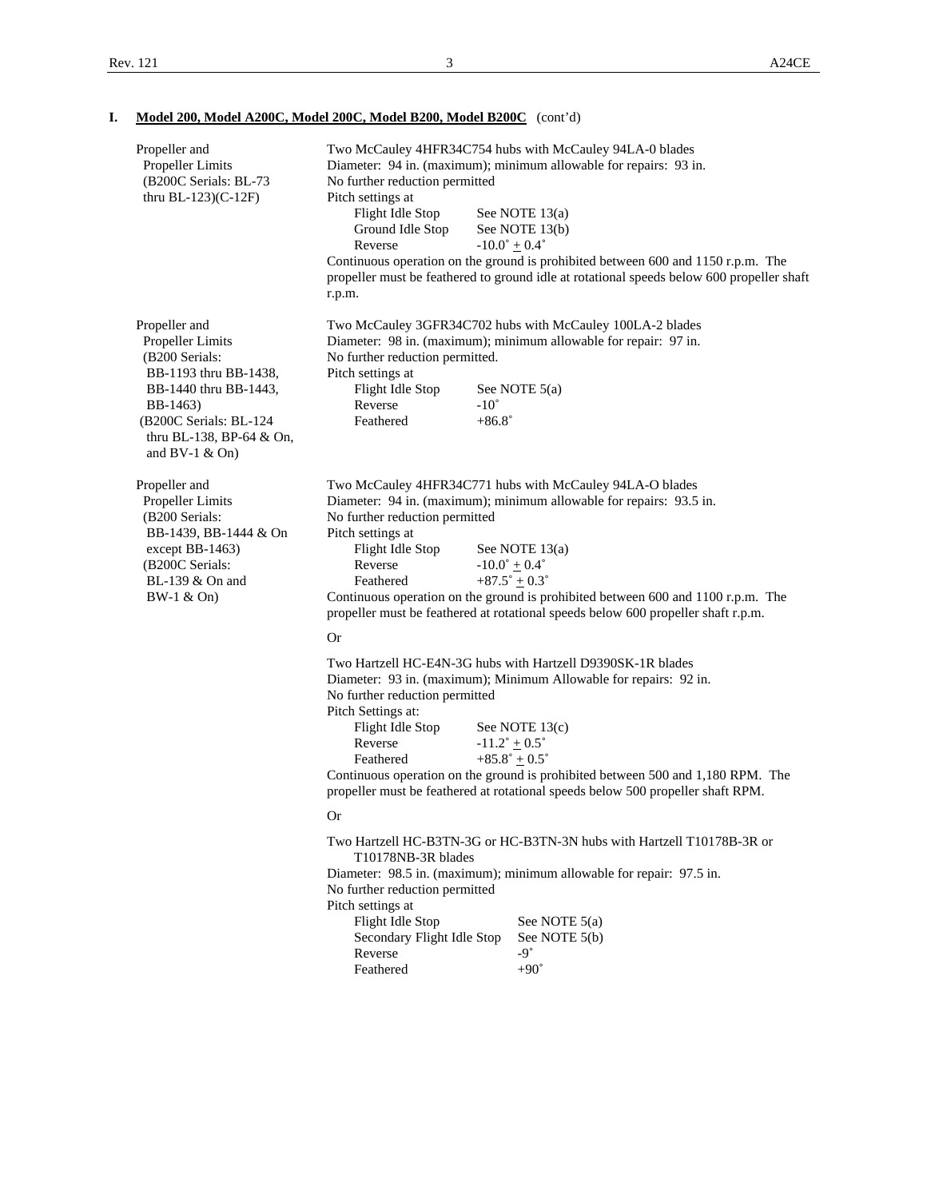## I. Model 200, Model A200C, Model 200C, Model B200, Model B200C (cont'd)

| | |
|---|---|
| Propeller and Propeller Limits (B200C Serials: BL-73 thru BL-123)(C-12F) | Two McCauley 4HFR34C754 hubs with McCauley 94LA-0 blades<br>Diameter: 94 in. (maximum); minimum allowable for repairs: 93 in.<br>No further reduction permitted<br>Pitch settings at<br>Flight Idle Stop — See NOTE 13(a)<br>Ground Idle Stop — See NOTE 13(b)<br>Reverse — -10.0˚ ± 0.4˚<br>Continuous operation on the ground is prohibited between 600 and 1150 r.p.m. The propeller must be feathered to ground idle at rotational speeds below 600 propeller shaft r.p.m. |
| Propeller and Propeller Limits (B200 Serials: BB-1193 thru BB-1438, BB-1440 thru BB-1443, BB-1463) (B200C Serials: BL-124 thru BL-138, BP-64 & On, and BV-1 & On) | Two McCauley 3GFR34C702 hubs with McCauley 100LA-2 blades<br>Diameter: 98 in. (maximum); minimum allowable for repair: 97 in.<br>No further reduction permitted.<br>Pitch settings at<br>Flight Idle Stop — See NOTE 5(a)<br>Reverse — -10˚<br>Feathered — +86.8˚ |
| Propeller and Propeller Limits (B200 Serials: BB-1439, BB-1444 & On except BB-1463) (B200C Serials: BL-139 & On and BW-1 & On) | Two McCauley 4HFR34C771 hubs with McCauley 94LA-O blades<br>Diameter: 94 in. (maximum); minimum allowable for repairs: 93.5 in.<br>No further reduction permitted<br>Pitch settings at<br>Flight Idle Stop — See NOTE 13(a)<br>Reverse — -10.0˚ ± 0.4˚<br>Feathered — +87.5˚ ± 0.3˚<br>Continuous operation on the ground is prohibited between 600 and 1100 r.p.m. The propeller must be feathered at rotational speeds below 600 propeller shaft r.p.m.<br><br>Or<br><br>Two Hartzell HC-E4N-3G hubs with Hartzell D9390SK-1R blades<br>Diameter: 93 in. (maximum); Minimum Allowable for repairs: 92 in.<br>No further reduction permitted<br>Pitch Settings at:<br>Flight Idle Stop — See NOTE 13(c)<br>Reverse — -11.2˚ ± 0.5˚<br>Feathered — +85.8˚ ± 0.5˚<br>Continuous operation on the ground is prohibited between 500 and 1,180 RPM. The propeller must be feathered at rotational speeds below 500 propeller shaft RPM.<br><br>Or<br><br>Two Hartzell HC-B3TN-3G or HC-B3TN-3N hubs with Hartzell T10178B-3R or T10178NB-3R blades<br>Diameter: 98.5 in. (maximum); minimum allowable for repair: 97.5 in.<br>No further reduction permitted<br>Pitch settings at<br>Flight Idle Stop — See NOTE 5(a)<br>Secondary Flight Idle Stop — See NOTE 5(b)<br>Reverse — -9˚<br>Feathered — +90˚ |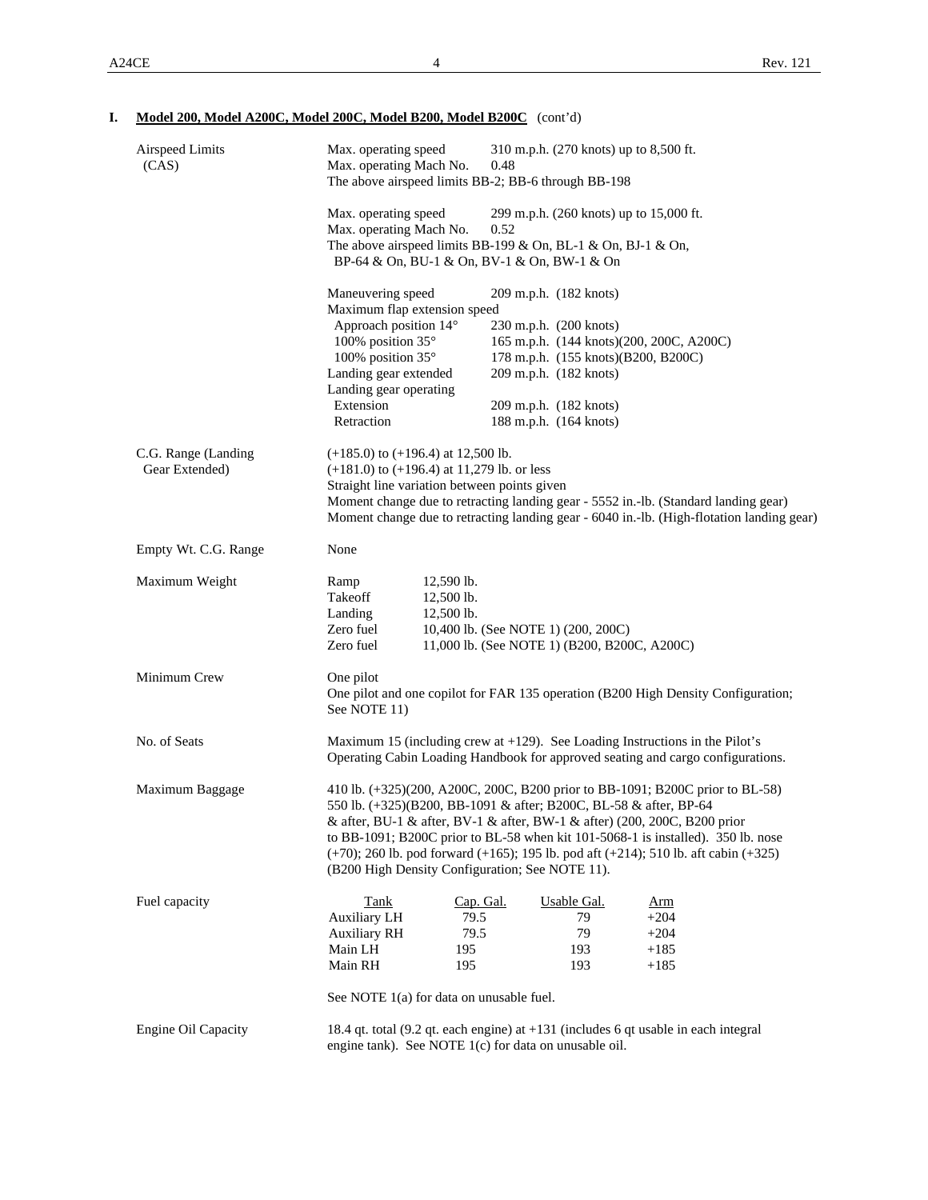## I. Model 200, Model A200C, Model 200C, Model B200, Model B200C (cont'd)

**Airspeed Limits (CAS)**

Max. operating speed 310 m.p.h. (270 knots) up to 8,500 ft.
Max. operating Mach No. 0.48
The above airspeed limits BB-2; BB-6 through BB-198

Max. operating speed 299 m.p.h. (260 knots) up to 15,000 ft.
Max. operating Mach No. 0.52
The above airspeed limits BB-199 & On, BL-1 & On, BJ-1 & On, BP-64 & On, BU-1 & On, BV-1 & On, BW-1 & On

| | |
|---|---|
| Maneuvering speed | 209 m.p.h. (182 knots) |
| Maximum flap extension speed | |
| Approach position 14° | 230 m.p.h. (200 knots) |
| 100% position 35° | 165 m.p.h. (144 knots)(200, 200C, A200C) |
| 100% position 35° | 178 m.p.h. (155 knots)(B200, B200C) |
| Landing gear extended | 209 m.p.h. (182 knots) |
| Landing gear operating | |
| Extension | 209 m.p.h. (182 knots) |
| Retraction | 188 m.p.h. (164 knots) |

**C.G. Range (Landing Gear Extended)**

(+185.0) to (+196.4) at 12,500 lb.
(+181.0) to (+196.4) at 11,279 lb. or less
Straight line variation between points given
Moment change due to retracting landing gear - 5552 in.-lb. (Standard landing gear)
Moment change due to retracting landing gear - 6040 in.-lb. (High-flotation landing gear)

**Empty Wt. C.G. Range**

None

**Maximum Weight**

| | |
|---|---|
| Ramp | 12,590 lb. |
| Takeoff | 12,500 lb. |
| Landing | 12,500 lb. |
| Zero fuel | 10,400 lb. (See NOTE 1) (200, 200C) |
| Zero fuel | 11,000 lb. (See NOTE 1) (B200, B200C, A200C) |

**Minimum Crew**

One pilot
One pilot and one copilot for FAR 135 operation (B200 High Density Configuration; See NOTE 11)

**No. of Seats**

Maximum 15 (including crew at +129). See Loading Instructions in the Pilot's Operating Cabin Loading Handbook for approved seating and cargo configurations.

**Maximum Baggage**

410 lb. (+325)(200, A200C, 200C, B200 prior to BB-1091; B200C prior to BL-58)
550 lb. (+325)(B200, BB-1091 & after; B200C, BL-58 & after, BP-64 & after, BU-1 & after, BV-1 & after, BW-1 & after) (200, 200C, B200 prior to BB-1091; B200C prior to BL-58 when kit 101-5068-1 is installed). 350 lb. nose (+70); 260 lb. pod forward (+165); 195 lb. pod aft (+214); 510 lb. aft cabin (+325) (B200 High Density Configuration; See NOTE 11).

**Fuel capacity**

| Tank | Cap. Gal. | Usable Gal. | Arm |
|---|---|---|---|
| Auxiliary LH | 79.5 | 79 | +204 |
| Auxiliary RH | 79.5 | 79 | +204 |
| Main LH | 195 | 193 | +185 |
| Main RH | 195 | 193 | +185 |

See NOTE 1(a) for data on unusable fuel.

**Engine Oil Capacity**

18.4 qt. total (9.2 qt. each engine) at +131 (includes 6 qt usable in each integral engine tank). See NOTE 1(c) for data on unusable oil.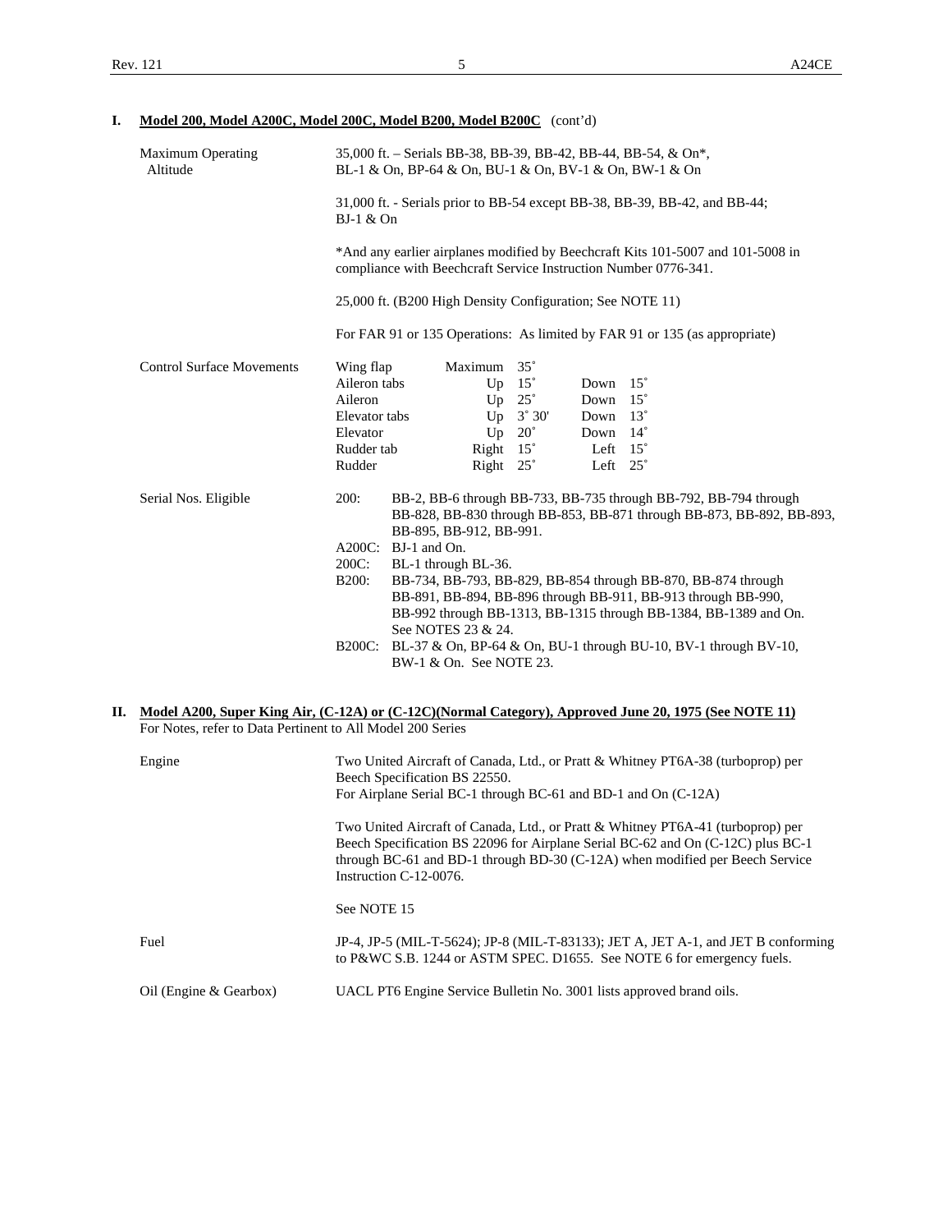## I. Model 200, Model A200C, Model 200C, Model B200, Model B200C (cont'd)

**Maximum Operating Altitude**

35,000 ft. – Serials BB-38, BB-39, BB-42, BB-44, BB-54, & On*, BL-1 & On, BP-64 & On, BU-1 & On, BV-1 & On, BW-1 & On

31,000 ft. - Serials prior to BB-54 except BB-38, BB-39, BB-42, and BB-44; BJ-1 & On

*And any earlier airplanes modified by Beechcraft Kits 101-5007 and 101-5008 in compliance with Beechcraft Service Instruction Number 0776-341.

25,000 ft. (B200 High Density Configuration; See NOTE 11)

For FAR 91 or 135 Operations: As limited by FAR 91 or 135 (as appropriate)

**Control Surface Movements**

| Surface | | | | |
|---|---|---|---|---|
| Wing flap | Maximum | 35˚ | | |
| Aileron tabs | Up | 15˚ | Down | 15˚ |
| Aileron | Up | 25˚ | Down | 15˚ |
| Elevator tabs | Up | 3˚ 30' | Down | 13˚ |
| Elevator | Up | 20˚ | Down | 14˚ |
| Rudder tab | Right | 15˚ | Left | 15˚ |
| Rudder | Right | 25˚ | Left | 25˚ |

**Serial Nos. Eligible**

200: BB-2, BB-6 through BB-733, BB-735 through BB-792, BB-794 through BB-828, BB-830 through BB-853, BB-871 through BB-873, BB-892, BB-893, BB-895, BB-912, BB-991.

A200C: BJ-1 and On.

200C: BL-1 through BL-36.

B200: BB-734, BB-793, BB-829, BB-854 through BB-870, BB-874 through BB-891, BB-894, BB-896 through BB-911, BB-913 through BB-990, BB-992 through BB-1313, BB-1315 through BB-1384, BB-1389 and On. See NOTES 23 & 24.

B200C: BL-37 & On, BP-64 & On, BU-1 through BU-10, BV-1 through BV-10, BW-1 & On. See NOTE 23.

## II. Model A200, Super King Air, (C-12A) or (C-12C)(Normal Category), Approved June 20, 1975 (See NOTE 11)

For Notes, refer to Data Pertinent to All Model 200 Series

**Engine**

Two United Aircraft of Canada, Ltd., or Pratt & Whitney PT6A-38 (turboprop) per Beech Specification BS 22550.
For Airplane Serial BC-1 through BC-61 and BD-1 and On (C-12A)

Two United Aircraft of Canada, Ltd., or Pratt & Whitney PT6A-41 (turboprop) per Beech Specification BS 22096 for Airplane Serial BC-62 and On (C-12C) plus BC-1 through BC-61 and BD-1 through BD-30 (C-12A) when modified per Beech Service Instruction C-12-0076.

See NOTE 15

**Fuel**

JP-4, JP-5 (MIL-T-5624); JP-8 (MIL-T-83133); JET A, JET A-1, and JET B conforming to P&WC S.B. 1244 or ASTM SPEC. D1655. See NOTE 6 for emergency fuels.

**Oil (Engine & Gearbox)**

UACL PT6 Engine Service Bulletin No. 3001 lists approved brand oils.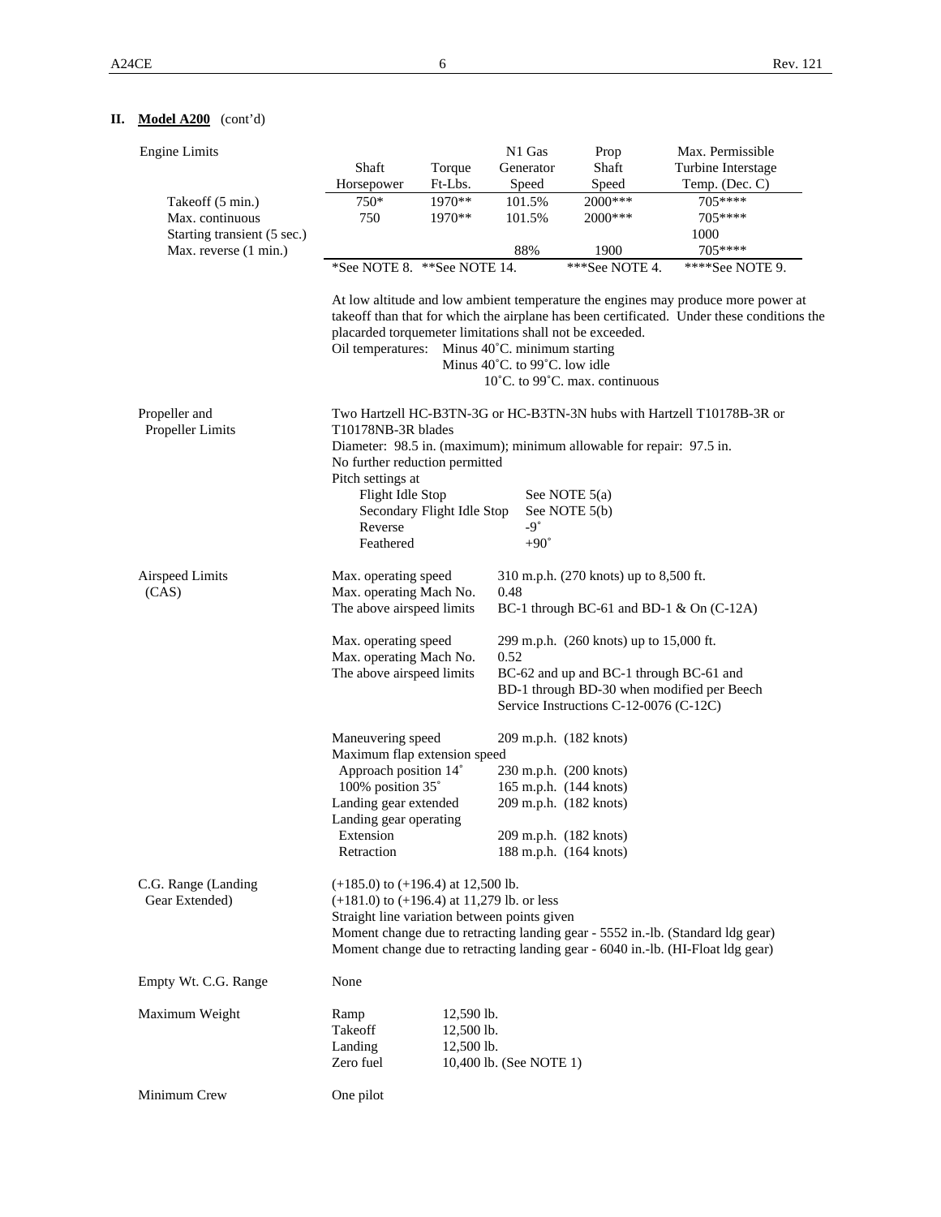## II. Model A200 (cont'd)

**Engine Limits**

| | Shaft Horsepower | Torque Ft-Lbs. | N1 Gas Generator Speed | Prop Shaft Speed | Max. Permissible Turbine Interstage Temp. (Dec. C) |
|---|---|---|---|---|---|
| Takeoff (5 min.) | 750* | 1970** | 101.5% | 2000*** | 705**** |
| Max. continuous | 750 | 1970** | 101.5% | 2000*** | 705**** |
| Starting transient (5 sec.) | | | | | 1000 |
| Max. reverse (1 min.) | | | 88% | 1900 | 705**** |

*See NOTE 8. **See NOTE 14. ***See NOTE 4. ****See NOTE 9.

At low altitude and low ambient temperature the engines may produce more power at takeoff than that for which the airplane has been certificated. Under these conditions the placarded torquemeter limitations shall not be exceeded.

Oil temperatures: Minus 40˚C. minimum starting
Minus 40˚C. to 99˚C. low idle
10˚C. to 99˚C. max. continuous

**Propeller and Propeller Limits**

Two Hartzell HC-B3TN-3G or HC-B3TN-3N hubs with Hartzell T10178B-3R or T10178NB-3R blades
Diameter: 98.5 in. (maximum); minimum allowable for repair: 97.5 in.
No further reduction permitted
Pitch settings at

| | |
|---|---|
| Flight Idle Stop | See NOTE 5(a) |
| Secondary Flight Idle Stop | See NOTE 5(b) |
| Reverse | -9˚ |
| Feathered | +90˚ |

**Airspeed Limits (CAS)**

| | |
|---|---|
| Max. operating speed | 310 m.p.h. (270 knots) up to 8,500 ft. |
| Max. operating Mach No. | 0.48 |
| The above airspeed limits | BC-1 through BC-61 and BD-1 & On (C-12A) |
| | |
| Max. operating speed | 299 m.p.h. (260 knots) up to 15,000 ft. |
| Max. operating Mach No. | 0.52 |
| The above airspeed limits | BC-62 and up and BC-1 through BC-61 and BD-1 through BD-30 when modified per Beech Service Instructions C-12-0076 (C-12C) |
| | |
| Maneuvering speed | 209 m.p.h. (182 knots) |
| Maximum flap extension speed | |
| Approach position 14˚ | 230 m.p.h. (200 knots) |
| 100% position 35˚ | 165 m.p.h. (144 knots) |
| Landing gear extended | 209 m.p.h. (182 knots) |
| Landing gear operating | |
| Extension | 209 m.p.h. (182 knots) |
| Retraction | 188 m.p.h. (164 knots) |

**C.G. Range (Landing Gear Extended)**

(+185.0) to (+196.4) at 12,500 lb.
(+181.0) to (+196.4) at 11,279 lb. or less
Straight line variation between points given
Moment change due to retracting landing gear - 5552 in.-lb. (Standard ldg gear)
Moment change due to retracting landing gear - 6040 in.-lb. (HI-Float ldg gear)

**Empty Wt. C.G. Range**

None

**Maximum Weight**

| | |
|---|---|
| Ramp | 12,590 lb. |
| Takeoff | 12,500 lb. |
| Landing | 12,500 lb. |
| Zero fuel | 10,400 lb. (See NOTE 1) |

**Minimum Crew**

One pilot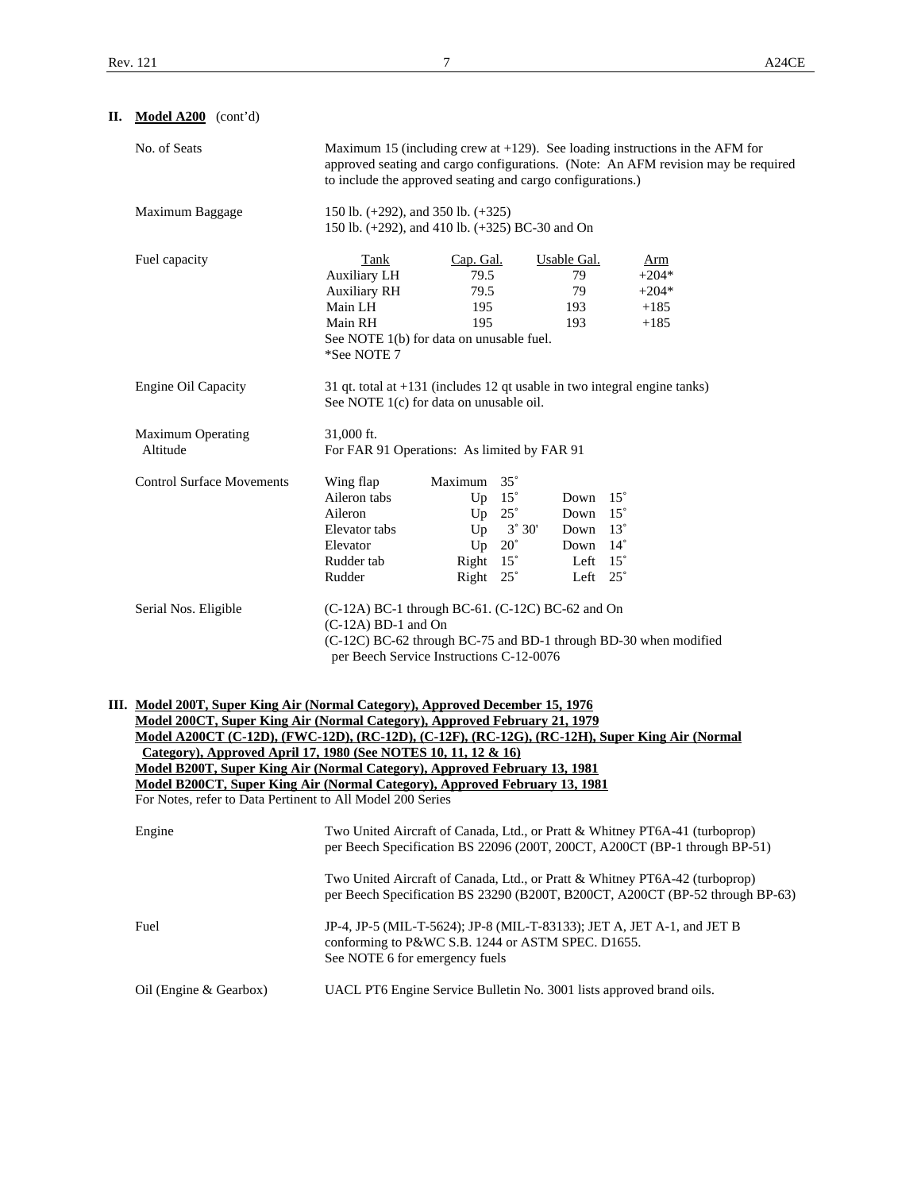## II. Model A200 (cont'd)

| | |
|---|---|
| No. of Seats | Maximum 15 (including crew at +129). See loading instructions in the AFM for approved seating and cargo configurations. (Note: An AFM revision may be required to include the approved seating and cargo configurations.) |
| Maximum Baggage | 150 lb. (+292), and 350 lb. (+325)<br>150 lb. (+292), and 410 lb. (+325) BC-30 and On |

Fuel capacity

| Tank | Cap. Gal. | Usable Gal. | Arm |
|---|---|---|---|
| Auxiliary LH | 79.5 | 79 | +204* |
| Auxiliary RH | 79.5 | 79 | +204* |
| Main LH | 195 | 193 | +185 |
| Main RH | 195 | 193 | +185 |

See NOTE 1(b) for data on unusable fuel.
*See NOTE 7

| | |
|---|---|
| Engine Oil Capacity | 31 qt. total at +131 (includes 12 qt usable in two integral engine tanks)<br>See NOTE 1(c) for data on unusable oil. |
| Maximum Operating Altitude | 31,000 ft.<br>For FAR 91 Operations: As limited by FAR 91 |

Control Surface Movements

| Surface | | | | |
|---|---|---|---|---|
| Wing flap | Maximum | 35˚ | | |
| Aileron tabs | Up | 15˚ | Down | 15˚ |
| Aileron | Up | 25˚ | Down | 15˚ |
| Elevator tabs | Up | 3˚ 30' | Down | 13˚ |
| Elevator | Up | 20˚ | Down | 14˚ |
| Rudder tab | Right | 15˚ | Left | 15˚ |
| Rudder | Right | 25˚ | Left | 25˚ |

| | |
|---|---|
| Serial Nos. Eligible | (C-12A) BC-1 through BC-61. (C-12C) BC-62 and On<br>(C-12A) BD-1 and On<br>(C-12C) BC-62 through BC-75 and BD-1 through BD-30 when modified per Beech Service Instructions C-12-0076 |

## III. Model 200T, Super King Air (Normal Category), Approved December 15, 1976
**Model 200CT, Super King Air (Normal Category), Approved February 21, 1979**
**Model A200CT (C-12D), (FWC-12D), (RC-12D), (C-12F), (RC-12G), (RC-12H), Super King Air (Normal Category), Approved April 17, 1980 (See NOTES 10, 11, 12 & 16)**
**Model B200T, Super King Air (Normal Category), Approved February 13, 1981**
**Model B200CT, Super King Air (Normal Category), Approved February 13, 1981**

For Notes, refer to Data Pertinent to All Model 200 Series

| | |
|---|---|
| Engine | Two United Aircraft of Canada, Ltd., or Pratt & Whitney PT6A-41 (turboprop) per Beech Specification BS 22096 (200T, 200CT, A200CT (BP-1 through BP-51)<br><br>Two United Aircraft of Canada, Ltd., or Pratt & Whitney PT6A-42 (turboprop) per Beech Specification BS 23290 (B200T, B200CT, A200CT (BP-52 through BP-63) |
| Fuel | JP-4, JP-5 (MIL-T-5624); JP-8 (MIL-T-83133); JET A, JET A-1, and JET B conforming to P&WC S.B. 1244 or ASTM SPEC. D1655.<br>See NOTE 6 for emergency fuels |
| Oil (Engine & Gearbox) | UACL PT6 Engine Service Bulletin No. 3001 lists approved brand oils. |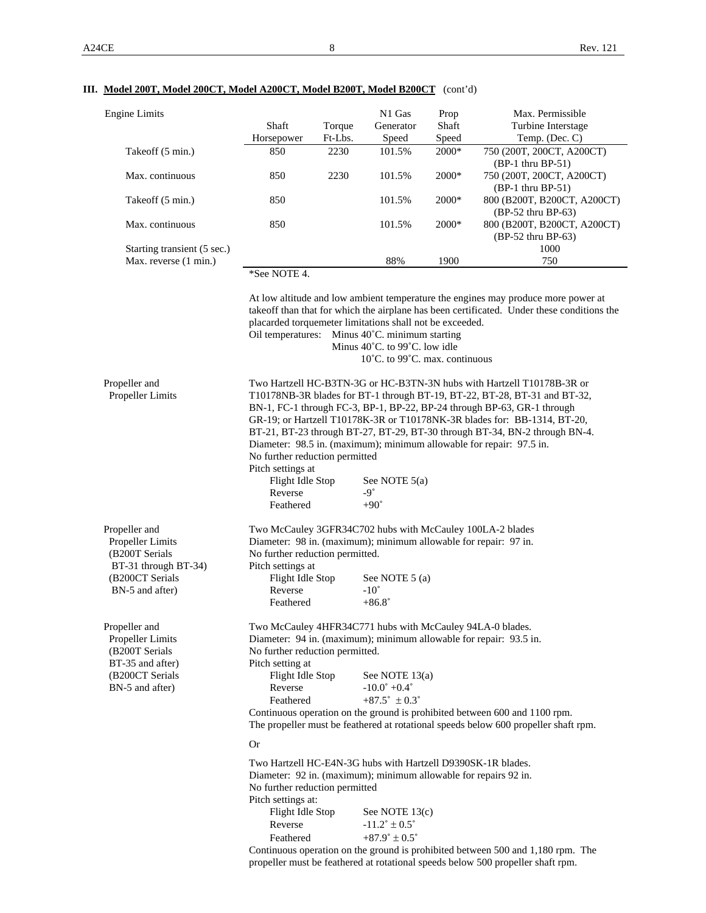### III. Model 200T, Model 200CT, Model A200CT, Model B200T, Model B200CT (cont'd)

| Engine Limits | Shaft Horsepower | Torque Ft-Lbs. | N1 Gas Generator Speed | Prop Shaft Speed | Max. Permissible Turbine Interstage Temp. (Dec. C) |
|---|---|---|---|---|---|
| Takeoff (5 min.) | 850 | 2230 | 101.5% | 2000* | 750 (200T, 200CT, A200CT) (BP-1 thru BP-51) |
| Max. continuous | 850 | 2230 | 101.5% | 2000* | 750 (200T, 200CT, A200CT) (BP-1 thru BP-51) |
| Takeoff (5 min.) | 850 | | 101.5% | 2000* | 800 (B200T, B200CT, A200CT) (BP-52 thru BP-63) |
| Max. continuous | 850 | | 101.5% | 2000* | 800 (B200T, B200CT, A200CT) (BP-52 thru BP-63) |
| Starting transient (5 sec.) | | | | | 1000 |
| Max. reverse (1 min.) | | | 88% | 1900 | 750 |

*See NOTE 4.

At low altitude and low ambient temperature the engines may produce more power at takeoff than that for which the airplane has been certificated. Under these conditions the placarded torquemeter limitations shall not be exceeded.

Oil temperatures: Minus 40˚C. minimum starting
Minus 40˚C. to 99˚C. low idle
10˚C. to 99˚C. max. continuous

**Propeller and Propeller Limits**

Two Hartzell HC-B3TN-3G or HC-B3TN-3N hubs with Hartzell T10178B-3R or T10178NB-3R blades for BT-1 through BT-19, BT-22, BT-28, BT-31 and BT-32, BN-1, FC-1 through FC-3, BP-1, BP-22, BP-24 through BP-63, GR-1 through GR-19; or Hartzell T10178K-3R or T10178NK-3R blades for: BB-1314, BT-20, BT-21, BT-23 through BT-27, BT-29, BT-30 through BT-34, BN-2 through BN-4.
Diameter: 98.5 in. (maximum); minimum allowable for repair: 97.5 in.
No further reduction permitted
Pitch settings at
Flight Idle Stop — See NOTE 5(a)
Reverse — -9˚
Feathered — +90˚

**Propeller and Propeller Limits (B200T Serials BT-31 through BT-34) (B200CT Serials BN-5 and after)**

Two McCauley 3GFR34C702 hubs with McCauley 100LA-2 blades
Diameter: 98 in. (maximum); minimum allowable for repair: 97 in.
No further reduction permitted.
Pitch settings at
Flight Idle Stop — See NOTE 5 (a)
Reverse — -10˚
Feathered — +86.8˚

**Propeller and Propeller Limits (B200T Serials BT-35 and after) (B200CT Serials BN-5 and after)**

Two McCauley 4HFR34C771 hubs with McCauley 94LA-0 blades.
Diameter: 94 in. (maximum); minimum allowable for repair: 93.5 in.
No further reduction permitted.
Pitch setting at
Flight Idle Stop — See NOTE 13(a)
Reverse — -10.0˚ +0.4˚
Feathered — +87.5˚ ± 0.3˚
Continuous operation on the ground is prohibited between 600 and 1100 rpm.
The propeller must be feathered at rotational speeds below 600 propeller shaft rpm.

Or

Two Hartzell HC-E4N-3G hubs with Hartzell D9390SK-1R blades.
Diameter: 92 in. (maximum); minimum allowable for repairs 92 in.
No further reduction permitted
Pitch settings at:
Flight Idle Stop — See NOTE 13(c)
Reverse — -11.2˚ ± 0.5˚
Feathered — +87.9˚ ± 0.5˚
Continuous operation on the ground is prohibited between 500 and 1,180 rpm. The propeller must be feathered at rotational speeds below 500 propeller shaft rpm.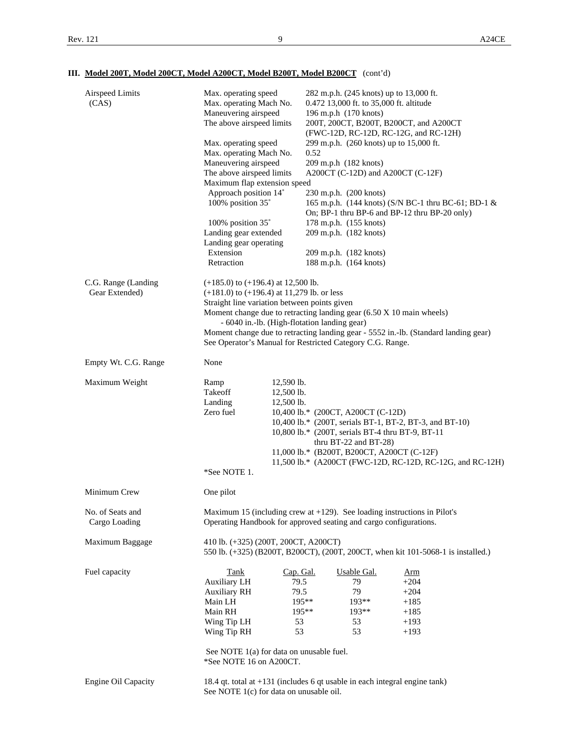### III. Model 200T, Model 200CT, Model A200CT, Model B200T, Model B200CT (cont'd)

| | | |
|---|---|---|
| Airspeed Limits (CAS) | Max. operating speed | 282 m.p.h. (245 knots) up to 13,000 ft. |
| | Max. operating Mach No. | 0.472 13,000 ft. to 35,000 ft. altitude |
| | Maneuvering airspeed | 196 m.p.h (170 knots) |
| | The above airspeed limits | 200T, 200CT, B200T, B200CT, and A200CT (FWC-12D, RC-12D, RC-12G, and RC-12H) |
| | Max. operating speed | 299 m.p.h. (260 knots) up to 15,000 ft. |
| | Max. operating Mach No. | 0.52 |
| | Maneuvering airspeed | 209 m.p.h (182 knots) |
| | The above airspeed limits | A200CT (C-12D) and A200CT (C-12F) |
| | Maximum flap extension speed | |
| | Approach position 14˚ | 230 m.p.h. (200 knots) |
| | 100% position 35˚ | 165 m.p.h. (144 knots) (S/N BC-1 thru BC-61; BD-1 & On; BP-1 thru BP-6 and BP-12 thru BP-20 only) |
| | 100% position 35˚ | 178 m.p.h. (155 knots) |
| | Landing gear extended | 209 m.p.h. (182 knots) |
| | Landing gear operating | |
| | Extension | 209 m.p.h. (182 knots) |
| | Retraction | 188 m.p.h. (164 knots) |

**C.G. Range (Landing Gear Extended)**

(+185.0) to (+196.4) at 12,500 lb.
(+181.0) to (+196.4) at 11,279 lb. or less
Straight line variation between points given
Moment change due to retracting landing gear (6.50 X 10 main wheels) - 6040 in.-lb. (High-flotation landing gear)
Moment change due to retracting landing gear - 5552 in.-lb. (Standard landing gear)
See Operator's Manual for Restricted Category C.G. Range.

**Empty Wt. C.G. Range**

None

**Maximum Weight**

| | |
|---|---|
| Ramp | 12,590 lb. |
| Takeoff | 12,500 lb. |
| Landing | 12,500 lb. |
| Zero fuel | 10,400 lb.* (200CT, A200CT (C-12D) |
| | 10,400 lb.* (200T, serials BT-1, BT-2, BT-3, and BT-10) |
| | 10,800 lb.* (200T, serials BT-4 thru BT-9, BT-11 thru BT-22 and BT-28) |
| | 11,000 lb.* (B200T, B200CT, A200CT (C-12F) |
| | 11,500 lb.* (A200CT (FWC-12D, RC-12D, RC-12G, and RC-12H) |

*See NOTE 1.

**Minimum Crew**

One pilot

**No. of Seats and Cargo Loading**

Maximum 15 (including crew at +129). See loading instructions in Pilot's Operating Handbook for approved seating and cargo configurations.

**Maximum Baggage**

410 lb. (+325) (200T, 200CT, A200CT)
550 lb. (+325) (B200T, B200CT), (200T, 200CT, when kit 101-5068-1 is installed.)

**Fuel capacity**

| Tank | Cap. Gal. | Usable Gal. | Arm |
|---|---|---|---|
| Auxiliary LH | 79.5 | 79 | +204 |
| Auxiliary RH | 79.5 | 79 | +204 |
| Main LH | 195** | 193** | +185 |
| Main RH | 195** | 193** | +185 |
| Wing Tip LH | 53 | 53 | +193 |
| Wing Tip RH | 53 | 53 | +193 |

See NOTE 1(a) for data on unusable fuel.
*See NOTE 16 on A200CT.

**Engine Oil Capacity**

18.4 qt. total at +131 (includes 6 qt usable in each integral engine tank)
See NOTE 1(c) for data on unusable oil.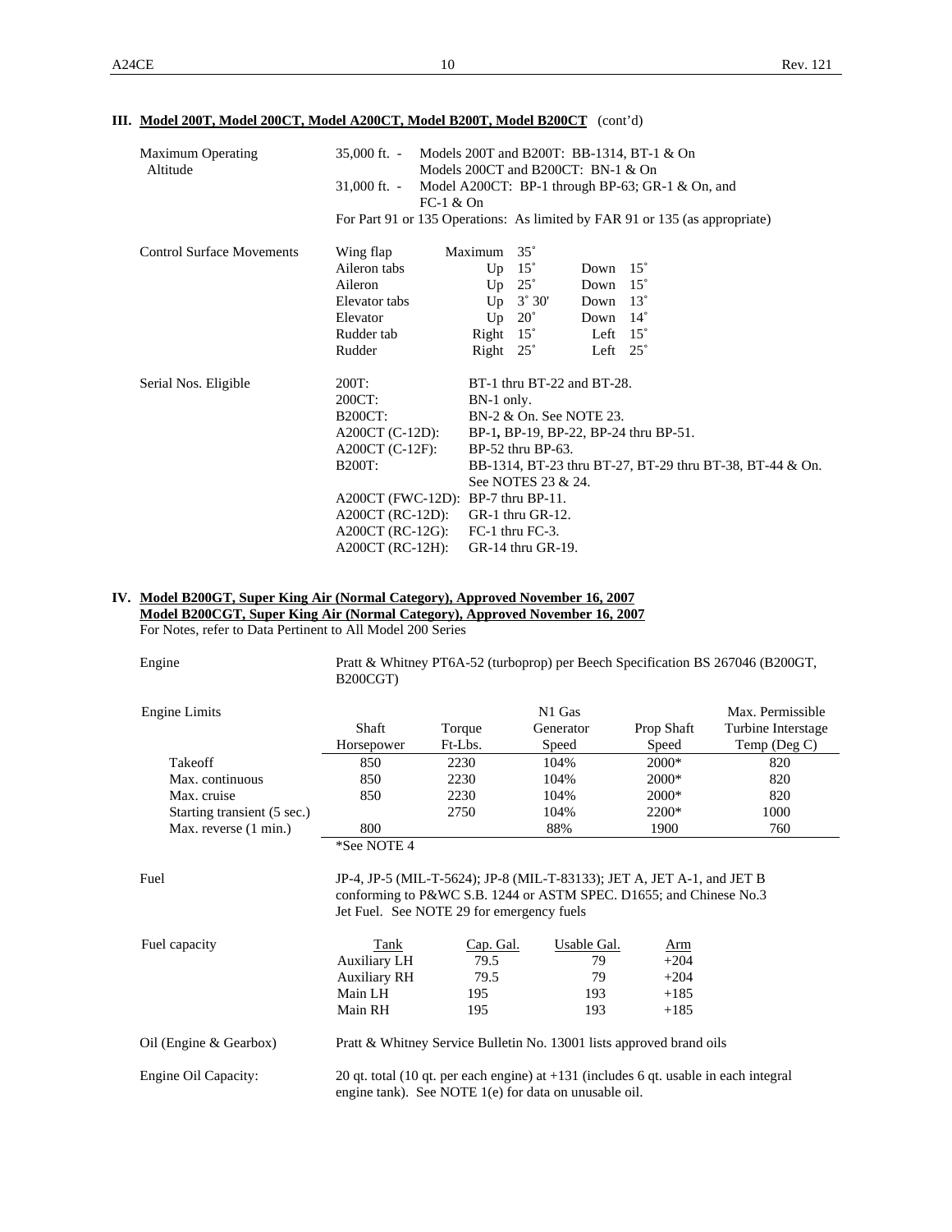## III. Model 200T, Model 200CT, Model A200CT, Model B200T, Model B200CT (cont'd)

| | |
|---|---|
| Maximum Operating Altitude | 35,000 ft. - Models 200T and B200T: BB-1314, BT-1 & On<br>Models 200CT and B200CT: BN-1 & On<br>31,000 ft. - Model A200CT: BP-1 through BP-63; GR-1 & On, and FC-1 & On<br>For Part 91 or 135 Operations: As limited by FAR 91 or 135 (as appropriate) |

Control Surface Movements

| | | | | |
|---|---|---|---|---|
| Wing flap | Maximum | 35˚ | | |
| Aileron tabs | Up | 15˚ | Down | 15˚ |
| Aileron | Up | 25˚ | Down | 15˚ |
| Elevator tabs | Up | 3˚ 30' | Down | 13˚ |
| Elevator | Up | 20˚ | Down | 14˚ |
| Rudder tab | Right | 15˚ | Left | 15˚ |
| Rudder | Right | 25˚ | Left | 25˚ |

Serial Nos. Eligible

| | |
|---|---|
| 200T: | BT-1 thru BT-22 and BT-28. |
| 200CT: | BN-1 only. |
| B200CT: | BN-2 & On. See NOTE 23. |
| A200CT (C-12D): | BP-1, BP-19, BP-22, BP-24 thru BP-51. |
| A200CT (C-12F): | BP-52 thru BP-63. |
| B200T: | BB-1314, BT-23 thru BT-27, BT-29 thru BT-38, BT-44 & On. See NOTES 23 & 24. |
| A200CT (FWC-12D): | BP-7 thru BP-11. |
| A200CT (RC-12D): | GR-1 thru GR-12. |
| A200CT (RC-12G): | FC-1 thru FC-3. |
| A200CT (RC-12H): | GR-14 thru GR-19. |

## IV. Model B200GT, Super King Air (Normal Category), Approved November 16, 2007
## Model B200CGT, Super King Air (Normal Category), Approved November 16, 2007

For Notes, refer to Data Pertinent to All Model 200 Series

Engine: Pratt & Whitney PT6A-52 (turboprop) per Beech Specification BS 267046 (B200GT, B200CGT)

Engine Limits

| | Shaft Horsepower | Torque Ft-Lbs. | N1 Gas Generator Speed | Prop Shaft Speed | Max. Permissible Turbine Interstage Temp (Deg C) |
|---|---|---|---|---|---|
| Takeoff | 850 | 2230 | 104% | 2000* | 820 |
| Max. continuous | 850 | 2230 | 104% | 2000* | 820 |
| Max. cruise | 850 | 2230 | 104% | 2000* | 820 |
| Starting transient (5 sec.) | | 2750 | 104% | 2200* | 1000 |
| Max. reverse (1 min.) | 800 | | 88% | 1900 | 760 |

*See NOTE 4

Fuel: JP-4, JP-5 (MIL-T-5624); JP-8 (MIL-T-83133); JET A, JET A-1, and JET B conforming to P&WC S.B. 1244 or ASTM SPEC. D1655; and Chinese No.3 Jet Fuel. See NOTE 29 for emergency fuels

Fuel capacity

| Tank | Cap. Gal. | Usable Gal. | Arm |
|---|---|---|---|
| Auxiliary LH | 79.5 | 79 | +204 |
| Auxiliary RH | 79.5 | 79 | +204 |
| Main LH | 195 | 193 | +185 |
| Main RH | 195 | 193 | +185 |

Oil (Engine & Gearbox): Pratt & Whitney Service Bulletin No. 13001 lists approved brand oils

Engine Oil Capacity: 20 qt. total (10 qt. per each engine) at +131 (includes 6 qt. usable in each integral engine tank). See NOTE 1(e) for data on unusable oil.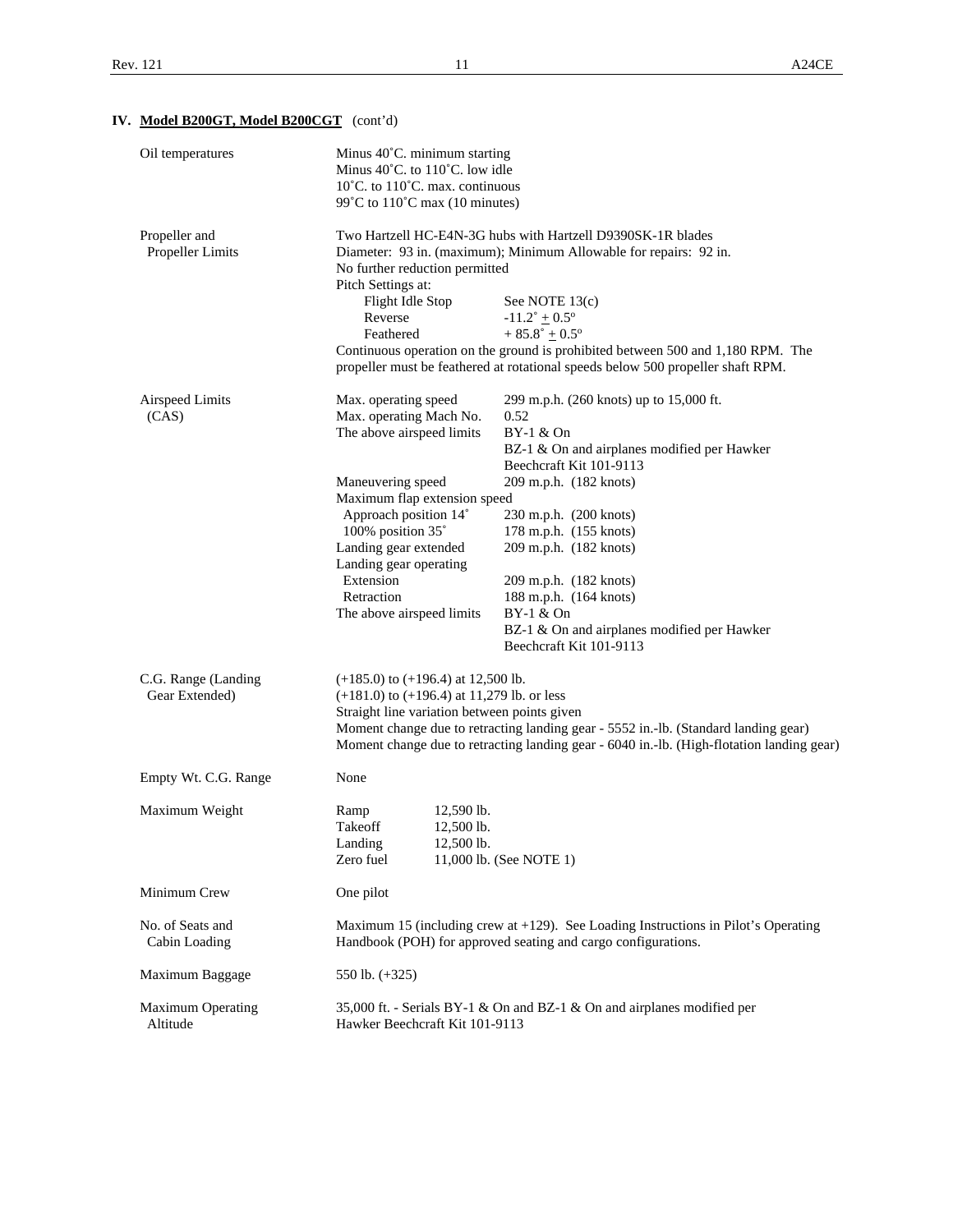## IV. **Model B200GT, Model B200CGT** (cont'd)

| | |
|---|---|
| Oil temperatures | Minus 40˚C. minimum starting<br>Minus 40˚C. to 110˚C. low idle<br>10˚C. to 110˚C. max. continuous<br>99˚C to 110˚C max (10 minutes) |
| Propeller and Propeller Limits | Two Hartzell HC-E4N-3G hubs with Hartzell D9390SK-1R blades<br>Diameter: 93 in. (maximum); Minimum Allowable for repairs: 92 in.<br>No further reduction permitted<br>Pitch Settings at:<br>Flight Idle Stop — See NOTE 13(c)<br>Reverse — -11.2˚ ± 0.5º<br>Feathered — + 85.8˚ ± 0.5º<br>Continuous operation on the ground is prohibited between 500 and 1,180 RPM. The propeller must be feathered at rotational speeds below 500 propeller shaft RPM. |
| Airspeed Limits (CAS) | Max. operating speed — 299 m.p.h. (260 knots) up to 15,000 ft.<br>Max. operating Mach No. — 0.52<br>The above airspeed limits — BY-1 & On<br>BZ-1 & On and airplanes modified per Hawker Beechcraft Kit 101-9113<br>Maneuvering speed — 209 m.p.h. (182 knots)<br>Maximum flap extension speed<br>Approach position 14˚ — 230 m.p.h. (200 knots)<br>100% position 35˚ — 178 m.p.h. (155 knots)<br>Landing gear extended — 209 m.p.h. (182 knots)<br>Landing gear operating<br>Extension — 209 m.p.h. (182 knots)<br>Retraction — 188 m.p.h. (164 knots)<br>The above airspeed limits — BY-1 & On<br>BZ-1 & On and airplanes modified per Hawker Beechcraft Kit 101-9113 |
| C.G. Range (Landing Gear Extended) | (+185.0) to (+196.4) at 12,500 lb.<br>(+181.0) to (+196.4) at 11,279 lb. or less<br>Straight line variation between points given<br>Moment change due to retracting landing gear - 5552 in.-lb. (Standard landing gear)<br>Moment change due to retracting landing gear - 6040 in.-lb. (High-flotation landing gear) |
| Empty Wt. C.G. Range | None |
| Maximum Weight | Ramp — 12,590 lb.<br>Takeoff — 12,500 lb.<br>Landing — 12,500 lb.<br>Zero fuel — 11,000 lb. (See NOTE 1) |
| Minimum Crew | One pilot |
| No. of Seats and Cabin Loading | Maximum 15 (including crew at +129). See Loading Instructions in Pilot's Operating Handbook (POH) for approved seating and cargo configurations. |
| Maximum Baggage | 550 lb. (+325) |
| Maximum Operating Altitude | 35,000 ft. - Serials BY-1 & On and BZ-1 & On and airplanes modified per Hawker Beechcraft Kit 101-9113 |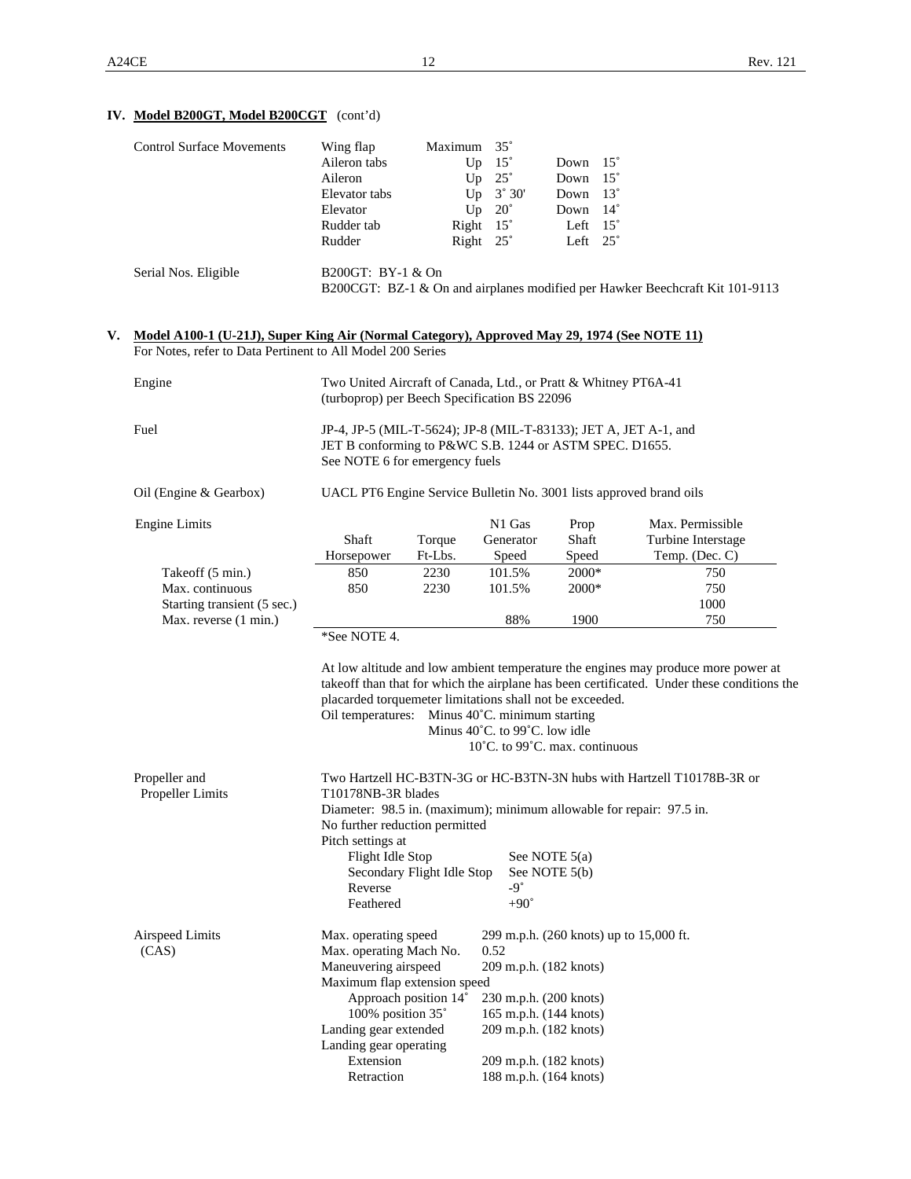## IV. Model B200GT, Model B200CGT (cont'd)

| | | | |
|---|---|---|---|
| Control Surface Movements | Wing flap | Maximum 35˚ | |
| | Aileron tabs | Up 15˚ | Down 15˚ |
| | Aileron | Up 25˚ | Down 15˚ |
| | Elevator tabs | Up 3˚ 30' | Down 13˚ |
| | Elevator | Up 20˚ | Down 14˚ |
| | Rudder tab | Right 15˚ | Left 15˚ |
| | Rudder | Right 25˚ | Left 25˚ |

Serial Nos. Eligible

B200GT: BY-1 & On
B200CGT: BZ-1 & On and airplanes modified per Hawker Beechcraft Kit 101-9113

## V. Model A100-1 (U-21J), Super King Air (Normal Category), Approved May 29, 1974 (See NOTE 11)

For Notes, refer to Data Pertinent to All Model 200 Series

Engine

Two United Aircraft of Canada, Ltd., or Pratt & Whitney PT6A-41 (turboprop) per Beech Specification BS 22096

Fuel

JP-4, JP-5 (MIL-T-5624); JP-8 (MIL-T-83133); JET A, JET A-1, and JET B conforming to P&WC S.B. 1244 or ASTM SPEC. D1655.
See NOTE 6 for emergency fuels

Oil (Engine & Gearbox)

UACL PT6 Engine Service Bulletin No. 3001 lists approved brand oils

Engine Limits

| | Shaft Horsepower | Torque Ft-Lbs. | N1 Gas Generator Speed | Prop Shaft Speed | Max. Permissible Turbine Interstage Temp. (Dec. C) |
|---|---|---|---|---|---|
| Takeoff (5 min.) | 850 | 2230 | 101.5% | 2000* | 750 |
| Max. continuous | 850 | 2230 | 101.5% | 2000* | 750 |
| Starting transient (5 sec.) | | | | | 1000 |
| Max. reverse (1 min.) | | | 88% | 1900 | 750 |

*See NOTE 4.

At low altitude and low ambient temperature the engines may produce more power at takeoff than that for which the airplane has been certificated. Under these conditions the placarded torquemeter limitations shall not be exceeded.

Oil temperatures: Minus 40˚C. minimum starting
Minus 40˚C. to 99˚C. low idle
10˚C. to 99˚C. max. continuous

Propeller and Propeller Limits

Two Hartzell HC-B3TN-3G or HC-B3TN-3N hubs with Hartzell T10178B-3R or T10178NB-3R blades
Diameter: 98.5 in. (maximum); minimum allowable for repair: 97.5 in.
No further reduction permitted
Pitch settings at

| | |
|---|---|
| Flight Idle Stop | See NOTE 5(a) |
| Secondary Flight Idle Stop | See NOTE 5(b) |
| Reverse | -9˚ |
| Feathered | +90˚ |

Airspeed Limits (CAS)

| | |
|---|---|
| Max. operating speed | 299 m.p.h. (260 knots) up to 15,000 ft. |
| Max. operating Mach No. | 0.52 |
| Maneuvering airspeed | 209 m.p.h. (182 knots) |
| Maximum flap extension speed | |
| Approach position 14˚ | 230 m.p.h. (200 knots) |
| 100% position 35˚ | 165 m.p.h. (144 knots) |
| Landing gear extended | 209 m.p.h. (182 knots) |
| Landing gear operating | |
| Extension | 209 m.p.h. (182 knots) |
| Retraction | 188 m.p.h. (164 knots) |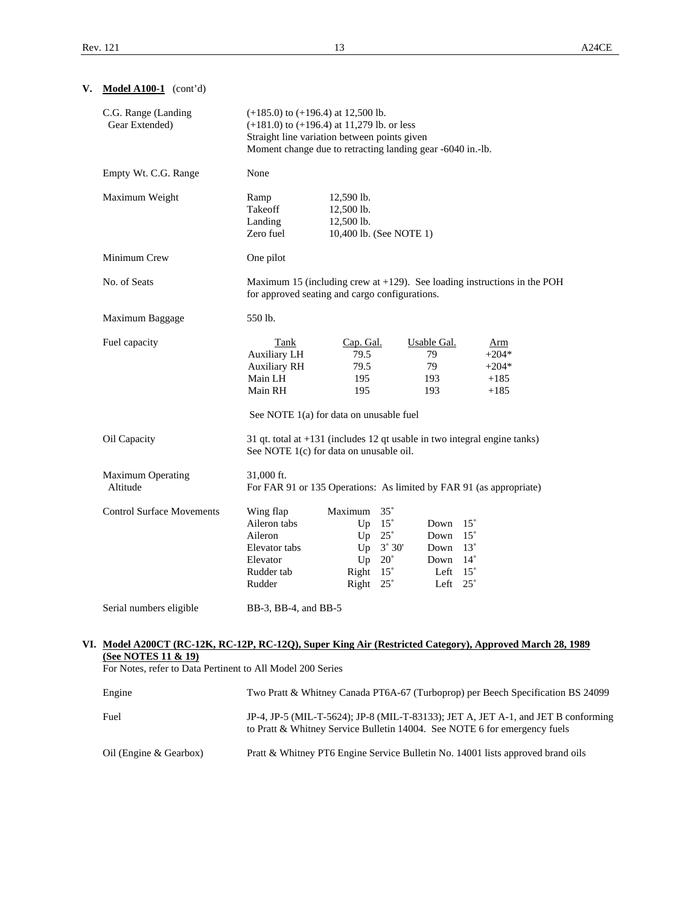## V. Model A100-1 (cont'd)

| | |
|---|---|
| C.G. Range (Landing Gear Extended) | (+185.0) to (+196.4) at 12,500 lb.<br>(+181.0) to (+196.4) at 11,279 lb. or less<br>Straight line variation between points given<br>Moment change due to retracting landing gear -6040 in.-lb. |
| Empty Wt. C.G. Range | None |

Maximum Weight

| | |
|---|---|
| Ramp | 12,590 lb. |
| Takeoff | 12,500 lb. |
| Landing | 12,500 lb. |
| Zero fuel | 10,400 lb. (See NOTE 1) |

| | |
|---|---|
| Minimum Crew | One pilot |
| No. of Seats | Maximum 15 (including crew at +129). See loading instructions in the POH for approved seating and cargo configurations. |
| Maximum Baggage | 550 lb. |

Fuel capacity

| Tank | Cap. Gal. | Usable Gal. | Arm |
|---|---|---|---|
| Auxiliary LH | 79.5 | 79 | +204* |
| Auxiliary RH | 79.5 | 79 | +204* |
| Main LH | 195 | 193 | +185 |
| Main RH | 195 | 193 | +185 |

See NOTE 1(a) for data on unusable fuel

| | |
|---|---|
| Oil Capacity | 31 qt. total at +131 (includes 12 qt usable in two integral engine tanks)<br>See NOTE 1(c) for data on unusable oil. |
| Maximum Operating Altitude | 31,000 ft.<br>For FAR 91 or 135 Operations: As limited by FAR 91 (as appropriate) |

Control Surface Movements

| | | | | |
|---|---|---|---|---|
| Wing flap | Maximum | 35˚ | | |
| Aileron tabs | Up | 15˚ | Down | 15˚ |
| Aileron | Up | 25˚ | Down | 15˚ |
| Elevator tabs | Up | 3˚ 30' | Down | 13˚ |
| Elevator | Up | 20˚ | Down | 14˚ |
| Rudder tab | Right | 15˚ | Left | 15˚ |
| Rudder | Right | 25˚ | Left | 25˚ |

| | |
|---|---|
| Serial numbers eligible | BB-3, BB-4, and BB-5 |

## VI. Model A200CT (RC-12K, RC-12P, RC-12Q), Super King Air (Restricted Category), Approved March 28, 1989 (See NOTES 11 & 19)

For Notes, refer to Data Pertinent to All Model 200 Series

| | |
|---|---|
| Engine | Two Pratt & Whitney Canada PT6A-67 (Turboprop) per Beech Specification BS 24099 |
| Fuel | JP-4, JP-5 (MIL-T-5624); JP-8 (MIL-T-83133); JET A, JET A-1, and JET B conforming to Pratt & Whitney Service Bulletin 14004. See NOTE 6 for emergency fuels |
| Oil (Engine & Gearbox) | Pratt & Whitney PT6 Engine Service Bulletin No. 14001 lists approved brand oils |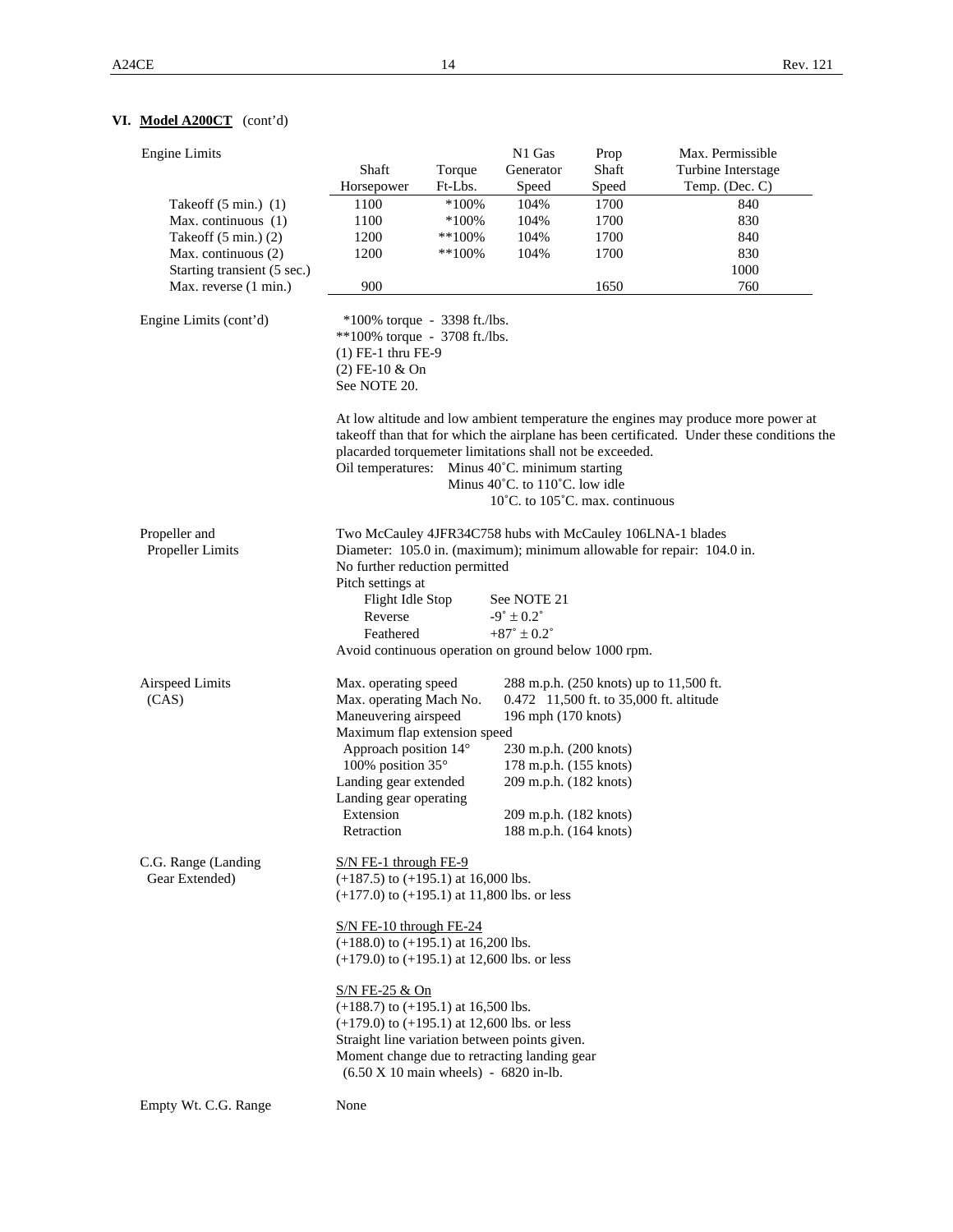## VI. **Model A200CT** (cont'd)

| Engine Limits | Shaft Horsepower | Torque Ft-Lbs. | N1 Gas Generator Speed | Prop Shaft Speed | Max. Permissible Turbine Interstage Temp. (Dec. C) |
|---|---|---|---|---|---|
| Takeoff (5 min.) (1) | 1100 | *100% | 104% | 1700 | 840 |
| Max. continuous (1) | 1100 | *100% | 104% | 1700 | 830 |
| Takeoff (5 min.) (2) | 1200 | **100% | 104% | 1700 | 840 |
| Max. continuous (2) | 1200 | **100% | 104% | 1700 | 830 |
| Starting transient (5 sec.) | | | | | 1000 |
| Max. reverse (1 min.) | 900 | | | 1650 | 760 |

**Engine Limits (cont'd)**

*100% torque - 3398 ft./lbs.
**100% torque - 3708 ft./lbs.
(1) FE-1 thru FE-9
(2) FE-10 & On
See NOTE 20.

At low altitude and low ambient temperature the engines may produce more power at takeoff than that for which the airplane has been certificated. Under these conditions the placarded torquemeter limitations shall not be exceeded.

Oil temperatures: Minus 40˚C. minimum starting
Minus 40˚C. to 110˚C. low idle
10˚C. to 105˚C. max. continuous

**Propeller and Propeller Limits**

Two McCauley 4JFR34C758 hubs with McCauley 106LNA-1 blades
Diameter: 105.0 in. (maximum); minimum allowable for repair: 104.0 in.
No further reduction permitted
Pitch settings at
- Flight Idle Stop: See NOTE 21
- Reverse: -9˚ ± 0.2˚
- Feathered: +87˚ ± 0.2˚

Avoid continuous operation on ground below 1000 rpm.

**Airspeed Limits (CAS)**

Max. operating speed: 288 m.p.h. (250 knots) up to 11,500 ft.
Max. operating Mach No.: 0.472 11,500 ft. to 35,000 ft. altitude
Maneuvering airspeed: 196 mph (170 knots)
Maximum flap extension speed
- Approach position 14°: 230 m.p.h. (200 knots)
- 100% position 35°: 178 m.p.h. (155 knots)

Landing gear extended: 209 m.p.h. (182 knots)
Landing gear operating
- Extension: 209 m.p.h. (182 knots)
- Retraction: 188 m.p.h. (164 knots)

**C.G. Range (Landing Gear Extended)**

S/N FE-1 through FE-9
(+187.5) to (+195.1) at 16,000 lbs.
(+177.0) to (+195.1) at 11,800 lbs. or less

S/N FE-10 through FE-24
(+188.0) to (+195.1) at 16,200 lbs.
(+179.0) to (+195.1) at 12,600 lbs. or less

S/N FE-25 & On
(+188.7) to (+195.1) at 16,500 lbs.
(+179.0) to (+195.1) at 12,600 lbs. or less
Straight line variation between points given.
Moment change due to retracting landing gear
(6.50 X 10 main wheels) - 6820 in-lb.

**Empty Wt. C.G. Range**

None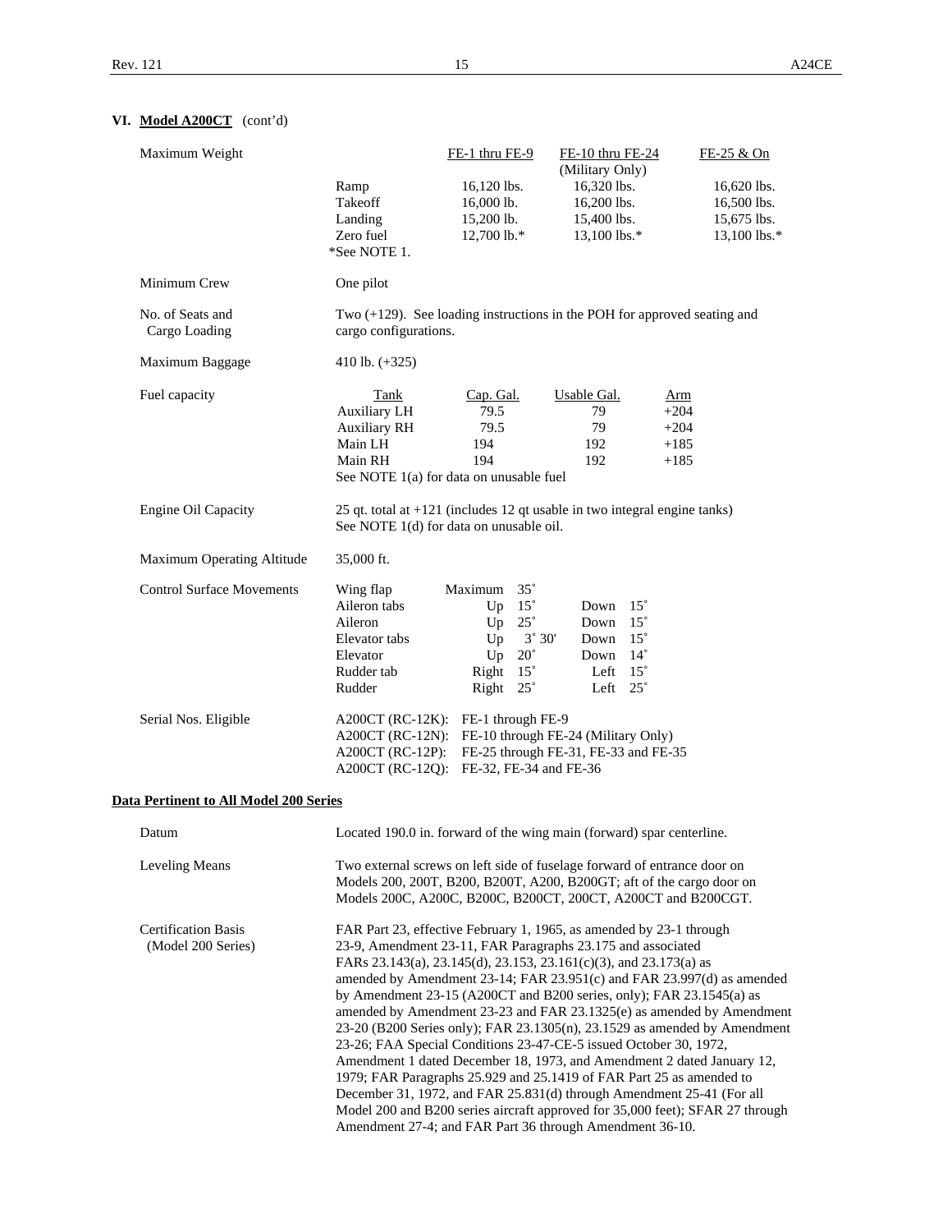## VI. Model A200CT (cont'd)

Maximum Weight

| | FE-1 thru FE-9 | FE-10 thru FE-24 (Military Only) | FE-25 & On |
|---|---|---|---|
| Ramp | 16,120 lbs. | 16,320 lbs. | 16,620 lbs. |
| Takeoff | 16,000 lb. | 16,200 lbs. | 16,500 lbs. |
| Landing | 15,200 lb. | 15,400 lbs. | 15,675 lbs. |
| Zero fuel | 12,700 lb.* | 13,100 lbs.* | 13,100 lbs.* |

*See NOTE 1.

Minimum Crew: One pilot

No. of Seats and Cargo Loading: Two (+129). See loading instructions in the POH for approved seating and cargo configurations.

Maximum Baggage: 410 lb. (+325)

Fuel capacity

| Tank | Cap. Gal. | Usable Gal. | Arm |
|---|---|---|---|
| Auxiliary LH | 79.5 | 79 | +204 |
| Auxiliary RH | 79.5 | 79 | +204 |
| Main LH | 194 | 192 | +185 |
| Main RH | 194 | 192 | +185 |

See NOTE 1(a) for data on unusable fuel

Engine Oil Capacity: 25 qt. total at +121 (includes 12 qt usable in two integral engine tanks) See NOTE 1(d) for data on unusable oil.

Maximum Operating Altitude: 35,000 ft.

Control Surface Movements

| Surface | | | | |
|---|---|---|---|---|
| Wing flap | Maximum | 35° | | |
| Aileron tabs | Up | 15° | Down | 15° |
| Aileron | Up | 25° | Down | 15° |
| Elevator tabs | Up | 3° 30' | Down | 15° |
| Elevator | Up | 20° | Down | 14° |
| Rudder tab | Right | 15° | Left | 15° |
| Rudder | Right | 25° | Left | 25° |

Serial Nos. Eligible

A200CT (RC-12K): FE-1 through FE-9
A200CT (RC-12N): FE-10 through FE-24 (Military Only)
A200CT (RC-12P): FE-25 through FE-31, FE-33 and FE-35
A200CT (RC-12Q): FE-32, FE-34 and FE-36

## Data Pertinent to All Model 200 Series

Datum: Located 190.0 in. forward of the wing main (forward) spar centerline.

Leveling Means: Two external screws on left side of fuselage forward of entrance door on Models 200, 200T, B200, B200T, A200, B200GT; aft of the cargo door on Models 200C, A200C, B200C, B200CT, 200CT, A200CT and B200CGT.

Certification Basis (Model 200 Series): FAR Part 23, effective February 1, 1965, as amended by 23-1 through 23-9, Amendment 23-11, FAR Paragraphs 23.175 and associated FARs 23.143(a), 23.145(d), 23.153, 23.161(c)(3), and 23.173(a) as amended by Amendment 23-14; FAR 23.951(c) and FAR 23.997(d) as amended by Amendment 23-15 (A200CT and B200 series, only); FAR 23.1545(a) as amended by Amendment 23-23 and FAR 23.1325(e) as amended by Amendment 23-20 (B200 Series only); FAR 23.1305(n), 23.1529 as amended by Amendment 23-26; FAA Special Conditions 23-47-CE-5 issued October 30, 1972, Amendment 1 dated December 18, 1973, and Amendment 2 dated January 12, 1979; FAR Paragraphs 25.929 and 25.1419 of FAR Part 25 as amended to December 31, 1972, and FAR 25.831(d) through Amendment 25-41 (For all Model 200 and B200 series aircraft approved for 35,000 feet); SFAR 27 through Amendment 27-4; and FAR Part 36 through Amendment 36-10.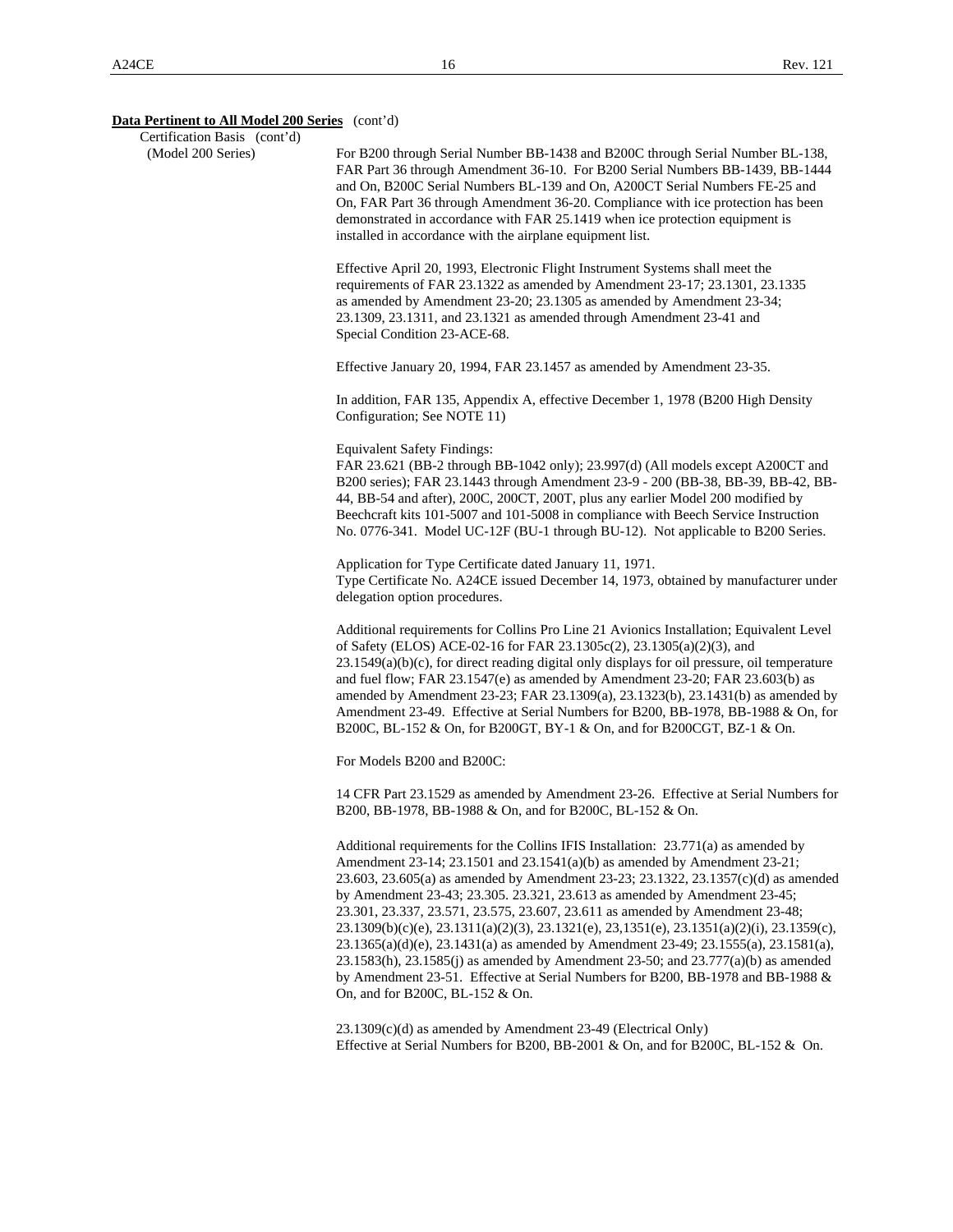**Data Pertinent to All Model 200 Series** (cont'd)

Certification Basis (cont'd)

(Model 200 Series)

For B200 through Serial Number BB-1438 and B200C through Serial Number BL-138, FAR Part 36 through Amendment 36-10. For B200 Serial Numbers BB-1439, BB-1444 and On, B200C Serial Numbers BL-139 and On, A200CT Serial Numbers FE-25 and On, FAR Part 36 through Amendment 36-20. Compliance with ice protection has been demonstrated in accordance with FAR 25.1419 when ice protection equipment is installed in accordance with the airplane equipment list.

Effective April 20, 1993, Electronic Flight Instrument Systems shall meet the requirements of FAR 23.1322 as amended by Amendment 23-17; 23.1301, 23.1335 as amended by Amendment 23-20; 23.1305 as amended by Amendment 23-34; 23.1309, 23.1311, and 23.1321 as amended through Amendment 23-41 and Special Condition 23-ACE-68.

Effective January 20, 1994, FAR 23.1457 as amended by Amendment 23-35.

In addition, FAR 135, Appendix A, effective December 1, 1978 (B200 High Density Configuration; See NOTE 11)

Equivalent Safety Findings:
FAR 23.621 (BB-2 through BB-1042 only); 23.997(d) (All models except A200CT and B200 series); FAR 23.1443 through Amendment 23-9 - 200 (BB-38, BB-39, BB-42, BB-44, BB-54 and after), 200C, 200CT, 200T, plus any earlier Model 200 modified by Beechcraft kits 101-5007 and 101-5008 in compliance with Beech Service Instruction No. 0776-341. Model UC-12F (BU-1 through BU-12). Not applicable to B200 Series.

Application for Type Certificate dated January 11, 1971.
Type Certificate No. A24CE issued December 14, 1973, obtained by manufacturer under delegation option procedures.

Additional requirements for Collins Pro Line 21 Avionics Installation; Equivalent Level of Safety (ELOS) ACE-02-16 for FAR 23.1305c(2), 23.1305(a)(2)(3), and 23.1549(a)(b)(c), for direct reading digital only displays for oil pressure, oil temperature and fuel flow; FAR 23.1547(e) as amended by Amendment 23-20; FAR 23.603(b) as amended by Amendment 23-23; FAR 23.1309(a), 23.1323(b), 23.1431(b) as amended by Amendment 23-49. Effective at Serial Numbers for B200, BB-1978, BB-1988 & On, for B200C, BL-152 & On, for B200GT, BY-1 & On, and for B200CGT, BZ-1 & On.

For Models B200 and B200C:

14 CFR Part 23.1529 as amended by Amendment 23-26. Effective at Serial Numbers for B200, BB-1978, BB-1988 & On, and for B200C, BL-152 & On.

Additional requirements for the Collins IFIS Installation: 23.771(a) as amended by Amendment 23-14; 23.1501 and 23.1541(a)(b) as amended by Amendment 23-21; 23.603, 23.605(a) as amended by Amendment 23-23; 23.1322, 23.1357(c)(d) as amended by Amendment 23-43; 23.305. 23.321, 23.613 as amended by Amendment 23-45; 23.301, 23.337, 23.571, 23.575, 23.607, 23.611 as amended by Amendment 23-48; 23.1309(b)(c)(e), 23.1311(a)(2)(3), 23.1321(e), 23,1351(e), 23.1351(a)(2)(i), 23.1359(c), 23.1365(a)(d)(e), 23.1431(a) as amended by Amendment 23-49; 23.1555(a), 23.1581(a), 23.1583(h), 23.1585(j) as amended by Amendment 23-50; and 23.777(a)(b) as amended by Amendment 23-51. Effective at Serial Numbers for B200, BB-1978 and BB-1988 & On, and for B200C, BL-152 & On.

23.1309(c)(d) as amended by Amendment 23-49 (Electrical Only)
Effective at Serial Numbers for B200, BB-2001 & On, and for B200C, BL-152 & On.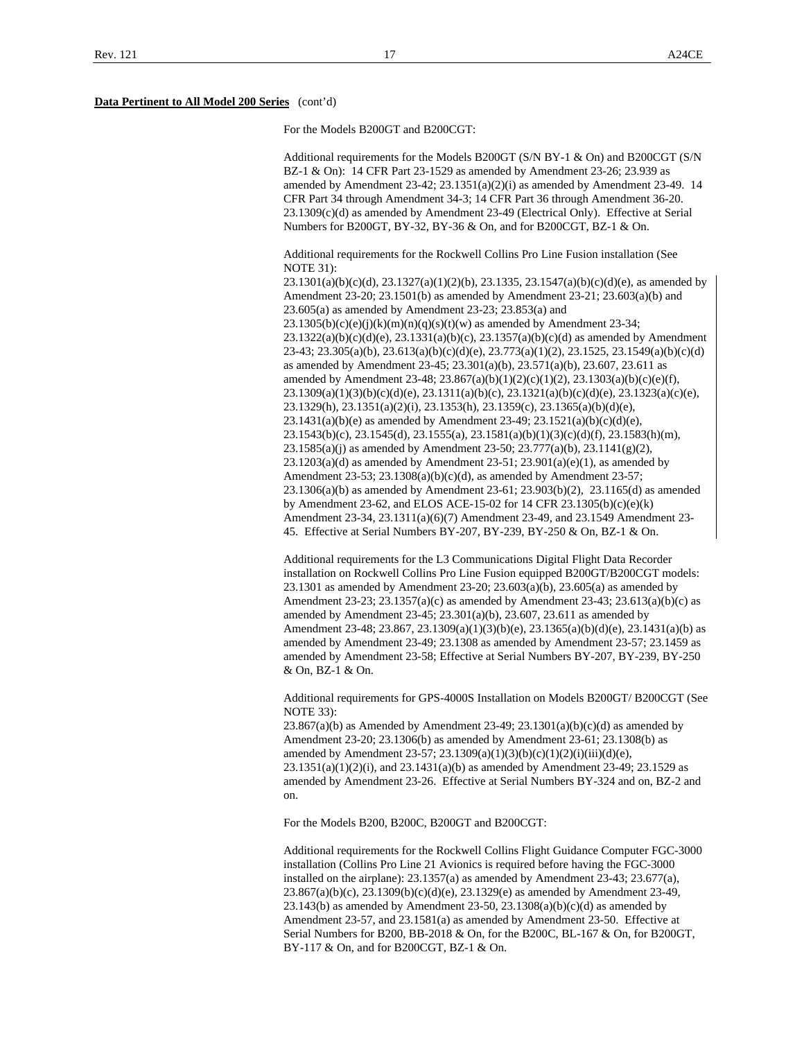**Data Pertinent to All Model 200 Series** (cont'd)

For the Models B200GT and B200CGT:

Additional requirements for the Models B200GT (S/N BY-1 & On) and B200CGT (S/N BZ-1 & On): 14 CFR Part 23-1529 as amended by Amendment 23-26; 23.939 as amended by Amendment 23-42; 23.1351(a)(2)(i) as amended by Amendment 23-49. 14 CFR Part 34 through Amendment 34-3; 14 CFR Part 36 through Amendment 36-20. 23.1309(c)(d) as amended by Amendment 23-49 (Electrical Only). Effective at Serial Numbers for B200GT, BY-32, BY-36 & On, and for B200CGT, BZ-1 & On.

Additional requirements for the Rockwell Collins Pro Line Fusion installation (See NOTE 31):
23.1301(a)(b)(c)(d), 23.1327(a)(1)(2)(b), 23.1335, 23.1547(a)(b)(c)(d)(e), as amended by Amendment 23-20; 23.1501(b) as amended by Amendment 23-21; 23.603(a)(b) and 23.605(a) as amended by Amendment 23-23; 23.853(a) and 23.1305(b)(c)(e)(j)(k)(m)(n)(q)(s)(t)(w) as amended by Amendment 23-34; 23.1322(a)(b)(c)(d)(e), 23.1331(a)(b)(c), 23.1357(a)(b)(c)(d) as amended by Amendment 23-43; 23.305(a)(b), 23.613(a)(b)(c)(d)(e), 23.773(a)(1)(2), 23.1525, 23.1549(a)(b)(c)(d) as amended by Amendment 23-45; 23.301(a)(b), 23.571(a)(b), 23.607, 23.611 as amended by Amendment 23-48; 23.867(a)(b)(1)(2)(c)(1)(2), 23.1303(a)(b)(c)(e)(f), 23.1309(a)(1)(3)(b)(c)(d)(e), 23.1311(a)(b)(c), 23.1321(a)(b)(c)(d)(e), 23.1323(a)(c)(e), 23.1329(h), 23.1351(a)(2)(i), 23.1353(h), 23.1359(c), 23.1365(a)(b)(d)(e), 23.1431(a)(b)(e) as amended by Amendment 23-49; 23.1521(a)(b)(c)(d)(e), 23.1543(b)(c), 23.1545(d), 23.1555(a), 23.1581(a)(b)(1)(3)(c)(d)(f), 23.1583(h)(m), 23.1585(a)(j) as amended by Amendment 23-50; 23.777(a)(b), 23.1141(g)(2), 23.1203(a)(d) as amended by Amendment 23-51; 23.901(a)(e)(1), as amended by Amendment 23-53; 23.1308(a)(b)(c)(d), as amended by Amendment 23-57; 23.1306(a)(b) as amended by Amendment 23-61; 23.903(b)(2), 23.1165(d) as amended by Amendment 23-62, and ELOS ACE-15-02 for 14 CFR 23.1305(b)(c)(e)(k) Amendment 23-34, 23.1311(a)(6)(7) Amendment 23-49, and 23.1549 Amendment 23-45. Effective at Serial Numbers BY-207, BY-239, BY-250 & On, BZ-1 & On.

Additional requirements for the L3 Communications Digital Flight Data Recorder installation on Rockwell Collins Pro Line Fusion equipped B200GT/B200CGT models: 23.1301 as amended by Amendment 23-20; 23.603(a)(b), 23.605(a) as amended by Amendment 23-23; 23.1357(a)(c) as amended by Amendment 23-43; 23.613(a)(b)(c) as amended by Amendment 23-45; 23.301(a)(b), 23.607, 23.611 as amended by Amendment 23-48; 23.867, 23.1309(a)(1)(3)(b)(e), 23.1365(a)(b)(d)(e), 23.1431(a)(b) as amended by Amendment 23-49; 23.1308 as amended by Amendment 23-57; 23.1459 as amended by Amendment 23-58; Effective at Serial Numbers BY-207, BY-239, BY-250 & On, BZ-1 & On.

Additional requirements for GPS-4000S Installation on Models B200GT/ B200CGT (See NOTE 33):
23.867(a)(b) as Amended by Amendment 23-49; 23.1301(a)(b)(c)(d) as amended by Amendment 23-20; 23.1306(b) as amended by Amendment 23-61; 23.1308(b) as amended by Amendment 23-57; 23.1309(a)(1)(3)(b)(c)(1)(2)(i)(iii)(d)(e), 23.1351(a)(1)(2)(i), and 23.1431(a)(b) as amended by Amendment 23-49; 23.1529 as amended by Amendment 23-26. Effective at Serial Numbers BY-324 and on, BZ-2 and on.

For the Models B200, B200C, B200GT and B200CGT:

Additional requirements for the Rockwell Collins Flight Guidance Computer FGC-3000 installation (Collins Pro Line 21 Avionics is required before having the FGC-3000 installed on the airplane): 23.1357(a) as amended by Amendment 23-43; 23.677(a), 23.867(a)(b)(c), 23.1309(b)(c)(d)(e), 23.1329(e) as amended by Amendment 23-49, 23.143(b) as amended by Amendment 23-50, 23.1308(a)(b)(c)(d) as amended by Amendment 23-57, and 23.1581(a) as amended by Amendment 23-50. Effective at Serial Numbers for B200, BB-2018 & On, for the B200C, BL-167 & On, for B200GT, BY-117 & On, and for B200CGT, BZ-1 & On.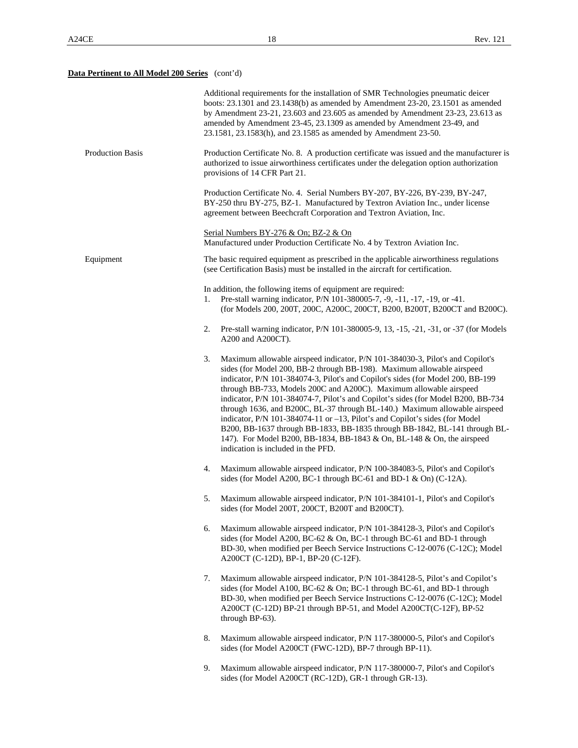**Data Pertinent to All Model 200 Series** (cont'd)

Additional requirements for the installation of SMR Technologies pneumatic deicer boots: 23.1301 and 23.1438(b) as amended by Amendment 23-20, 23.1501 as amended by Amendment 23-21, 23.603 and 23.605 as amended by Amendment 23-23, 23.613 as amended by Amendment 23-45, 23.1309 as amended by Amendment 23-49, and 23.1581, 23.1583(h), and 23.1585 as amended by Amendment 23-50.

Production Basis

Production Certificate No. 8. A production certificate was issued and the manufacturer is authorized to issue airworthiness certificates under the delegation option authorization provisions of 14 CFR Part 21.

Production Certificate No. 4. Serial Numbers BY-207, BY-226, BY-239, BY-247, BY-250 thru BY-275, BZ-1. Manufactured by Textron Aviation Inc., under license agreement between Beechcraft Corporation and Textron Aviation, Inc.

Serial Numbers BY-276 & On; BZ-2 & On
Manufactured under Production Certificate No. 4 by Textron Aviation Inc.

Equipment

The basic required equipment as prescribed in the applicable airworthiness regulations (see Certification Basis) must be installed in the aircraft for certification.

In addition, the following items of equipment are required:

1. Pre-stall warning indicator, P/N 101-380005-7, -9, -11, -17, -19, or -41. (for Models 200, 200T, 200C, A200C, 200CT, B200, B200T, B200CT and B200C).

2. Pre-stall warning indicator, P/N 101-380005-9, 13, -15, -21, -31, or -37 (for Models A200 and A200CT).

3. Maximum allowable airspeed indicator, P/N 101-384030-3, Pilot's and Copilot's sides (for Model 200, BB-2 through BB-198). Maximum allowable airspeed indicator, P/N 101-384074-3, Pilot's and Copilot's sides (for Model 200, BB-199 through BB-733, Models 200C and A200C). Maximum allowable airspeed indicator, P/N 101-384074-7, Pilot's and Copilot's sides (for Model B200, BB-734 through 1636, and B200C, BL-37 through BL-140.) Maximum allowable airspeed indicator, P/N 101-384074-11 or –13, Pilot's and Copilot's sides (for Model B200, BB-1637 through BB-1833, BB-1835 through BB-1842, BL-141 through BL-147). For Model B200, BB-1834, BB-1843 & On, BL-148 & On, the airspeed indication is included in the PFD.

4. Maximum allowable airspeed indicator, P/N 100-384083-5, Pilot's and Copilot's sides (for Model A200, BC-1 through BC-61 and BD-1 & On) (C-12A).

5. Maximum allowable airspeed indicator, P/N 101-384101-1, Pilot's and Copilot's sides (for Model 200T, 200CT, B200T and B200CT).

6. Maximum allowable airspeed indicator, P/N 101-384128-3, Pilot's and Copilot's sides (for Model A200, BC-62 & On, BC-1 through BC-61 and BD-1 through BD-30, when modified per Beech Service Instructions C-12-0076 (C-12C); Model A200CT (C-12D), BP-1, BP-20 (C-12F).

7. Maximum allowable airspeed indicator, P/N 101-384128-5, Pilot's and Copilot's sides (for Model A100, BC-62 & On; BC-1 through BC-61, and BD-1 through BD-30, when modified per Beech Service Instructions C-12-0076 (C-12C); Model A200CT (C-12D) BP-21 through BP-51, and Model A200CT(C-12F), BP-52 through BP-63).

8. Maximum allowable airspeed indicator, P/N 117-380000-5, Pilot's and Copilot's sides (for Model A200CT (FWC-12D), BP-7 through BP-11).

9. Maximum allowable airspeed indicator, P/N 117-380000-7, Pilot's and Copilot's sides (for Model A200CT (RC-12D), GR-1 through GR-13).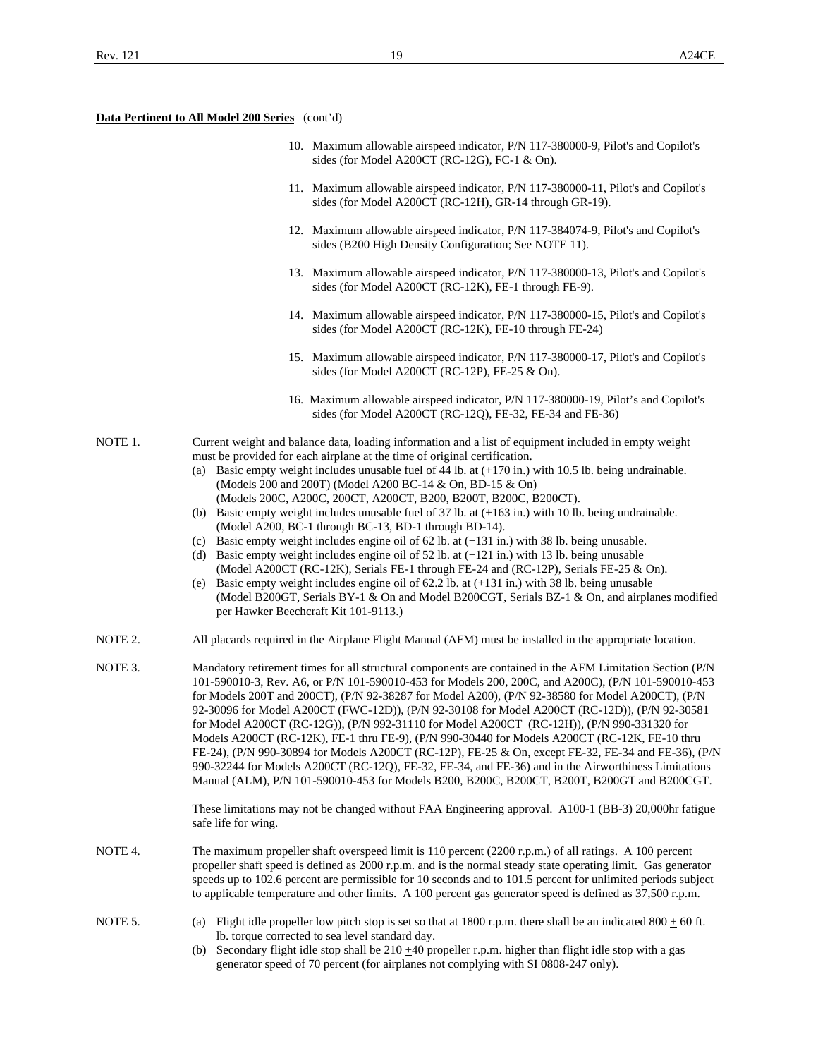**Data Pertinent to All Model 200 Series** (cont'd)

10. Maximum allowable airspeed indicator, P/N 117-380000-9, Pilot's and Copilot's sides (for Model A200CT (RC-12G), FC-1 & On).

11. Maximum allowable airspeed indicator, P/N 117-380000-11, Pilot's and Copilot's sides (for Model A200CT (RC-12H), GR-14 through GR-19).

12. Maximum allowable airspeed indicator, P/N 117-384074-9, Pilot's and Copilot's sides (B200 High Density Configuration; See NOTE 11).

13. Maximum allowable airspeed indicator, P/N 117-380000-13, Pilot's and Copilot's sides (for Model A200CT (RC-12K), FE-1 through FE-9).

14. Maximum allowable airspeed indicator, P/N 117-380000-15, Pilot's and Copilot's sides (for Model A200CT (RC-12K), FE-10 through FE-24)

15. Maximum allowable airspeed indicator, P/N 117-380000-17, Pilot's and Copilot's sides (for Model A200CT (RC-12P), FE-25 & On).

16. Maximum allowable airspeed indicator, P/N 117-380000-19, Pilot's and Copilot's sides (for Model A200CT (RC-12Q), FE-32, FE-34 and FE-36)

NOTE 1. Current weight and balance data, loading information and a list of equipment included in empty weight must be provided for each airplane at the time of original certification.

(a) Basic empty weight includes unusable fuel of 44 lb. at (+170 in.) with 10.5 lb. being undrainable. (Models 200 and 200T) (Model A200 BC-14 & On, BD-15 & On) (Models 200C, A200C, 200CT, A200CT, B200, B200T, B200C, B200CT).

(b) Basic empty weight includes unusable fuel of 37 lb. at (+163 in.) with 10 lb. being undrainable. (Model A200, BC-1 through BC-13, BD-1 through BD-14).

(c) Basic empty weight includes engine oil of 62 lb. at (+131 in.) with 38 lb. being unusable.

(d) Basic empty weight includes engine oil of 52 lb. at (+121 in.) with 13 lb. being unusable (Model A200CT (RC-12K), Serials FE-1 through FE-24 and (RC-12P), Serials FE-25 & On).

(e) Basic empty weight includes engine oil of 62.2 lb. at (+131 in.) with 38 lb. being unusable (Model B200GT, Serials BY-1 & On and Model B200CGT, Serials BZ-1 & On, and airplanes modified per Hawker Beechcraft Kit 101-9113.)

NOTE 2. All placards required in the Airplane Flight Manual (AFM) must be installed in the appropriate location.

NOTE 3. Mandatory retirement times for all structural components are contained in the AFM Limitation Section (P/N 101-590010-3, Rev. A6, or P/N 101-590010-453 for Models 200, 200C, and A200C), (P/N 101-590010-453 for Models 200T and 200CT), (P/N 92-38287 for Model A200), (P/N 92-38580 for Model A200CT), (P/N 92-30096 for Model A200CT (FWC-12D)), (P/N 92-30108 for Model A200CT (RC-12D)), (P/N 92-30581 for Model A200CT (RC-12G)), (P/N 992-31110 for Model A200CT (RC-12H)), (P/N 990-331320 for Models A200CT (RC-12K), FE-1 thru FE-9), (P/N 990-30440 for Models A200CT (RC-12K, FE-10 thru FE-24), (P/N 990-30894 for Models A200CT (RC-12P), FE-25 & On, except FE-32, FE-34 and FE-36), (P/N 990-32244 for Models A200CT (RC-12Q), FE-32, FE-34, and FE-36) and in the Airworthiness Limitations Manual (ALM), P/N 101-590010-453 for Models B200, B200C, B200CT, B200T, B200GT and B200CGT.

These limitations may not be changed without FAA Engineering approval. A100-1 (BB-3) 20,000hr fatigue safe life for wing.

NOTE 4. The maximum propeller shaft overspeed limit is 110 percent (2200 r.p.m.) of all ratings. A 100 percent propeller shaft speed is defined as 2000 r.p.m. and is the normal steady state operating limit. Gas generator speeds up to 102.6 percent are permissible for 10 seconds and to 101.5 percent for unlimited periods subject to applicable temperature and other limits. A 100 percent gas generator speed is defined as 37,500 r.p.m.

NOTE 5.

(a) Flight idle propeller low pitch stop is set so that at 1800 r.p.m. there shall be an indicated 800 ± 60 ft. lb. torque corrected to sea level standard day.

(b) Secondary flight idle stop shall be 210 ±40 propeller r.p.m. higher than flight idle stop with a gas generator speed of 70 percent (for airplanes not complying with SI 0808-247 only).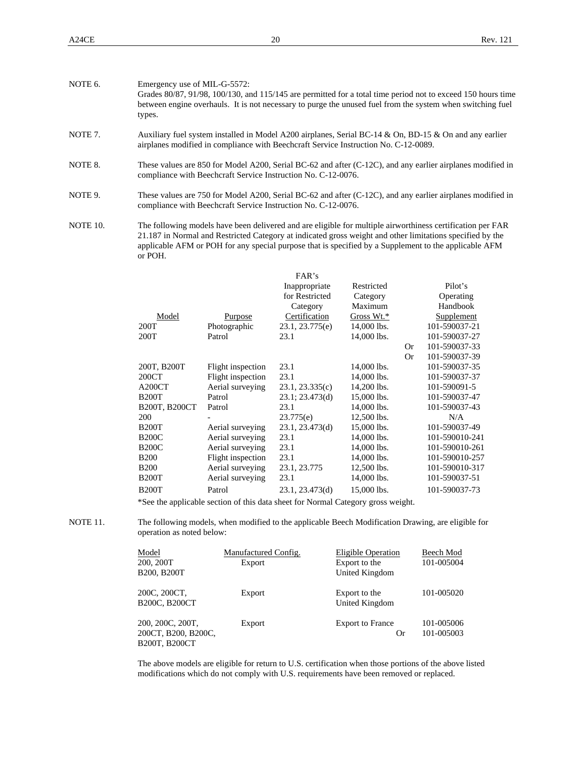NOTE 6. Emergency use of MIL-G-5572:
Grades 80/87, 91/98, 100/130, and 115/145 are permitted for a total time period not to exceed 150 hours time between engine overhauls. It is not necessary to purge the unused fuel from the system when switching fuel types.

NOTE 7. Auxiliary fuel system installed in Model A200 airplanes, Serial BC-14 & On, BD-15 & On and any earlier airplanes modified in compliance with Beechcraft Service Instruction No. C-12-0089.

NOTE 8. These values are 850 for Model A200, Serial BC-62 and after (C-12C), and any earlier airplanes modified in compliance with Beechcraft Service Instruction No. C-12-0076.

NOTE 9. These values are 750 for Model A200, Serial BC-62 and after (C-12C), and any earlier airplanes modified in compliance with Beechcraft Service Instruction No. C-12-0076.

NOTE 10. The following models have been delivered and are eligible for multiple airworthiness certification per FAR 21.187 in Normal and Restricted Category at indicated gross weight and other limitations specified by the applicable AFM or POH for any special purpose that is specified by a Supplement to the applicable AFM or POH.

| Model | Purpose | FAR's Inappropriate for Restricted Category Certification | Restricted Category Maximum Gross Wt.* | | Pilot's Operating Handbook Supplement |
|---|---|---|---|---|---|
| 200T | Photographic | 23.1, 23.775(e) | 14,000 lbs. | | 101-590037-21 |
| 200T | Patrol | 23.1 | 14,000 lbs. | | 101-590037-27 |
| | | | | Or | 101-590037-33 |
| | | | | Or | 101-590037-39 |
| 200T, B200T | Flight inspection | 23.1 | 14,000 lbs. | | 101-590037-35 |
| 200CT | Flight inspection | 23.1 | 14,000 lbs. | | 101-590037-37 |
| A200CT | Aerial surveying | 23.1, 23.335(c) | 14,200 lbs. | | 101-590091-5 |
| B200T | Patrol | 23.1; 23.473(d) | 15,000 lbs. | | 101-590037-47 |
| B200T, B200CT | Patrol | 23.1 | 14,000 lbs. | | 101-590037-43 |
| 200 | - | 23.775(e) | 12,500 lbs. | | N/A |
| B200T | Aerial surveying | 23.1, 23.473(d) | 15,000 lbs. | | 101-590037-49 |
| B200C | Aerial surveying | 23.1 | 14,000 lbs. | | 101-590010-241 |
| B200C | Aerial surveying | 23.1 | 14,000 lbs. | | 101-590010-261 |
| B200 | Flight inspection | 23.1 | 14,000 lbs. | | 101-590010-257 |
| B200 | Aerial surveying | 23.1, 23.775 | 12,500 lbs. | | 101-590010-317 |
| B200T | Aerial surveying | 23.1 | 14,000 lbs. | | 101-590037-51 |
| B200T | Patrol | 23.1, 23.473(d) | 15,000 lbs. | | 101-590037-73 |

*See the applicable section of this data sheet for Normal Category gross weight.

NOTE 11. The following models, when modified to the applicable Beech Modification Drawing, are eligible for operation as noted below:

| Model | Manufactured Config. | Eligible Operation | Beech Mod |
|---|---|---|---|
| 200, 200T B200, B200T | Export | Export to the United Kingdom | 101-005004 |
| 200C, 200CT, B200C, B200CT | Export | Export to the United Kingdom | 101-005020 |
| 200, 200C, 200T, 200CT, B200, B200C, B200T, B200CT | Export | Export to France Or | 101-005006 101-005003 |

The above models are eligible for return to U.S. certification when those portions of the above listed modifications which do not comply with U.S. requirements have been removed or replaced.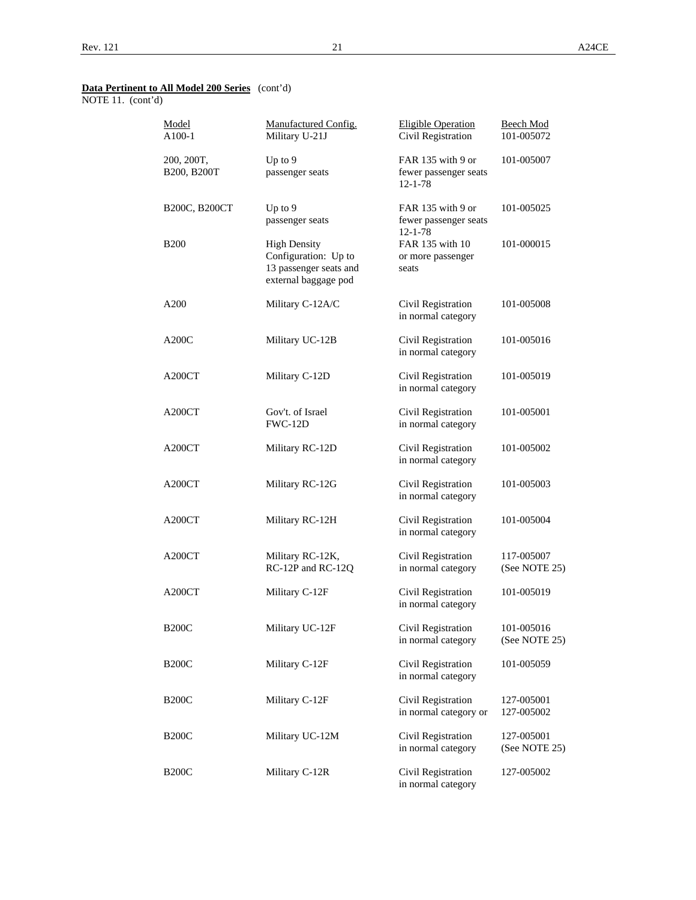**Data Pertinent to All Model 200 Series** (cont'd)

NOTE 11. (cont'd)

| Model | Manufactured Config. | Eligible Operation | Beech Mod |
|---|---|---|---|
| A100-1 | Military U-21J | Civil Registration | 101-005072 |
| 200, 200T, B200, B200T | Up to 9 passenger seats | FAR 135 with 9 or fewer passenger seats 12-1-78 | 101-005007 |
| B200C, B200CT | Up to 9 passenger seats | FAR 135 with 9 or fewer passenger seats 12-1-78 | 101-005025 |
| B200 | High Density Configuration: Up to 13 passenger seats and external baggage pod | FAR 135 with 10 or more passenger seats | 101-000015 |
| A200 | Military C-12A/C | Civil Registration in normal category | 101-005008 |
| A200C | Military UC-12B | Civil Registration in normal category | 101-005016 |
| A200CT | Military C-12D | Civil Registration in normal category | 101-005019 |
| A200CT | Gov't. of Israel FWC-12D | Civil Registration in normal category | 101-005001 |
| A200CT | Military RC-12D | Civil Registration in normal category | 101-005002 |
| A200CT | Military RC-12G | Civil Registration in normal category | 101-005003 |
| A200CT | Military RC-12H | Civil Registration in normal category | 101-005004 |
| A200CT | Military RC-12K, RC-12P and RC-12Q | Civil Registration in normal category | 117-005007 (See NOTE 25) |
| A200CT | Military C-12F | Civil Registration in normal category | 101-005019 |
| B200C | Military UC-12F | Civil Registration in normal category | 101-005016 (See NOTE 25) |
| B200C | Military C-12F | Civil Registration in normal category | 101-005059 |
| B200C | Military C-12F | Civil Registration in normal category or | 127-005001 127-005002 |
| B200C | Military UC-12M | Civil Registration in normal category | 127-005001 (See NOTE 25) |
| B200C | Military C-12R | Civil Registration in normal category | 127-005002 |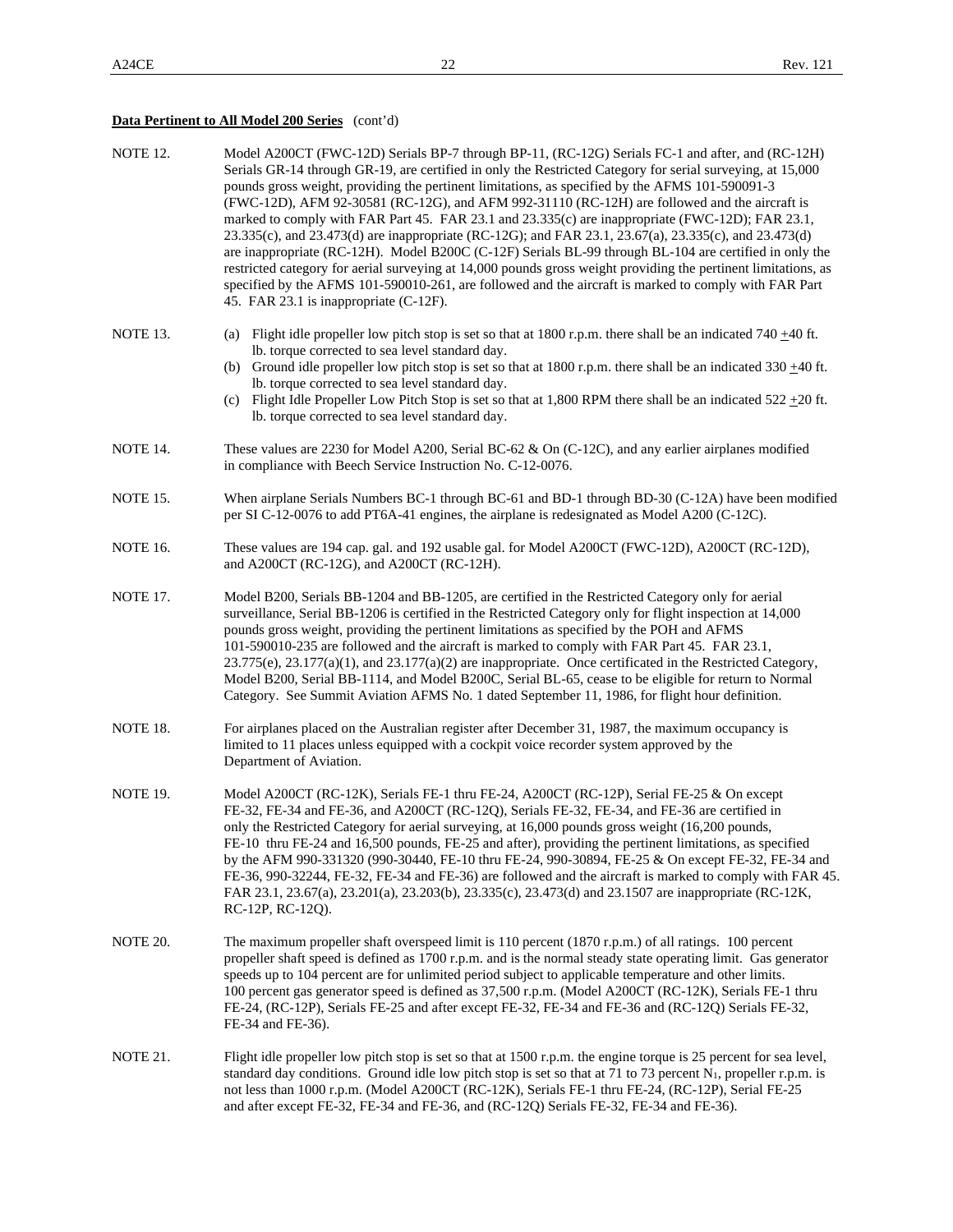**Data Pertinent to All Model 200 Series** (cont'd)

NOTE 12. Model A200CT (FWC-12D) Serials BP-7 through BP-11, (RC-12G) Serials FC-1 and after, and (RC-12H) Serials GR-14 through GR-19, are certified in only the Restricted Category for serial surveying, at 15,000 pounds gross weight, providing the pertinent limitations, as specified by the AFMS 101-590091-3 (FWC-12D), AFM 92-30581 (RC-12G), and AFM 992-31110 (RC-12H) are followed and the aircraft is marked to comply with FAR Part 45. FAR 23.1 and 23.335(c) are inappropriate (FWC-12D); FAR 23.1, 23.335(c), and 23.473(d) are inappropriate (RC-12G); and FAR 23.1, 23.67(a), 23.335(c), and 23.473(d) are inappropriate (RC-12H). Model B200C (C-12F) Serials BL-99 through BL-104 are certified in only the restricted category for aerial surveying at 14,000 pounds gross weight providing the pertinent limitations, as specified by the AFMS 101-590010-261, are followed and the aircraft is marked to comply with FAR Part 45. FAR 23.1 is inappropriate (C-12F).

NOTE 13.
- (a) Flight idle propeller low pitch stop is set so that at 1800 r.p.m. there shall be an indicated 740 ±40 ft. lb. torque corrected to sea level standard day.
- (b) Ground idle propeller low pitch stop is set so that at 1800 r.p.m. there shall be an indicated 330 ±40 ft. lb. torque corrected to sea level standard day.
- (c) Flight Idle Propeller Low Pitch Stop is set so that at 1,800 RPM there shall be an indicated 522 ±20 ft. lb. torque corrected to sea level standard day.

NOTE 14. These values are 2230 for Model A200, Serial BC-62 & On (C-12C), and any earlier airplanes modified in compliance with Beech Service Instruction No. C-12-0076.

NOTE 15. When airplane Serials Numbers BC-1 through BC-61 and BD-1 through BD-30 (C-12A) have been modified per SI C-12-0076 to add PT6A-41 engines, the airplane is redesignated as Model A200 (C-12C).

NOTE 16. These values are 194 cap. gal. and 192 usable gal. for Model A200CT (FWC-12D), A200CT (RC-12D), and A200CT (RC-12G), and A200CT (RC-12H).

NOTE 17. Model B200, Serials BB-1204 and BB-1205, are certified in the Restricted Category only for aerial surveillance, Serial BB-1206 is certified in the Restricted Category only for flight inspection at 14,000 pounds gross weight, providing the pertinent limitations as specified by the POH and AFMS 101-590010-235 are followed and the aircraft is marked to comply with FAR Part 45. FAR 23.1, 23.775(e), 23.177(a)(1), and 23.177(a)(2) are inappropriate. Once certificated in the Restricted Category, Model B200, Serial BB-1114, and Model B200C, Serial BL-65, cease to be eligible for return to Normal Category. See Summit Aviation AFMS No. 1 dated September 11, 1986, for flight hour definition.

NOTE 18. For airplanes placed on the Australian register after December 31, 1987, the maximum occupancy is limited to 11 places unless equipped with a cockpit voice recorder system approved by the Department of Aviation.

NOTE 19. Model A200CT (RC-12K), Serials FE-1 thru FE-24, A200CT (RC-12P), Serial FE-25 & On except FE-32, FE-34 and FE-36, and A200CT (RC-12Q), Serials FE-32, FE-34, and FE-36 are certified in only the Restricted Category for aerial surveying, at 16,000 pounds gross weight (16,200 pounds, FE-10 thru FE-24 and 16,500 pounds, FE-25 and after), providing the pertinent limitations, as specified by the AFM 990-331320 (990-30440, FE-10 thru FE-24, 990-30894, FE-25 & On except FE-32, FE-34 and FE-36, 990-32244, FE-32, FE-34 and FE-36) are followed and the aircraft is marked to comply with FAR 45. FAR 23.1, 23.67(a), 23.201(a), 23.203(b), 23.335(c), 23.473(d) and 23.1507 are inappropriate (RC-12K, RC-12P, RC-12Q).

NOTE 20. The maximum propeller shaft overspeed limit is 110 percent (1870 r.p.m.) of all ratings. 100 percent propeller shaft speed is defined as 1700 r.p.m. and is the normal steady state operating limit. Gas generator speeds up to 104 percent are for unlimited period subject to applicable temperature and other limits. 100 percent gas generator speed is defined as 37,500 r.p.m. (Model A200CT (RC-12K), Serials FE-1 thru FE-24, (RC-12P), Serials FE-25 and after except FE-32, FE-34 and FE-36 and (RC-12Q) Serials FE-32, FE-34 and FE-36).

NOTE 21. Flight idle propeller low pitch stop is set so that at 1500 r.p.m. the engine torque is 25 percent for sea level, standard day conditions. Ground idle low pitch stop is set so that at 71 to 73 percent $N_1$, propeller r.p.m. is not less than 1000 r.p.m. (Model A200CT (RC-12K), Serials FE-1 thru FE-24, (RC-12P), Serial FE-25 and after except FE-32, FE-34 and FE-36, and (RC-12Q) Serials FE-32, FE-34 and FE-36).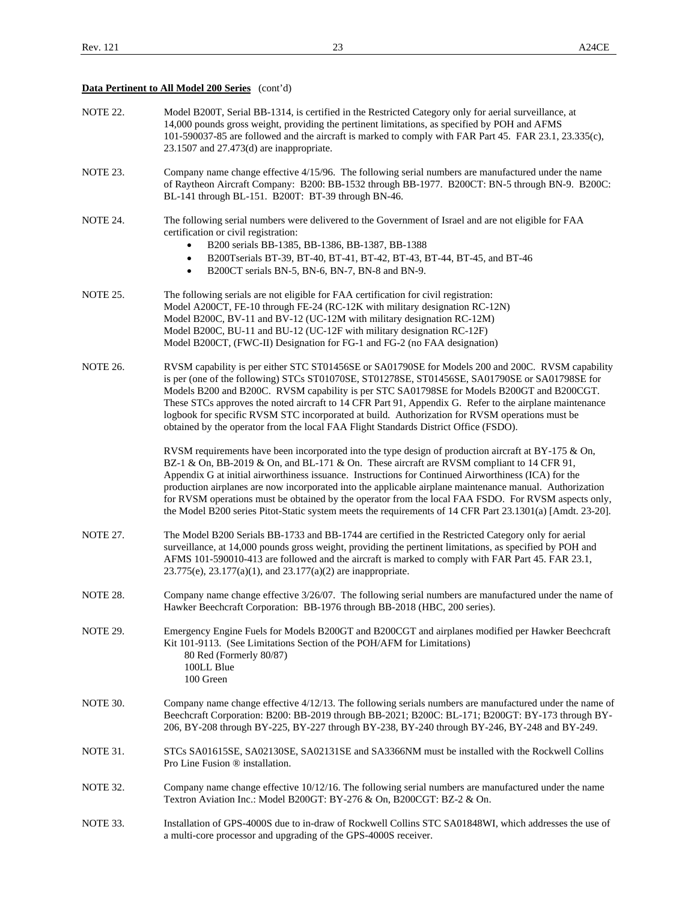**Data Pertinent to All Model 200 Series** (cont'd)

NOTE 22. Model B200T, Serial BB-1314, is certified in the Restricted Category only for aerial surveillance, at 14,000 pounds gross weight, providing the pertinent limitations, as specified by POH and AFMS 101-590037-85 are followed and the aircraft is marked to comply with FAR Part 45. FAR 23.1, 23.335(c), 23.1507 and 27.473(d) are inappropriate.

NOTE 23. Company name change effective 4/15/96. The following serial numbers are manufactured under the name of Raytheon Aircraft Company: B200: BB-1532 through BB-1977. B200CT: BN-5 through BN-9. B200C: BL-141 through BL-151. B200T: BT-39 through BN-46.

NOTE 24. The following serial numbers were delivered to the Government of Israel and are not eligible for FAA certification or civil registration:

- B200 serials BB-1385, BB-1386, BB-1387, BB-1388
- B200Tserials BT-39, BT-40, BT-41, BT-42, BT-43, BT-44, BT-45, and BT-46
- B200CT serials BN-5, BN-6, BN-7, BN-8 and BN-9.

NOTE 25. The following serials are not eligible for FAA certification for civil registration:
Model A200CT, FE-10 through FE-24 (RC-12K with military designation RC-12N)
Model B200C, BV-11 and BV-12 (UC-12M with military designation RC-12M)
Model B200C, BU-11 and BU-12 (UC-12F with military designation RC-12F)
Model B200CT, (FWC-II) Designation for FG-1 and FG-2 (no FAA designation)

NOTE 26. RVSM capability is per either STC ST01456SE or SA01790SE for Models 200 and 200C. RVSM capability is per (one of the following) STCs ST01070SE, ST01278SE, ST01456SE, SA01790SE or SA01798SE for Models B200 and B200C. RVSM capability is per STC SA01798SE for Models B200GT and B200CGT. These STCs approves the noted aircraft to 14 CFR Part 91, Appendix G. Refer to the airplane maintenance logbook for specific RVSM STC incorporated at build. Authorization for RVSM operations must be obtained by the operator from the local FAA Flight Standards District Office (FSDO).

RVSM requirements have been incorporated into the type design of production aircraft at BY-175 & On, BZ-1 & On, BB-2019 & On, and BL-171 & On. These aircraft are RVSM compliant to 14 CFR 91, Appendix G at initial airworthiness issuance. Instructions for Continued Airworthiness (ICA) for the production airplanes are now incorporated into the applicable airplane maintenance manual. Authorization for RVSM operations must be obtained by the operator from the local FAA FSDO. For RVSM aspects only, the Model B200 series Pitot-Static system meets the requirements of 14 CFR Part 23.1301(a) [Amdt. 23-20].

NOTE 27. The Model B200 Serials BB-1733 and BB-1744 are certified in the Restricted Category only for aerial surveillance, at 14,000 pounds gross weight, providing the pertinent limitations, as specified by POH and AFMS 101-590010-413 are followed and the aircraft is marked to comply with FAR Part 45. FAR 23.1, 23.775(e), 23.177(a)(1), and 23.177(a)(2) are inappropriate.

NOTE 28. Company name change effective 3/26/07. The following serial numbers are manufactured under the name of Hawker Beechcraft Corporation: BB-1976 through BB-2018 (HBC, 200 series).

NOTE 29. Emergency Engine Fuels for Models B200GT and B200CGT and airplanes modified per Hawker Beechcraft Kit 101-9113. (See Limitations Section of the POH/AFM for Limitations)
80 Red (Formerly 80/87)
100LL Blue
100 Green

NOTE 30. Company name change effective 4/12/13. The following serials numbers are manufactured under the name of Beechcraft Corporation: B200: BB-2019 through BB-2021; B200C: BL-171; B200GT: BY-173 through BY-206, BY-208 through BY-225, BY-227 through BY-238, BY-240 through BY-246, BY-248 and BY-249.

NOTE 31. STCs SA01615SE, SA02130SE, SA02131SE and SA3366NM must be installed with the Rockwell Collins Pro Line Fusion ® installation.

NOTE 32. Company name change effective 10/12/16. The following serial numbers are manufactured under the name Textron Aviation Inc.: Model B200GT: BY-276 & On, B200CGT: BZ-2 & On.

NOTE 33. Installation of GPS-4000S due to in-draw of Rockwell Collins STC SA01848WI, which addresses the use of a multi-core processor and upgrading of the GPS-4000S receiver.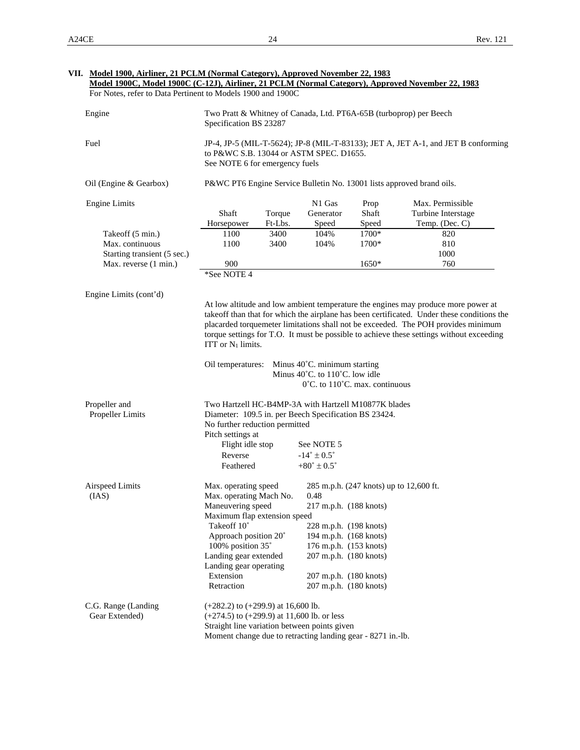## VII. Model 1900, Airliner, 21 PCLM (Normal Category), Approved November 22, 1983
## Model 1900C, Model 1900C (C-12J), Airliner, 21 PCLM (Normal Category), Approved November 22, 1983

For Notes, refer to Data Pertinent to Models 1900 and 1900C

**Engine**

Two Pratt & Whitney of Canada, Ltd. PT6A-65B (turboprop) per Beech Specification BS 23287

**Fuel**

JP-4, JP-5 (MIL-T-5624); JP-8 (MIL-T-83133); JET A, JET A-1, and JET B conforming to P&WC S.B. 13044 or ASTM SPEC. D1655.
See NOTE 6 for emergency fuels

**Oil (Engine & Gearbox)**

P&WC PT6 Engine Service Bulletin No. 13001 lists approved brand oils.

**Engine Limits**

| | Shaft Horsepower | Torque Ft-Lbs. | N1 Gas Generator Speed | Prop Shaft Speed | Max. Permissible Turbine Interstage Temp. (Dec. C) |
|---|---|---|---|---|---|
| Takeoff (5 min.) | 1100 | 3400 | 104% | 1700* | 820 |
| Max. continuous | 1100 | 3400 | 104% | 1700* | 810 |
| Starting transient (5 sec.) | | | | | 1000 |
| Max. reverse (1 min.) | 900 | | | 1650* | 760 |

*See NOTE 4

**Engine Limits (cont'd)**

At low altitude and low ambient temperature the engines may produce more power at takeoff than that for which the airplane has been certificated. Under these conditions the placarded torquemeter limitations shall not be exceeded. The POH provides minimum torque settings for T.O. It must be possible to achieve these settings without exceeding ITT or $N_1$ limits.

Oil temperatures:
- Minus 40˚C. minimum starting
- Minus 40˚C. to 110˚C. low idle
- 0˚C. to 110˚C. max. continuous

**Propeller and Propeller Limits**

Two Hartzell HC-B4MP-3A with Hartzell M10877K blades
Diameter: 109.5 in. per Beech Specification BS 23424.
No further reduction permitted
Pitch settings at

| | |
|---|---|
| Flight idle stop | See NOTE 5 |
| Reverse | -14˚ ± 0.5˚ |
| Feathered | +80˚ ± 0.5˚ |

**Airspeed Limits (IAS)**

| | |
|---|---|
| Max. operating speed | 285 m.p.h. (247 knots) up to 12,600 ft. |
| Max. operating Mach No. | 0.48 |
| Maneuvering speed | 217 m.p.h. (188 knots) |
| Maximum flap extension speed | |
| Takeoff 10˚ | 228 m.p.h. (198 knots) |
| Approach position 20˚ | 194 m.p.h. (168 knots) |
| 100% position 35˚ | 176 m.p.h. (153 knots) |
| Landing gear extended | 207 m.p.h. (180 knots) |
| Landing gear operating | |
| Extension | 207 m.p.h. (180 knots) |
| Retraction | 207 m.p.h. (180 knots) |

**C.G. Range (Landing Gear Extended)**

(+282.2) to (+299.9) at 16,600 lb.
(+274.5) to (+299.9) at 11,600 lb. or less
Straight line variation between points given
Moment change due to retracting landing gear - 8271 in.-lb.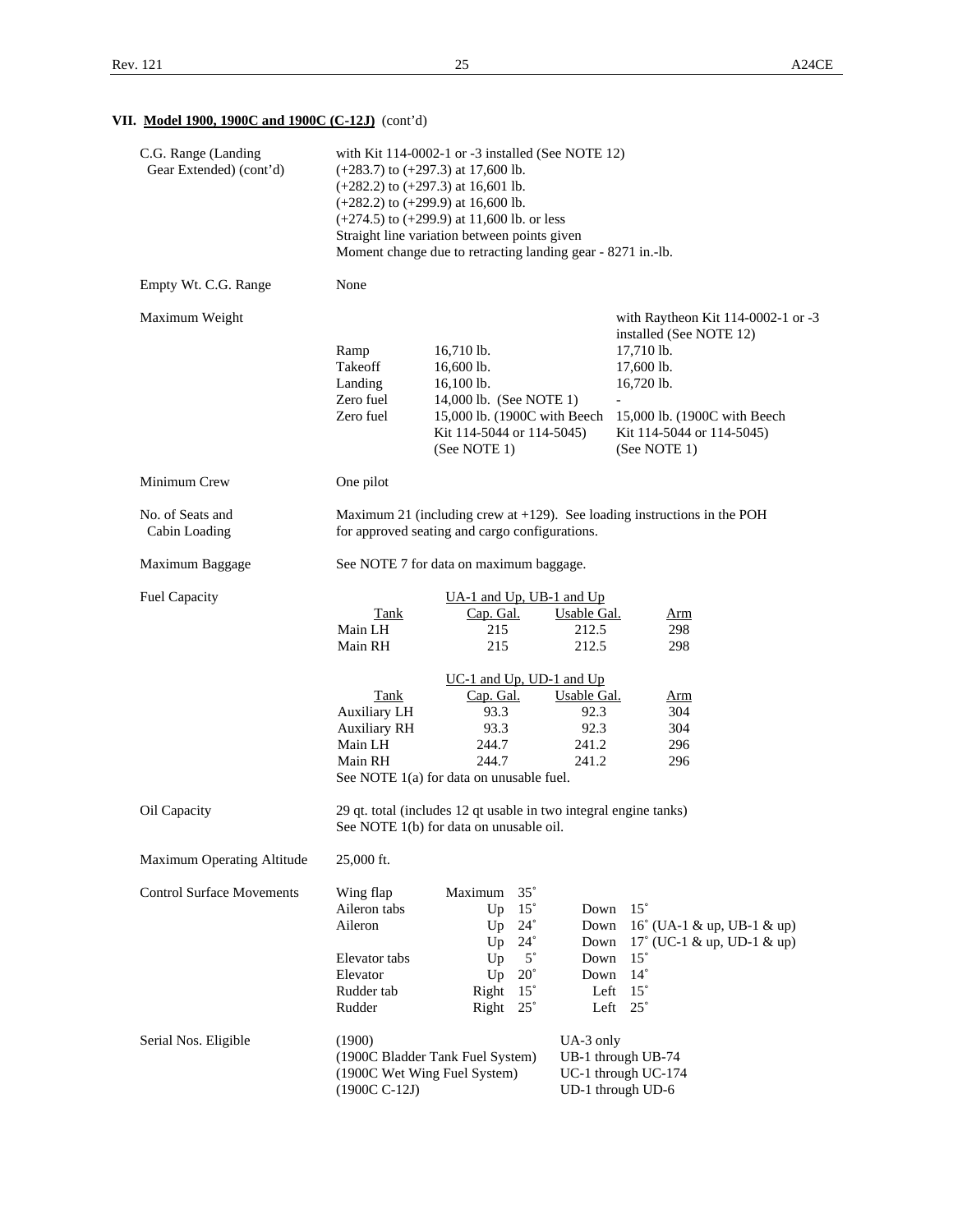## VII. Model 1900, 1900C and 1900C (C-12J) (cont'd)

**C.G. Range (Landing Gear Extended) (cont'd)**

with Kit 114-0002-1 or -3 installed (See NOTE 12)
(+283.7) to (+297.3) at 17,600 lb.
(+282.2) to (+297.3) at 16,601 lb.
(+282.2) to (+299.9) at 16,600 lb.
(+274.5) to (+299.9) at 11,600 lb. or less
Straight line variation between points given
Moment change due to retracting landing gear - 8271 in.-lb.

**Empty Wt. C.G. Range**

None

**Maximum Weight**

| | | with Raytheon Kit 114-0002-1 or -3 installed (See NOTE 12) |
|---|---|---|
| Ramp | 16,710 lb. | 17,710 lb. |
| Takeoff | 16,600 lb. | 17,600 lb. |
| Landing | 16,100 lb. | 16,720 lb. |
| Zero fuel | 14,000 lb. (See NOTE 1) | - |
| Zero fuel | 15,000 lb. (1900C with Beech Kit 114-5044 or 114-5045) (See NOTE 1) | 15,000 lb. (1900C with Beech Kit 114-5044 or 114-5045) (See NOTE 1) |

**Minimum Crew**

One pilot

**No. of Seats and Cabin Loading**

Maximum 21 (including crew at +129). See loading instructions in the POH for approved seating and cargo configurations.

**Maximum Baggage**

See NOTE 7 for data on maximum baggage.

**Fuel Capacity**

UA-1 and Up, UB-1 and Up

| Tank | Cap. Gal. | Usable Gal. | Arm |
|---|---|---|---|
| Main LH | 215 | 212.5 | 298 |
| Main RH | 215 | 212.5 | 298 |

UC-1 and Up, UD-1 and Up

| Tank | Cap. Gal. | Usable Gal. | Arm |
|---|---|---|---|
| Auxiliary LH | 93.3 | 92.3 | 304 |
| Auxiliary RH | 93.3 | 92.3 | 304 |
| Main LH | 244.7 | 241.2 | 296 |
| Main RH | 244.7 | 241.2 | 296 |

See NOTE 1(a) for data on unusable fuel.

**Oil Capacity**

29 qt. total (includes 12 qt usable in two integral engine tanks)
See NOTE 1(b) for data on unusable oil.

**Maximum Operating Altitude**

25,000 ft.

**Control Surface Movements**

| | | | | |
|---|---|---|---|---|
| Wing flap | Maximum | 35˚ | | |
| Aileron tabs | Up | 15˚ | Down | 15˚ |
| Aileron | Up | 24˚ | Down | 16˚ (UA-1 & up, UB-1 & up) |
| | Up | 24˚ | Down | 17˚ (UC-1 & up, UD-1 & up) |
| Elevator tabs | Up | 5˚ | Down | 15˚ |
| Elevator | Up | 20˚ | Down | 14˚ |
| Rudder tab | Right | 15˚ | Left | 15˚ |
| Rudder | Right | 25˚ | Left | 25˚ |

**Serial Nos. Eligible**

| | |
|---|---|
| (1900) | UA-3 only |
| (1900C Bladder Tank Fuel System) | UB-1 through UB-74 |
| (1900C Wet Wing Fuel System) | UC-1 through UC-174 |
| (1900C C-12J) | UD-1 through UD-6 |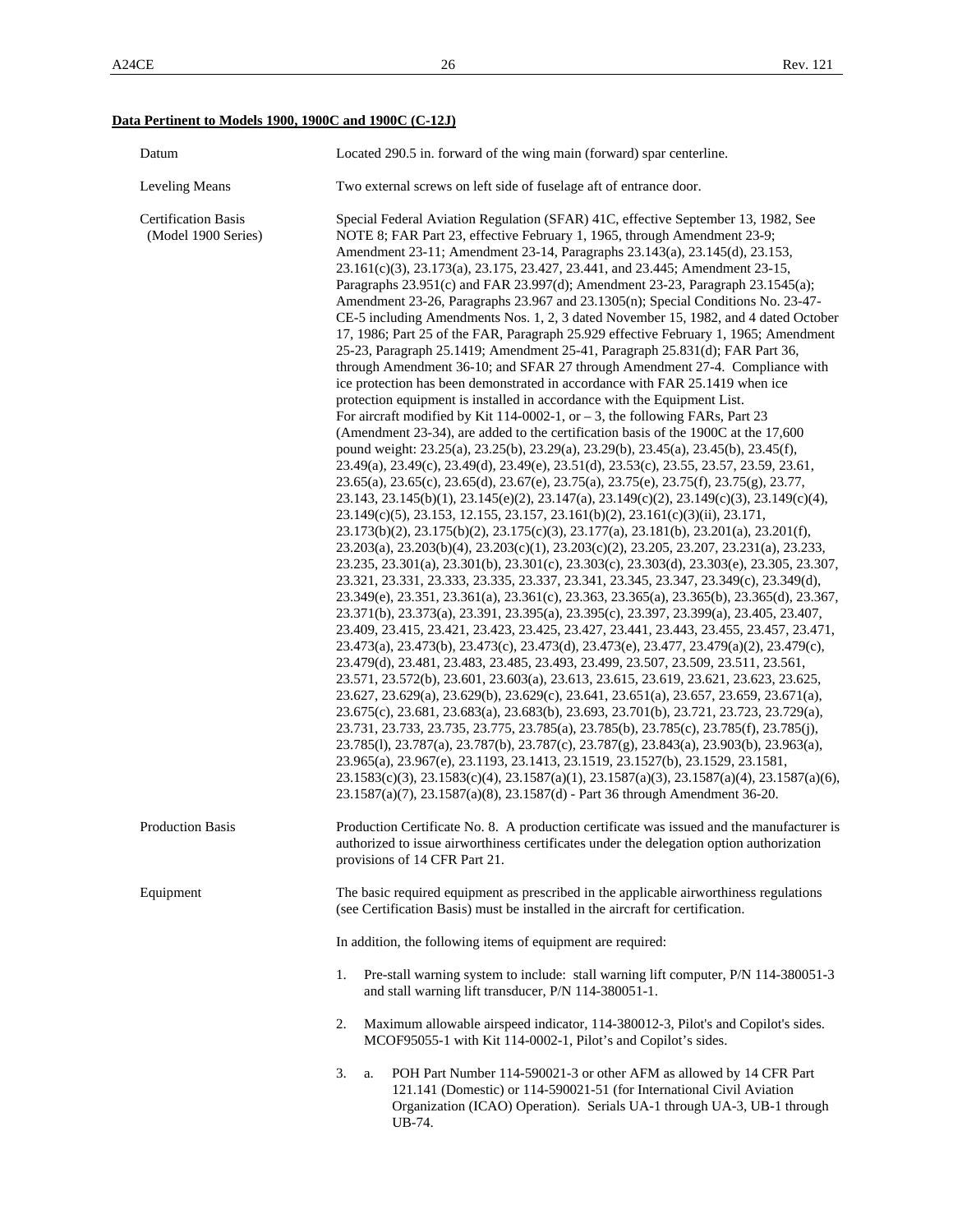**Data Pertinent to Models 1900, 1900C and 1900C (C-12J)**

| | |
|---|---|
| Datum | Located 290.5 in. forward of the wing main (forward) spar centerline. |
| Leveling Means | Two external screws on left side of fuselage aft of entrance door. |
| Certification Basis (Model 1900 Series) | Special Federal Aviation Regulation (SFAR) 41C, effective September 13, 1982, See NOTE 8; FAR Part 23, effective February 1, 1965, through Amendment 23-9; Amendment 23-11; Amendment 23-14, Paragraphs 23.143(a), 23.145(d), 23.153, 23.161(c)(3), 23.173(a), 23.175, 23.427, 23.441, and 23.445; Amendment 23-15, Paragraphs 23.951(c) and FAR 23.997(d); Amendment 23-23, Paragraph 23.1545(a); Amendment 23-26, Paragraphs 23.967 and 23.1305(n); Special Conditions No. 23-47-CE-5 including Amendments Nos. 1, 2, 3 dated November 15, 1982, and 4 dated October 17, 1986; Part 25 of the FAR, Paragraph 25.929 effective February 1, 1965; Amendment 25-23, Paragraph 25.1419; Amendment 25-41, Paragraph 25.831(d); FAR Part 36, through Amendment 36-10; and SFAR 27 through Amendment 27-4. Compliance with ice protection has been demonstrated in accordance with FAR 25.1419 when ice protection equipment is installed in accordance with the Equipment List. For aircraft modified by Kit 114-0002-1, or – 3, the following FARs, Part 23 (Amendment 23-34), are added to the certification basis of the 1900C at the 17,600 pound weight: 23.25(a), 23.25(b), 23.29(a), 23.29(b), 23.45(a), 23.45(b), 23.45(f), 23.49(a), 23.49(c), 23.49(d), 23.49(e), 23.51(d), 23.53(c), 23.55, 23.57, 23.59, 23.61, 23.65(a), 23.65(c), 23.65(d), 23.67(e), 23.75(a), 23.75(e), 23.75(f), 23.75(g), 23.77, 23.143, 23.145(b)(1), 23.145(e)(2), 23.147(a), 23.149(c)(2), 23.149(c)(3), 23.149(c)(4), 23.149(c)(5), 23.153, 12.155, 23.157, 23.161(b)(2), 23.161(c)(3)(ii), 23.171, 23.173(b)(2), 23.175(b)(2), 23.175(c)(3), 23.177(a), 23.181(b), 23.201(a), 23.201(f), 23.203(a), 23.203(b)(4), 23.203(c)(1), 23.203(c)(2), 23.205, 23.207, 23.231(a), 23.233, 23.235, 23.301(a), 23.301(b), 23.301(c), 23.303(c), 23.303(d), 23.303(e), 23.305, 23.307, 23.321, 23.331, 23.333, 23.335, 23.337, 23.341, 23.345, 23.347, 23.349(c), 23.349(d), 23.349(e), 23.351, 23.361(a), 23.361(c), 23.363, 23.365(a), 23.365(b), 23.365(d), 23.367, 23.371(b), 23.373(a), 23.391, 23.395(a), 23.395(c), 23.397, 23.399(a), 23.405, 23.407, 23.409, 23.415, 23.421, 23.423, 23.425, 23.427, 23.441, 23.443, 23.455, 23.457, 23.471, 23.473(a), 23.473(b), 23.473(c), 23.473(d), 23.473(e), 23.477, 23.479(a)(2), 23.479(c), 23.479(d), 23.481, 23.483, 23.485, 23.493, 23.499, 23.507, 23.509, 23.511, 23.561, 23.571, 23.572(b), 23.601, 23.603(a), 23.613, 23.615, 23.619, 23.621, 23.623, 23.625, 23.627, 23.629(a), 23.629(b), 23.629(c), 23.641, 23.651(a), 23.657, 23.659, 23.671(a), 23.675(c), 23.681, 23.683(a), 23.683(b), 23.693, 23.701(b), 23.721, 23.723, 23.729(a), 23.731, 23.733, 23.735, 23.775, 23.785(a), 23.785(b), 23.785(c), 23.785(f), 23.785(j), 23.785(l), 23.787(a), 23.787(b), 23.787(c), 23.787(g), 23.843(a), 23.903(b), 23.963(a), 23.965(a), 23.967(e), 23.1193, 23.1413, 23.1519, 23.1527(b), 23.1529, 23.1581, 23.1583(c)(3), 23.1583(c)(4), 23.1587(a)(1), 23.1587(a)(3), 23.1587(a)(4), 23.1587(a)(6), 23.1587(a)(7), 23.1587(a)(8), 23.1587(d) - Part 36 through Amendment 36-20. |
| Production Basis | Production Certificate No. 8. A production certificate was issued and the manufacturer is authorized to issue airworthiness certificates under the delegation option authorization provisions of 14 CFR Part 21. |
| Equipment | The basic required equipment as prescribed in the applicable airworthiness regulations (see Certification Basis) must be installed in the aircraft for certification. |

In addition, the following items of equipment are required:

1. Pre-stall warning system to include: stall warning lift computer, P/N 114-380051-3 and stall warning lift transducer, P/N 114-380051-1.

2. Maximum allowable airspeed indicator, 114-380012-3, Pilot's and Copilot's sides. MCOF95055-1 with Kit 114-0002-1, Pilot's and Copilot's sides.

3. a. POH Part Number 114-590021-3 or other AFM as allowed by 14 CFR Part 121.141 (Domestic) or 114-590021-51 (for International Civil Aviation Organization (ICAO) Operation). Serials UA-1 through UA-3, UB-1 through UB-74.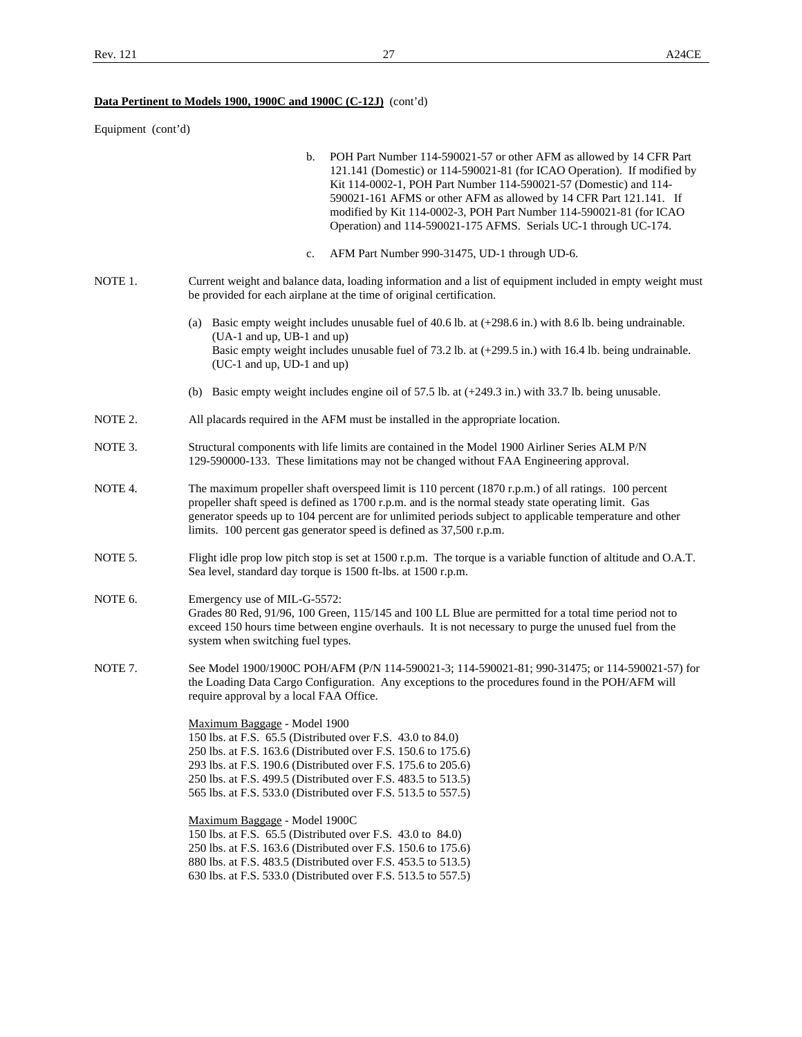**Data Pertinent to Models 1900, 1900C and 1900C (C-12J)** (cont'd)

Equipment (cont'd)

b. POH Part Number 114-590021-57 or other AFM as allowed by 14 CFR Part 121.141 (Domestic) or 114-590021-81 (for ICAO Operation). If modified by Kit 114-0002-1, POH Part Number 114-590021-57 (Domestic) and 114-590021-161 AFMS or other AFM as allowed by 14 CFR Part 121.141. If modified by Kit 114-0002-3, POH Part Number 114-590021-81 (for ICAO Operation) and 114-590021-175 AFMS. Serials UC-1 through UC-174.

c. AFM Part Number 990-31475, UD-1 through UD-6.

NOTE 1. Current weight and balance data, loading information and a list of equipment included in empty weight must be provided for each airplane at the time of original certification.

(a) Basic empty weight includes unusable fuel of 40.6 lb. at (+298.6 in.) with 8.6 lb. being undrainable. (UA-1 and up, UB-1 and up)
Basic empty weight includes unusable fuel of 73.2 lb. at (+299.5 in.) with 16.4 lb. being undrainable. (UC-1 and up, UD-1 and up)

(b) Basic empty weight includes engine oil of 57.5 lb. at (+249.3 in.) with 33.7 lb. being unusable.

NOTE 2. All placards required in the AFM must be installed in the appropriate location.

NOTE 3. Structural components with life limits are contained in the Model 1900 Airliner Series ALM P/N 129-590000-133. These limitations may not be changed without FAA Engineering approval.

NOTE 4. The maximum propeller shaft overspeed limit is 110 percent (1870 r.p.m.) of all ratings. 100 percent propeller shaft speed is defined as 1700 r.p.m. and is the normal steady state operating limit. Gas generator speeds up to 104 percent are for unlimited periods subject to applicable temperature and other limits. 100 percent gas generator speed is defined as 37,500 r.p.m.

NOTE 5. Flight idle prop low pitch stop is set at 1500 r.p.m. The torque is a variable function of altitude and O.A.T. Sea level, standard day torque is 1500 ft-lbs. at 1500 r.p.m.

NOTE 6. Emergency use of MIL-G-5572:
Grades 80 Red, 91/96, 100 Green, 115/145 and 100 LL Blue are permitted for a total time period not to exceed 150 hours time between engine overhauls. It is not necessary to purge the unused fuel from the system when switching fuel types.

NOTE 7. See Model 1900/1900C POH/AFM (P/N 114-590021-3; 114-590021-81; 990-31475; or 114-590021-57) for the Loading Data Cargo Configuration. Any exceptions to the procedures found in the POH/AFM will require approval by a local FAA Office.

Maximum Baggage - Model 1900
150 lbs. at F.S. 65.5 (Distributed over F.S. 43.0 to 84.0)
250 lbs. at F.S. 163.6 (Distributed over F.S. 150.6 to 175.6)
293 lbs. at F.S. 190.6 (Distributed over F.S. 175.6 to 205.6)
250 lbs. at F.S. 499.5 (Distributed over F.S. 483.5 to 513.5)
565 lbs. at F.S. 533.0 (Distributed over F.S. 513.5 to 557.5)

Maximum Baggage - Model 1900C
150 lbs. at F.S. 65.5 (Distributed over F.S. 43.0 to 84.0)
250 lbs. at F.S. 163.6 (Distributed over F.S. 150.6 to 175.6)
880 lbs. at F.S. 483.5 (Distributed over F.S. 453.5 to 513.5)
630 lbs. at F.S. 533.0 (Distributed over F.S. 513.5 to 557.5)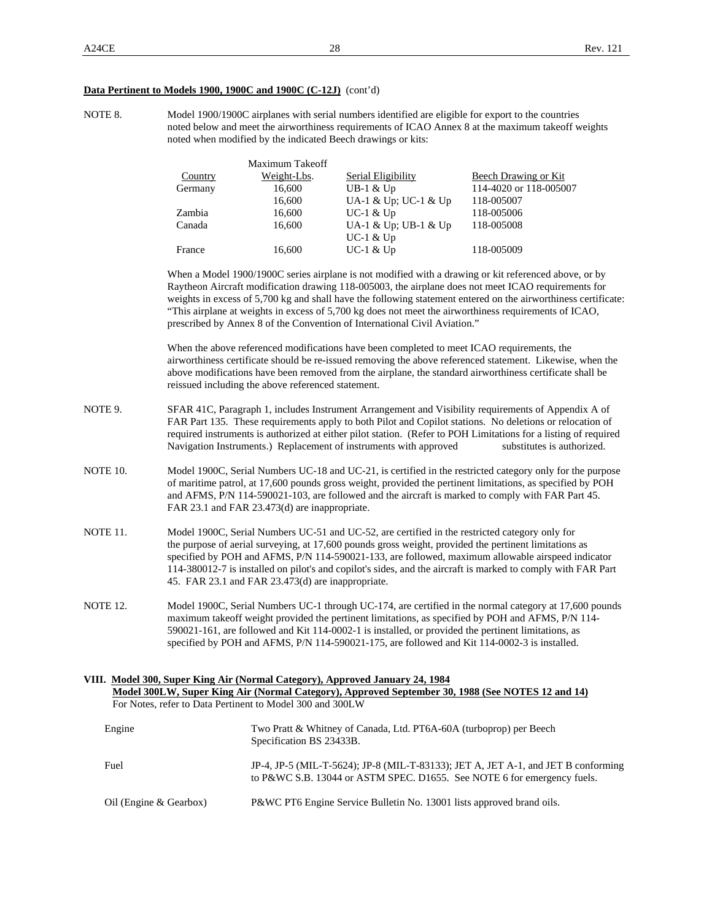**Data Pertinent to Models 1900, 1900C and 1900C (C-12J)** (cont'd)

NOTE 8. Model 1900/1900C airplanes with serial numbers identified are eligible for export to the countries noted below and meet the airworthiness requirements of ICAO Annex 8 at the maximum takeoff weights noted when modified by the indicated Beech drawings or kits:

| Country | Maximum Takeoff Weight-Lbs. | Serial Eligibility | Beech Drawing or Kit |
|---|---|---|---|
| Germany | 16,600 | UB-1 & Up | 114-4020 or 118-005007 |
| | 16,600 | UA-1 & Up; UC-1 & Up | 118-005007 |
| Zambia | 16,600 | UC-1 & Up | 118-005006 |
| Canada | 16,600 | UA-1 & Up; UB-1 & Up UC-1 & Up | 118-005008 |
| France | 16,600 | UC-1 & Up | 118-005009 |

When a Model 1900/1900C series airplane is not modified with a drawing or kit referenced above, or by Raytheon Aircraft modification drawing 118-005003, the airplane does not meet ICAO requirements for weights in excess of 5,700 kg and shall have the following statement entered on the airworthiness certificate: "This airplane at weights in excess of 5,700 kg does not meet the airworthiness requirements of ICAO, prescribed by Annex 8 of the Convention of International Civil Aviation."

When the above referenced modifications have been completed to meet ICAO requirements, the airworthiness certificate should be re-issued removing the above referenced statement. Likewise, when the above modifications have been removed from the airplane, the standard airworthiness certificate shall be reissued including the above referenced statement.

NOTE 9. SFAR 41C, Paragraph 1, includes Instrument Arrangement and Visibility requirements of Appendix A of FAR Part 135. These requirements apply to both Pilot and Copilot stations. No deletions or relocation of required instruments is authorized at either pilot station. (Refer to POH Limitations for a listing of required Navigation Instruments.) Replacement of instruments with approved substitutes is authorized.

NOTE 10. Model 1900C, Serial Numbers UC-18 and UC-21, is certified in the restricted category only for the purpose of maritime patrol, at 17,600 pounds gross weight, provided the pertinent limitations, as specified by POH and AFMS, P/N 114-590021-103, are followed and the aircraft is marked to comply with FAR Part 45. FAR 23.1 and FAR 23.473(d) are inappropriate.

NOTE 11. Model 1900C, Serial Numbers UC-51 and UC-52, are certified in the restricted category only for the purpose of aerial surveying, at 17,600 pounds gross weight, provided the pertinent limitations as specified by POH and AFMS, P/N 114-590021-133, are followed, maximum allowable airspeed indicator 114-380012-7 is installed on pilot's and copilot's sides, and the aircraft is marked to comply with FAR Part 45. FAR 23.1 and FAR 23.473(d) are inappropriate.

NOTE 12. Model 1900C, Serial Numbers UC-1 through UC-174, are certified in the normal category at 17,600 pounds maximum takeoff weight provided the pertinent limitations, as specified by POH and AFMS, P/N 114-590021-161, are followed and Kit 114-0002-1 is installed, or provided the pertinent limitations, as specified by POH and AFMS, P/N 114-590021-175, are followed and Kit 114-0002-3 is installed.

## VIII. Model 300, Super King Air (Normal Category), Approved January 24, 1984
## Model 300LW, Super King Air (Normal Category), Approved September 30, 1988 (See NOTES 12 and 14)

For Notes, refer to Data Pertinent to Model 300 and 300LW

| | |
|---|---|
| Engine | Two Pratt & Whitney of Canada, Ltd. PT6A-60A (turboprop) per Beech Specification BS 23433B. |
| Fuel | JP-4, JP-5 (MIL-T-5624); JP-8 (MIL-T-83133); JET A, JET A-1, and JET B conforming to P&WC S.B. 13044 or ASTM SPEC. D1655. See NOTE 6 for emergency fuels. |
| Oil (Engine & Gearbox) | P&WC PT6 Engine Service Bulletin No. 13001 lists approved brand oils. |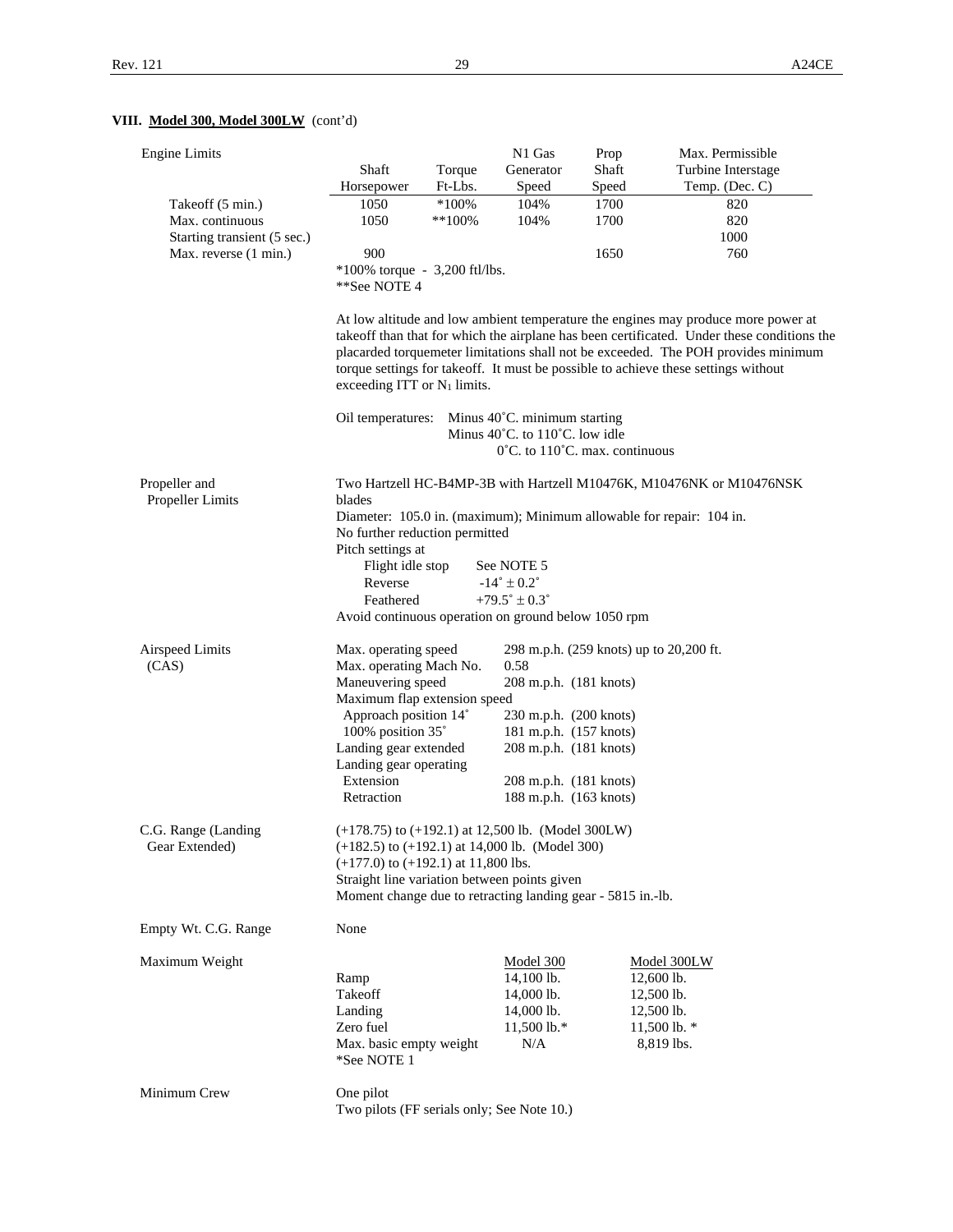## VIII. Model 300, Model 300LW (cont'd)

**Engine Limits**

| | Shaft Horsepower | Torque Ft-Lbs. | N1 Gas Generator Speed | Prop Shaft Speed | Max. Permissible Turbine Interstage Temp. (Dec. C) |
|---|---|---|---|---|---|
| Takeoff (5 min.) | 1050 | *100% | 104% | 1700 | 820 |
| Max. continuous | 1050 | **100% | 104% | 1700 | 820 |
| Starting transient (5 sec.) | | | | | 1000 |
| Max. reverse (1 min.) | 900 | | | 1650 | 760 |

*100% torque - 3,200 ftl/lbs.
**See NOTE 4

At low altitude and low ambient temperature the engines may produce more power at takeoff than that for which the airplane has been certificated. Under these conditions the placarded torquemeter limitations shall not be exceeded. The POH provides minimum torque settings for takeoff. It must be possible to achieve these settings without exceeding ITT or $N_1$ limits.

Oil temperatures: Minus 40˚C. minimum starting
Minus 40˚C. to 110˚C. low idle
0˚C. to 110˚C. max. continuous

**Propeller and Propeller Limits**

Two Hartzell HC-B4MP-3B with Hartzell M10476K, M10476NK or M10476NSK blades
Diameter: 105.0 in. (maximum); Minimum allowable for repair: 104 in.
No further reduction permitted
Pitch settings at
- Flight idle stop: See NOTE 5
- Reverse: -14˚ ± 0.2˚
- Feathered: +79.5˚ ± 0.3˚

Avoid continuous operation on ground below 1050 rpm

**Airspeed Limits (CAS)**

| | |
|---|---|
| Max. operating speed | 298 m.p.h. (259 knots) up to 20,200 ft. |
| Max. operating Mach No. | 0.58 |
| Maneuvering speed | 208 m.p.h. (181 knots) |
| Maximum flap extension speed | |
| Approach position 14˚ | 230 m.p.h. (200 knots) |
| 100% position 35˚ | 181 m.p.h. (157 knots) |
| Landing gear extended | 208 m.p.h. (181 knots) |
| Landing gear operating | |
| Extension | 208 m.p.h. (181 knots) |
| Retraction | 188 m.p.h. (163 knots) |

**C.G. Range (Landing Gear Extended)**

(+178.75) to (+192.1) at 12,500 lb. (Model 300LW)
(+182.5) to (+192.1) at 14,000 lb. (Model 300)
(+177.0) to (+192.1) at 11,800 lbs.
Straight line variation between points given
Moment change due to retracting landing gear - 5815 in.-lb.

**Empty Wt. C.G. Range**

None

**Maximum Weight**

| | Model 300 | Model 300LW |
|---|---|---|
| Ramp | 14,100 lb. | 12,600 lb. |
| Takeoff | 14,000 lb. | 12,500 lb. |
| Landing | 14,000 lb. | 12,500 lb. |
| Zero fuel | 11,500 lb.* | 11,500 lb. * |
| Max. basic empty weight | N/A | 8,819 lbs. |

*See NOTE 1

**Minimum Crew**

One pilot
Two pilots (FF serials only; See Note 10.)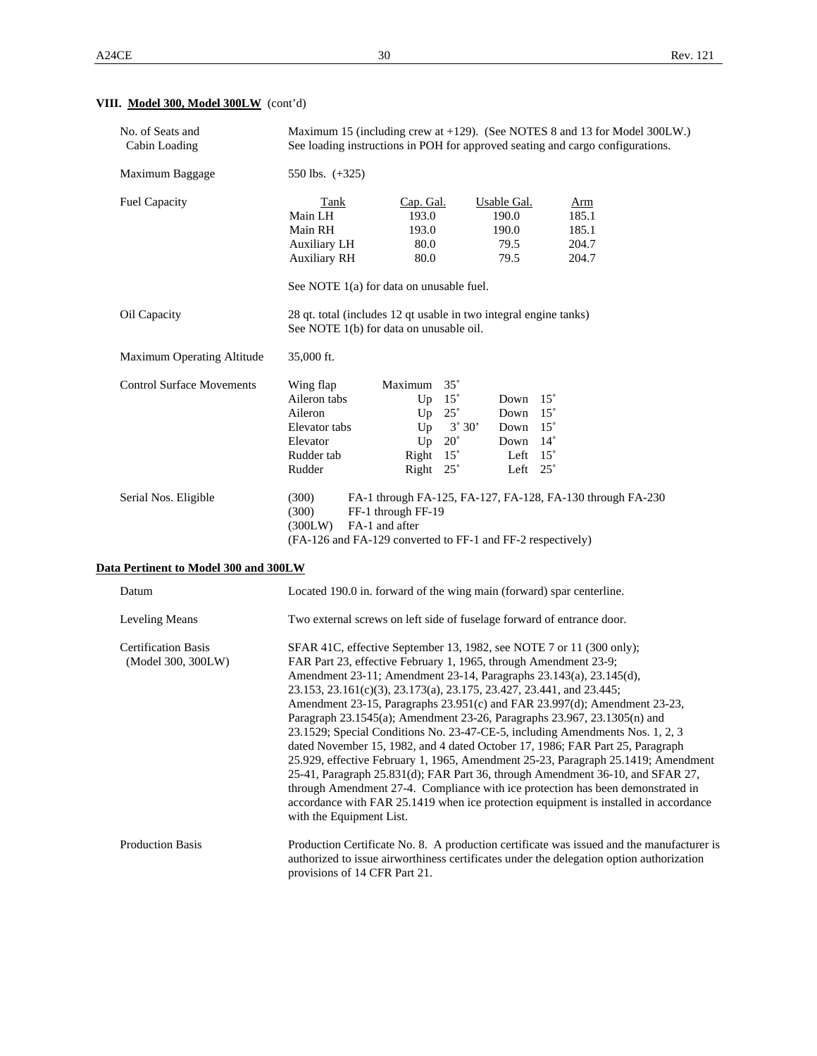**VIII. Model 300, Model 300LW** (cont'd)

| | |
|---|---|
| No. of Seats and Cabin Loading | Maximum 15 (including crew at +129). (See NOTES 8 and 13 for Model 300LW.) See loading instructions in POH for approved seating and cargo configurations. |
| Maximum Baggage | 550 lbs. (+325) |

Fuel Capacity

| Tank | Cap. Gal. | Usable Gal. | Arm |
|---|---|---|---|
| Main LH | 193.0 | 190.0 | 185.1 |
| Main RH | 193.0 | 190.0 | 185.1 |
| Auxiliary LH | 80.0 | 79.5 | 204.7 |
| Auxiliary RH | 80.0 | 79.5 | 204.7 |

See NOTE 1(a) for data on unusable fuel.

| | |
|---|---|
| Oil Capacity | 28 qt. total (includes 12 qt usable in two integral engine tanks) See NOTE 1(b) for data on unusable oil. |
| Maximum Operating Altitude | 35,000 ft. |

Control Surface Movements

| Surface | | | | |
|---|---|---|---|---|
| Wing flap | Maximum | 35˚ | | |
| Aileron tabs | Up | 15˚ | Down | 15˚ |
| Aileron | Up | 25˚ | Down | 15˚ |
| Elevator tabs | Up | 3˚ 30' | Down | 15˚ |
| Elevator | Up | 20˚ | Down | 14˚ |
| Rudder tab | Right | 15˚ | Left | 15˚ |
| Rudder | Right | 25˚ | Left | 25˚ |

Serial Nos. Eligible

| | |
|---|---|
| (300) | FA-1 through FA-125, FA-127, FA-128, FA-130 through FA-230 |
| (300) | FF-1 through FF-19 |
| (300LW) | FA-1 and after |

(FA-126 and FA-129 converted to FF-1 and FF-2 respectively)

**Data Pertinent to Model 300 and 300LW**

| | |
|---|---|
| Datum | Located 190.0 in. forward of the wing main (forward) spar centerline. |
| Leveling Means | Two external screws on left side of fuselage forward of entrance door. |
| Certification Basis (Model 300, 300LW) | SFAR 41C, effective September 13, 1982, see NOTE 7 or 11 (300 only); FAR Part 23, effective February 1, 1965, through Amendment 23-9; Amendment 23-11; Amendment 23-14, Paragraphs 23.143(a), 23.145(d), 23.153, 23.161(c)(3), 23.173(a), 23.175, 23.427, 23.441, and 23.445; Amendment 23-15, Paragraphs 23.951(c) and FAR 23.997(d); Amendment 23-23, Paragraph 23.1545(a); Amendment 23-26, Paragraphs 23.967, 23.1305(n) and 23.1529; Special Conditions No. 23-47-CE-5, including Amendments Nos. 1, 2, 3 dated November 15, 1982, and 4 dated October 17, 1986; FAR Part 25, Paragraph 25.929, effective February 1, 1965, Amendment 25-23, Paragraph 25.1419; Amendment 25-41, Paragraph 25.831(d); FAR Part 36, through Amendment 36-10, and SFAR 27, through Amendment 27-4. Compliance with ice protection has been demonstrated in accordance with FAR 25.1419 when ice protection equipment is installed in accordance with the Equipment List. |
| Production Basis | Production Certificate No. 8. A production certificate was issued and the manufacturer is authorized to issue airworthiness certificates under the delegation option authorization provisions of 14 CFR Part 21. |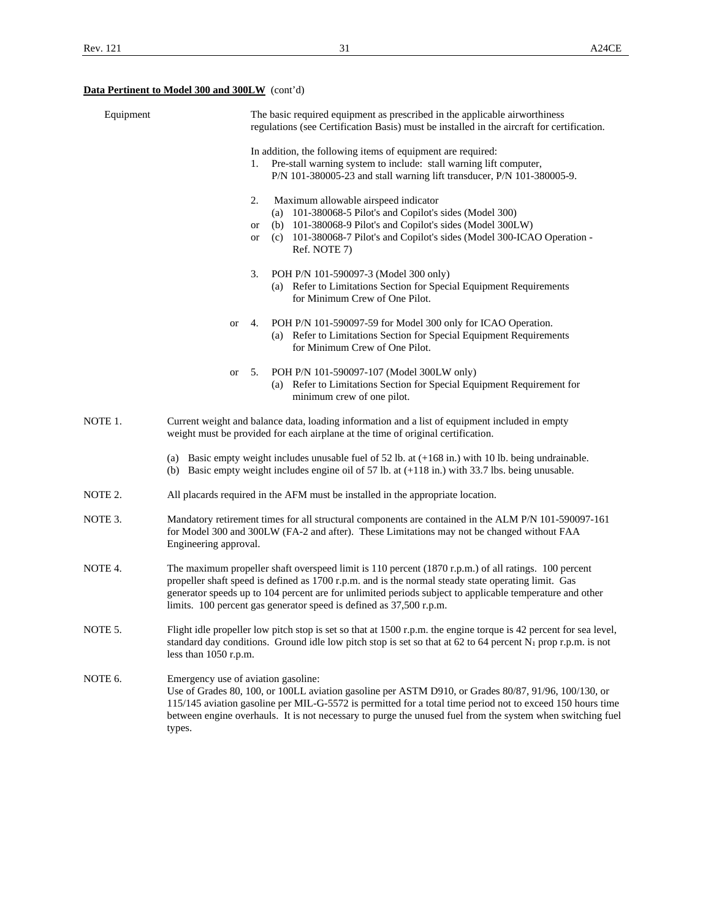**Data Pertinent to Model 300 and 300LW** (cont'd)

Equipment

The basic required equipment as prescribed in the applicable airworthiness regulations (see Certification Basis) must be installed in the aircraft for certification.

In addition, the following items of equipment are required:

1. Pre-stall warning system to include: stall warning lift computer, P/N 101-380005-23 and stall warning lift transducer, P/N 101-380005-9.

2. Maximum allowable airspeed indicator
   - (a) 101-380068-5 Pilot's and Copilot's sides (Model 300)
   - or (b) 101-380068-9 Pilot's and Copilot's sides (Model 300LW)
   - or (c) 101-380068-7 Pilot's and Copilot's sides (Model 300-ICAO Operation - Ref. NOTE 7)

3. POH P/N 101-590097-3 (Model 300 only)
   - (a) Refer to Limitations Section for Special Equipment Requirements for Minimum Crew of One Pilot.

or 4. POH P/N 101-590097-59 for Model 300 only for ICAO Operation.
   - (a) Refer to Limitations Section for Special Equipment Requirements for Minimum Crew of One Pilot.

or 5. POH P/N 101-590097-107 (Model 300LW only)
   - (a) Refer to Limitations Section for Special Equipment Requirement for minimum crew of one pilot.

NOTE 1. Current weight and balance data, loading information and a list of equipment included in empty weight must be provided for each airplane at the time of original certification.

(a) Basic empty weight includes unusable fuel of 52 lb. at (+168 in.) with 10 lb. being undrainable.
(b) Basic empty weight includes engine oil of 57 lb. at (+118 in.) with 33.7 lbs. being unusable.

NOTE 2. All placards required in the AFM must be installed in the appropriate location.

NOTE 3. Mandatory retirement times for all structural components are contained in the ALM P/N 101-590097-161 for Model 300 and 300LW (FA-2 and after). These Limitations may not be changed without FAA Engineering approval.

NOTE 4. The maximum propeller shaft overspeed limit is 110 percent (1870 r.p.m.) of all ratings. 100 percent propeller shaft speed is defined as 1700 r.p.m. and is the normal steady state operating limit. Gas generator speeds up to 104 percent are for unlimited periods subject to applicable temperature and other limits. 100 percent gas generator speed is defined as 37,500 r.p.m.

NOTE 5. Flight idle propeller low pitch stop is set so that at 1500 r.p.m. the engine torque is 42 percent for sea level, standard day conditions. Ground idle low pitch stop is set so that at 62 to 64 percent $N_1$ prop r.p.m. is not less than 1050 r.p.m.

NOTE 6. Emergency use of aviation gasoline:
Use of Grades 80, 100, or 100LL aviation gasoline per ASTM D910, or Grades 80/87, 91/96, 100/130, or 115/145 aviation gasoline per MIL-G-5572 is permitted for a total time period not to exceed 150 hours time between engine overhauls. It is not necessary to purge the unused fuel from the system when switching fuel types.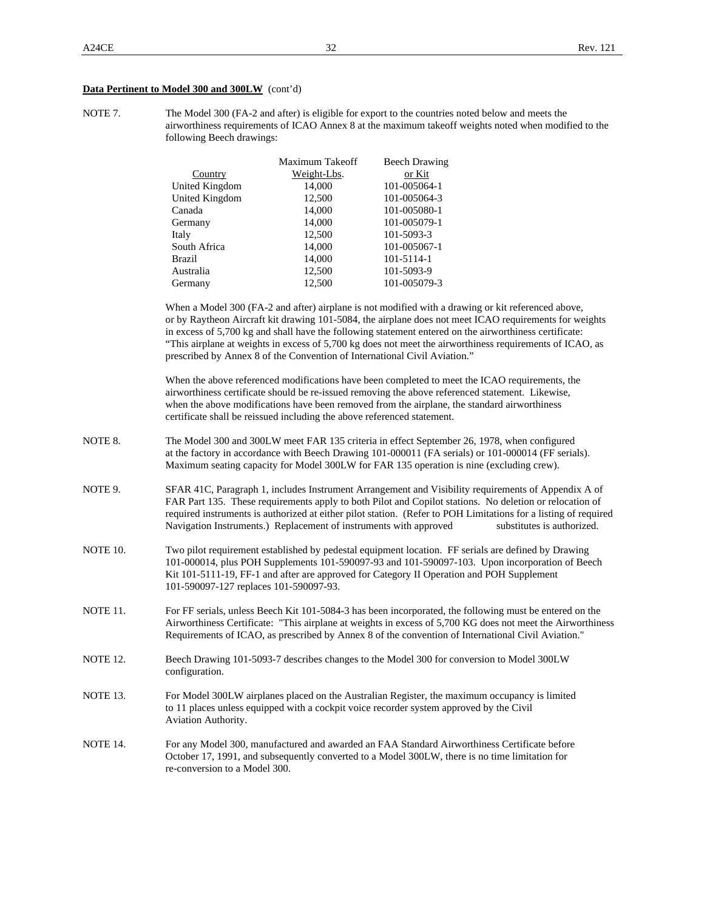**Data Pertinent to Model 300 and 300LW** (cont'd)

NOTE 7. The Model 300 (FA-2 and after) is eligible for export to the countries noted below and meets the airworthiness requirements of ICAO Annex 8 at the maximum takeoff weights noted when modified to the following Beech drawings:

| Country | Maximum Takeoff Weight-Lbs. | Beech Drawing or Kit |
|---|---|---|
| United Kingdom | 14,000 | 101-005064-1 |
| United Kingdom | 12,500 | 101-005064-3 |
| Canada | 14,000 | 101-005080-1 |
| Germany | 14,000 | 101-005079-1 |
| Italy | 12,500 | 101-5093-3 |
| South Africa | 14,000 | 101-005067-1 |
| Brazil | 14,000 | 101-5114-1 |
| Australia | 12,500 | 101-5093-9 |
| Germany | 12,500 | 101-005079-3 |

When a Model 300 (FA-2 and after) airplane is not modified with a drawing or kit referenced above, or by Raytheon Aircraft kit drawing 101-5084, the airplane does not meet ICAO requirements for weights in excess of 5,700 kg and shall have the following statement entered on the airworthiness certificate: "This airplane at weights in excess of 5,700 kg does not meet the airworthiness requirements of ICAO, as prescribed by Annex 8 of the Convention of International Civil Aviation."

When the above referenced modifications have been completed to meet the ICAO requirements, the airworthiness certificate should be re-issued removing the above referenced statement. Likewise, when the above modifications have been removed from the airplane, the standard airworthiness certificate shall be reissued including the above referenced statement.

NOTE 8. The Model 300 and 300LW meet FAR 135 criteria in effect September 26, 1978, when configured at the factory in accordance with Beech Drawing 101-000011 (FA serials) or 101-000014 (FF serials). Maximum seating capacity for Model 300LW for FAR 135 operation is nine (excluding crew).

NOTE 9. SFAR 41C, Paragraph 1, includes Instrument Arrangement and Visibility requirements of Appendix A of FAR Part 135. These requirements apply to both Pilot and Copilot stations. No deletion or relocation of required instruments is authorized at either pilot station. (Refer to POH Limitations for a listing of required Navigation Instruments.) Replacement of instruments with approved substitutes is authorized.

NOTE 10. Two pilot requirement established by pedestal equipment location. FF serials are defined by Drawing 101-000014, plus POH Supplements 101-590097-93 and 101-590097-103. Upon incorporation of Beech Kit 101-5111-19, FF-1 and after are approved for Category II Operation and POH Supplement 101-590097-127 replaces 101-590097-93.

NOTE 11. For FF serials, unless Beech Kit 101-5084-3 has been incorporated, the following must be entered on the Airworthiness Certificate: "This airplane at weights in excess of 5,700 KG does not meet the Airworthiness Requirements of ICAO, as prescribed by Annex 8 of the convention of International Civil Aviation."

NOTE 12. Beech Drawing 101-5093-7 describes changes to the Model 300 for conversion to Model 300LW configuration.

NOTE 13. For Model 300LW airplanes placed on the Australian Register, the maximum occupancy is limited to 11 places unless equipped with a cockpit voice recorder system approved by the Civil Aviation Authority.

NOTE 14. For any Model 300, manufactured and awarded an FAA Standard Airworthiness Certificate before October 17, 1991, and subsequently converted to a Model 300LW, there is no time limitation for re-conversion to a Model 300.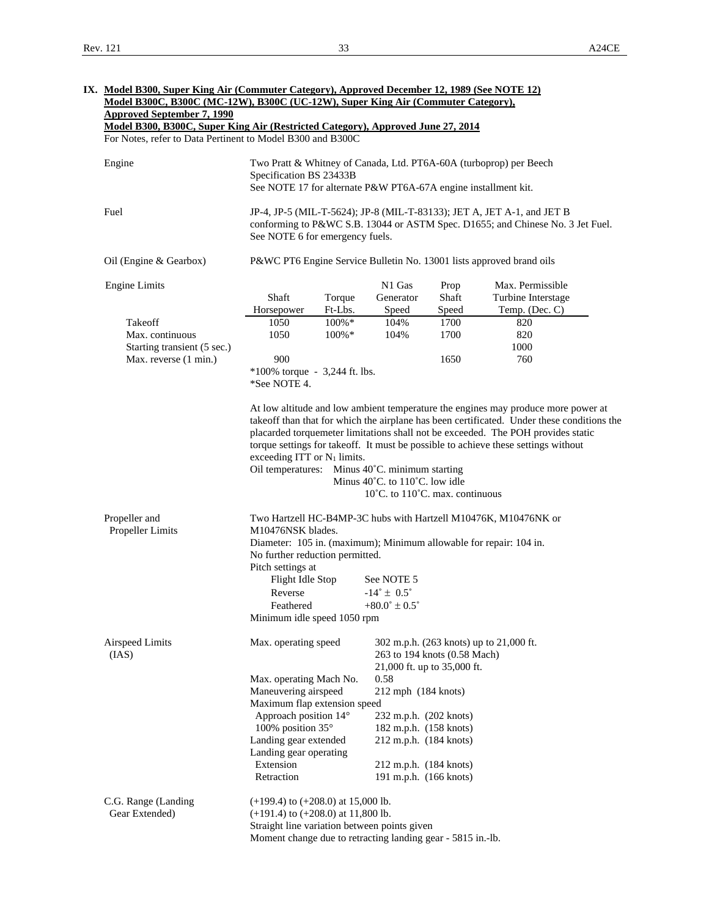## IX. Model B300, Super King Air (Commuter Category), Approved December 12, 1989 (See NOTE 12) Model B300C, B300C (MC-12W), B300C (UC-12W), Super King Air (Commuter Category), Approved September 7, 1990 Model B300, B300C, Super King Air (Restricted Category), Approved June 27, 2014

For Notes, refer to Data Pertinent to Model B300 and B300C

**Engine**

Two Pratt & Whitney of Canada, Ltd. PT6A-60A (turboprop) per Beech Specification BS 23433B
See NOTE 17 for alternate P&W PT6A-67A engine installment kit.

**Fuel**

JP-4, JP-5 (MIL-T-5624); JP-8 (MIL-T-83133); JET A, JET A-1, and JET B conforming to P&WC S.B. 13044 or ASTM Spec. D1655; and Chinese No. 3 Jet Fuel. See NOTE 6 for emergency fuels.

**Oil (Engine & Gearbox)**

P&WC PT6 Engine Service Bulletin No. 13001 lists approved brand oils

**Engine Limits**

| | Shaft Horsepower | Torque Ft-Lbs. | N1 Gas Generator Speed | Prop Shaft Speed | Max. Permissible Turbine Interstage Temp. (Dec. C) |
|---|---|---|---|---|---|
| Takeoff | 1050 | 100%* | 104% | 1700 | 820 |
| Max. continuous | 1050 | 100%* | 104% | 1700 | 820 |
| Starting transient (5 sec.) | | | | | 1000 |
| Max. reverse (1 min.) | 900 | | | 1650 | 760 |

*100% torque - 3,244 ft. lbs.
*See NOTE 4.

At low altitude and low ambient temperature the engines may produce more power at takeoff than that for which the airplane has been certificated. Under these conditions the placarded torquemeter limitations shall not be exceeded. The POH provides static torque settings for takeoff. It must be possible to achieve these settings without exceeding ITT or $N_1$ limits.

Oil temperatures: Minus 40˚C. minimum starting
Minus 40˚C. to 110˚C. low idle
10˚C. to 110˚C. max. continuous

**Propeller and Propeller Limits**

Two Hartzell HC-B4MP-3C hubs with Hartzell M10476K, M10476NK or M10476NSK blades.
Diameter: 105 in. (maximum); Minimum allowable for repair: 104 in.
No further reduction permitted.
Pitch settings at
- Flight Idle Stop: See NOTE 5
- Reverse: -14˚ ± 0.5˚
- Feathered: +80.0˚ ± 0.5˚

Minimum idle speed 1050 rpm

**Airspeed Limits (IAS)**

| | |
|---|---|
| Max. operating speed | 302 m.p.h. (263 knots) up to 21,000 ft. 263 to 194 knots (0.58 Mach) 21,000 ft. up to 35,000 ft. |
| Max. operating Mach No. | 0.58 |
| Maneuvering airspeed | 212 mph (184 knots) |
| Maximum flap extension speed | |
| Approach position 14° | 232 m.p.h. (202 knots) |
| 100% position 35° | 182 m.p.h. (158 knots) |
| Landing gear extended | 212 m.p.h. (184 knots) |
| Landing gear operating | |
| Extension | 212 m.p.h. (184 knots) |
| Retraction | 191 m.p.h. (166 knots) |

**C.G. Range (Landing Gear Extended)**

(+199.4) to (+208.0) at 15,000 lb.
(+191.4) to (+208.0) at 11,800 lb.
Straight line variation between points given
Moment change due to retracting landing gear - 5815 in.-lb.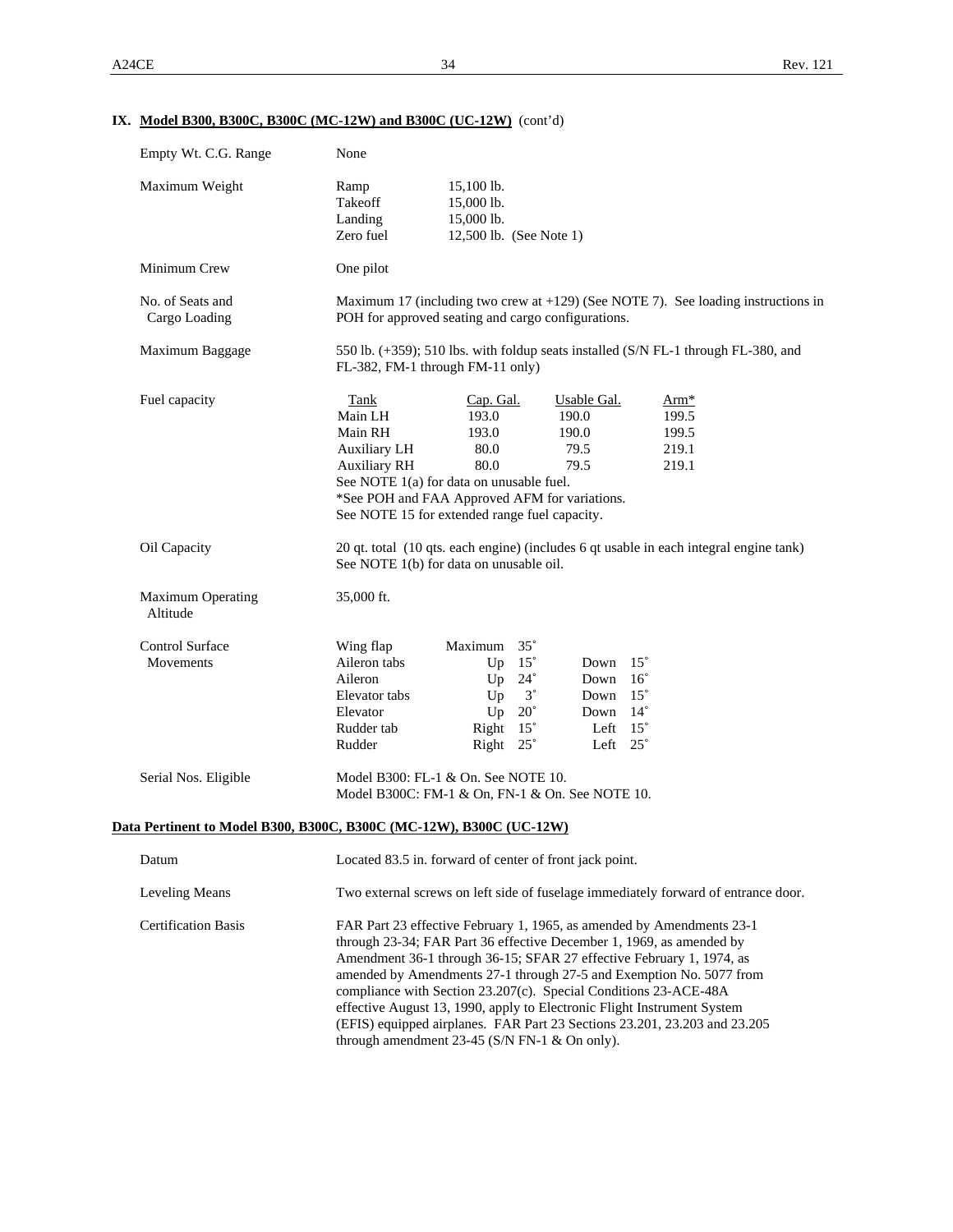## IX. Model B300, B300C, B300C (MC-12W) and B300C (UC-12W) (cont'd)

Empty Wt. C.G. Range — None

Maximum Weight

| | |
|---|---|
| Ramp | 15,100 lb. |
| Takeoff | 15,000 lb. |
| Landing | 15,000 lb. |
| Zero fuel | 12,500 lb. (See Note 1) |

Minimum Crew — One pilot

No. of Seats and Cargo Loading — Maximum 17 (including two crew at +129) (See NOTE 7). See loading instructions in POH for approved seating and cargo configurations.

Maximum Baggage — 550 lb. (+359); 510 lbs. with foldup seats installed (S/N FL-1 through FL-380, and FL-382, FM-1 through FM-11 only)

Fuel capacity

| Tank | Cap. Gal. | Usable Gal. | Arm* |
|---|---|---|---|
| Main LH | 193.0 | 190.0 | 199.5 |
| Main RH | 193.0 | 190.0 | 199.5 |
| Auxiliary LH | 80.0 | 79.5 | 219.1 |
| Auxiliary RH | 80.0 | 79.5 | 219.1 |

See NOTE 1(a) for data on unusable fuel.
*See POH and FAA Approved AFM for variations.
See NOTE 15 for extended range fuel capacity.

Oil Capacity — 20 qt. total (10 qts. each engine) (includes 6 qt usable in each integral engine tank) See NOTE 1(b) for data on unusable oil.

Maximum Operating Altitude — 35,000 ft.

Control Surface Movements

| | | |
|---|---|---|
| Wing flap | Maximum 35° | |
| Aileron tabs | Up 15° | Down 15° |
| Aileron | Up 24° | Down 16° |
| Elevator tabs | Up 3° | Down 15° |
| Elevator | Up 20° | Down 14° |
| Rudder tab | Right 15° | Left 15° |
| Rudder | Right 25° | Left 25° |

Serial Nos. Eligible — Model B300: FL-1 & On. See NOTE 10.
Model B300C: FM-1 & On, FN-1 & On. See NOTE 10.

## Data Pertinent to Model B300, B300C, B300C (MC-12W), B300C (UC-12W)

Datum — Located 83.5 in. forward of center of front jack point.

Leveling Means — Two external screws on left side of fuselage immediately forward of entrance door.

Certification Basis — FAR Part 23 effective February 1, 1965, as amended by Amendments 23-1 through 23-34; FAR Part 36 effective December 1, 1969, as amended by Amendment 36-1 through 36-15; SFAR 27 effective February 1, 1974, as amended by Amendments 27-1 through 27-5 and Exemption No. 5077 from compliance with Section 23.207(c). Special Conditions 23-ACE-48A effective August 13, 1990, apply to Electronic Flight Instrument System (EFIS) equipped airplanes. FAR Part 23 Sections 23.201, 23.203 and 23.205 through amendment 23-45 (S/N FN-1 & On only).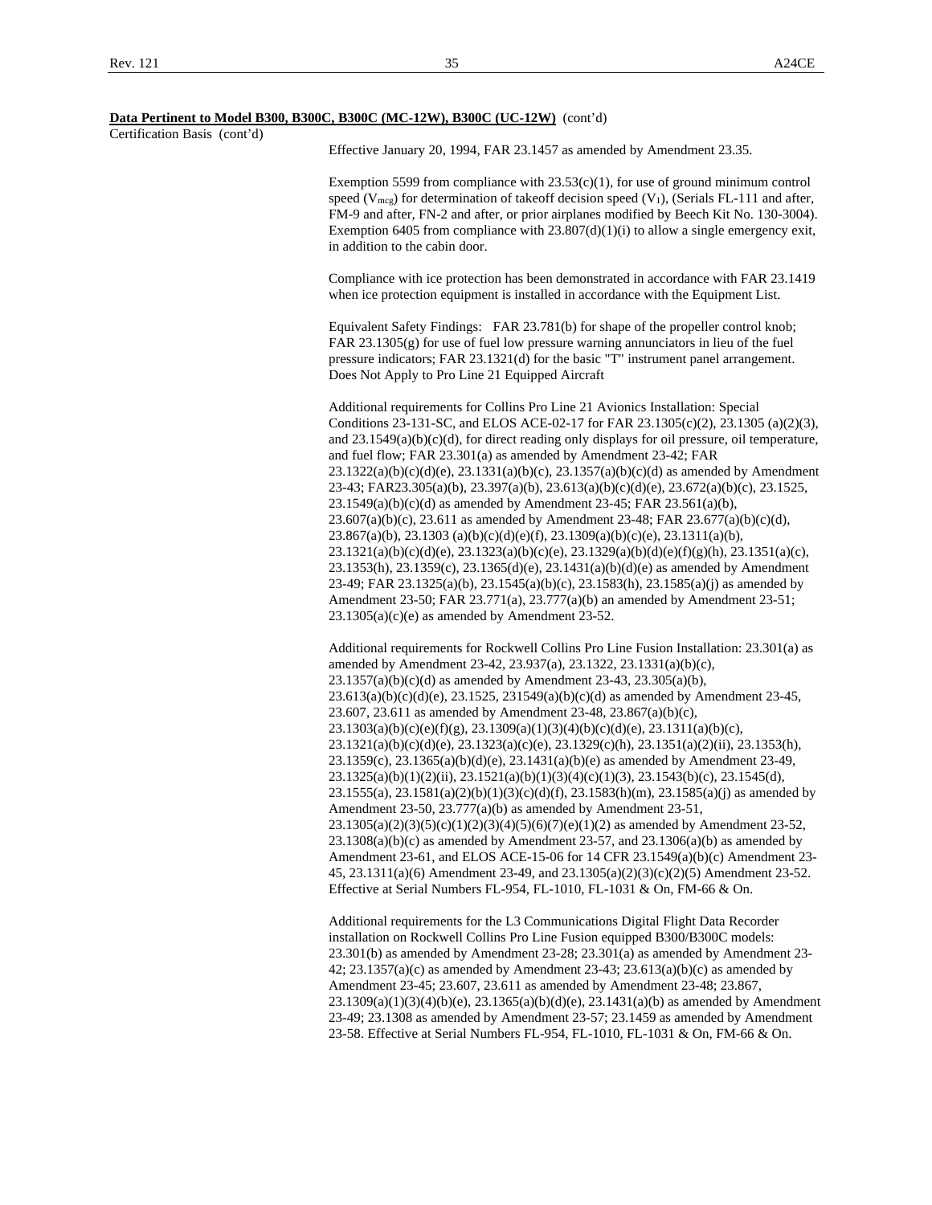**Data Pertinent to Model B300, B300C, B300C (MC-12W), B300C (UC-12W)** (cont'd)

Certification Basis (cont'd)

Effective January 20, 1994, FAR 23.1457 as amended by Amendment 23.35.

Exemption 5599 from compliance with 23.53(c)(1), for use of ground minimum control speed ($V_{mcg}$) for determination of takeoff decision speed ($V_1$), (Serials FL-111 and after, FM-9 and after, FN-2 and after, or prior airplanes modified by Beech Kit No. 130-3004). Exemption 6405 from compliance with 23.807(d)(1)(i) to allow a single emergency exit, in addition to the cabin door.

Compliance with ice protection has been demonstrated in accordance with FAR 23.1419 when ice protection equipment is installed in accordance with the Equipment List.

Equivalent Safety Findings: FAR 23.781(b) for shape of the propeller control knob; FAR 23.1305(g) for use of fuel low pressure warning annunciators in lieu of the fuel pressure indicators; FAR 23.1321(d) for the basic "T" instrument panel arrangement. Does Not Apply to Pro Line 21 Equipped Aircraft

Additional requirements for Collins Pro Line 21 Avionics Installation: Special Conditions 23-131-SC, and ELOS ACE-02-17 for FAR 23.1305(c)(2), 23.1305 (a)(2)(3), and 23.1549(a)(b)(c)(d), for direct reading only displays for oil pressure, oil temperature, and fuel flow; FAR 23.301(a) as amended by Amendment 23-42; FAR 23.1322(a)(b)(c)(d)(e), 23.1331(a)(b)(c), 23.1357(a)(b)(c)(d) as amended by Amendment 23-43; FAR23.305(a)(b), 23.397(a)(b), 23.613(a)(b)(c)(d)(e), 23.672(a)(b)(c), 23.1525, 23.1549(a)(b)(c)(d) as amended by Amendment 23-45; FAR 23.561(a)(b), 23.607(a)(b)(c), 23.611 as amended by Amendment 23-48; FAR 23.677(a)(b)(c)(d), 23.867(a)(b), 23.1303 (a)(b)(c)(d)(e)(f), 23.1309(a)(b)(c)(e), 23.1311(a)(b), 23.1321(a)(b)(c)(d)(e), 23.1323(a)(b)(c)(e), 23.1329(a)(b)(d)(e)(f)(g)(h), 23.1351(a)(c), 23.1353(h), 23.1359(c), 23.1365(d)(e), 23.1431(a)(b)(d)(e) as amended by Amendment 23-49; FAR 23.1325(a)(b), 23.1545(a)(b)(c), 23.1583(h), 23.1585(a)(j) as amended by Amendment 23-50; FAR 23.771(a), 23.777(a)(b) an amended by Amendment 23-51; 23.1305(a)(c)(e) as amended by Amendment 23-52.

Additional requirements for Rockwell Collins Pro Line Fusion Installation: 23.301(a) as amended by Amendment 23-42, 23.937(a), 23.1322, 23.1331(a)(b)(c), 23.1357(a)(b)(c)(d) as amended by Amendment 23-43, 23.305(a)(b), 23.613(a)(b)(c)(d)(e), 23.1525, 231549(a)(b)(c)(d) as amended by Amendment 23-45, 23.607, 23.611 as amended by Amendment 23-48, 23.867(a)(b)(c), 23.1303(a)(b)(c)(e)(f)(g), 23.1309(a)(1)(3)(4)(b)(c)(d)(e), 23.1311(a)(b)(c), 23.1321(a)(b)(c)(d)(e), 23.1323(a)(c)(e), 23.1329(c)(h), 23.1351(a)(2)(ii), 23.1353(h), 23.1359(c), 23.1365(a)(b)(d)(e), 23.1431(a)(b)(e) as amended by Amendment 23-49, 23.1325(a)(b)(1)(2)(ii), 23.1521(a)(b)(1)(3)(4)(c)(1)(3), 23.1543(b)(c), 23.1545(d), 23.1555(a), 23.1581(a)(2)(b)(1)(3)(c)(d)(f), 23.1583(h)(m), 23.1585(a)(j) as amended by Amendment 23-50, 23.777(a)(b) as amended by Amendment 23-51, 23.1305(a)(2)(3)(5)(c)(1)(2)(3)(4)(5)(6)(7)(e)(1)(2) as amended by Amendment 23-52, 23.1308(a)(b)(c) as amended by Amendment 23-57, and 23.1306(a)(b) as amended by Amendment 23-61, and ELOS ACE-15-06 for 14 CFR 23.1549(a)(b)(c) Amendment 23-45, 23.1311(a)(6) Amendment 23-49, and 23.1305(a)(2)(3)(c)(2)(5) Amendment 23-52. Effective at Serial Numbers FL-954, FL-1010, FL-1031 & On, FM-66 & On.

Additional requirements for the L3 Communications Digital Flight Data Recorder installation on Rockwell Collins Pro Line Fusion equipped B300/B300C models: 23.301(b) as amended by Amendment 23-28; 23.301(a) as amended by Amendment 23-42; 23.1357(a)(c) as amended by Amendment 23-43; 23.613(a)(b)(c) as amended by Amendment 23-45; 23.607, 23.611 as amended by Amendment 23-48; 23.867, 23.1309(a)(1)(3)(4)(b)(e), 23.1365(a)(b)(d)(e), 23.1431(a)(b) as amended by Amendment 23-49; 23.1308 as amended by Amendment 23-57; 23.1459 as amended by Amendment 23-58. Effective at Serial Numbers FL-954, FL-1010, FL-1031 & On, FM-66 & On.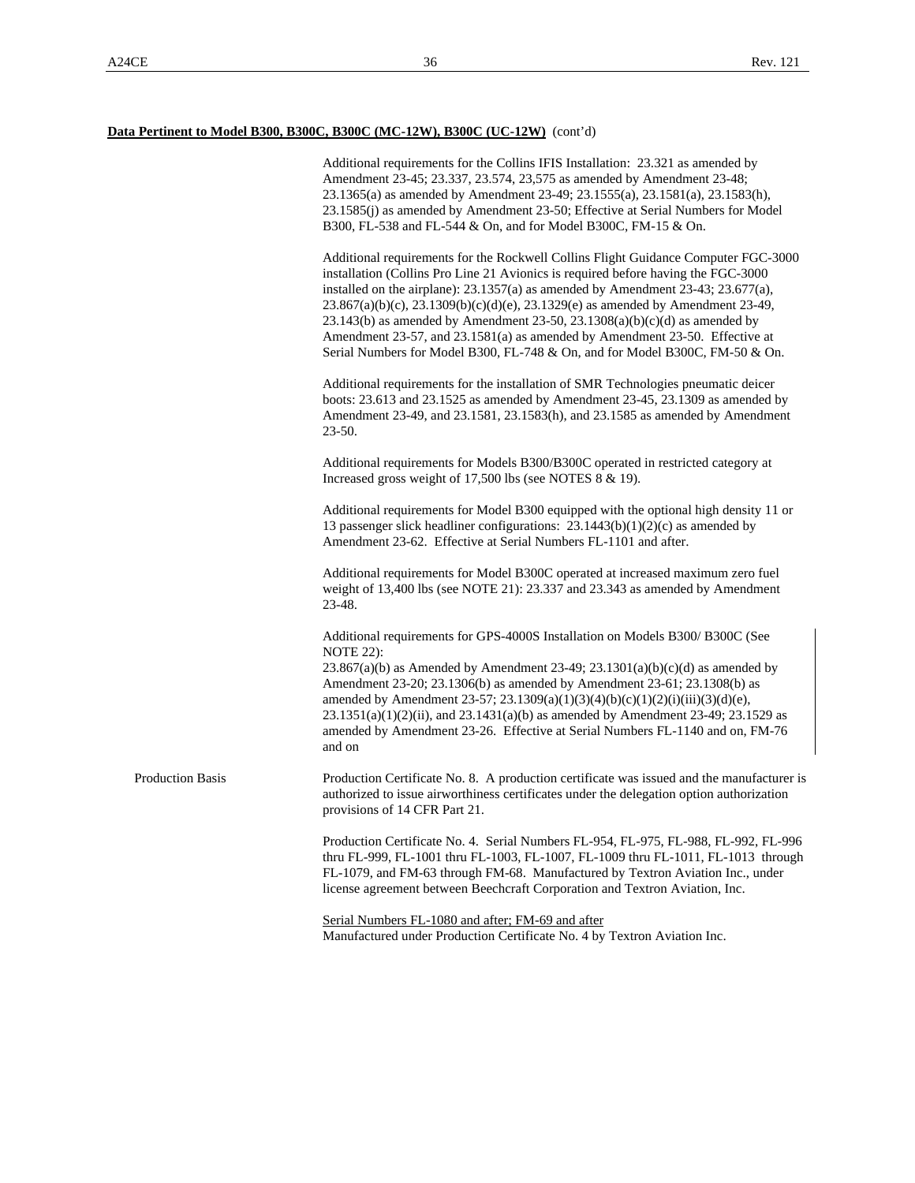**Data Pertinent to Model B300, B300C, B300C (MC-12W), B300C (UC-12W)** (cont'd)

Additional requirements for the Collins IFIS Installation: 23.321 as amended by Amendment 23-45; 23.337, 23.574, 23,575 as amended by Amendment 23-48; 23.1365(a) as amended by Amendment 23-49; 23.1555(a), 23.1581(a), 23.1583(h), 23.1585(j) as amended by Amendment 23-50; Effective at Serial Numbers for Model B300, FL-538 and FL-544 & On, and for Model B300C, FM-15 & On.

Additional requirements for the Rockwell Collins Flight Guidance Computer FGC-3000 installation (Collins Pro Line 21 Avionics is required before having the FGC-3000 installed on the airplane): 23.1357(a) as amended by Amendment 23-43; 23.677(a), 23.867(a)(b)(c), 23.1309(b)(c)(d)(e), 23.1329(e) as amended by Amendment 23-49, 23.143(b) as amended by Amendment 23-50, 23.1308(a)(b)(c)(d) as amended by Amendment 23-57, and 23.1581(a) as amended by Amendment 23-50. Effective at Serial Numbers for Model B300, FL-748 & On, and for Model B300C, FM-50 & On.

Additional requirements for the installation of SMR Technologies pneumatic deicer boots: 23.613 and 23.1525 as amended by Amendment 23-45, 23.1309 as amended by Amendment 23-49, and 23.1581, 23.1583(h), and 23.1585 as amended by Amendment 23-50.

Additional requirements for Models B300/B300C operated in restricted category at Increased gross weight of 17,500 lbs (see NOTES 8 & 19).

Additional requirements for Model B300 equipped with the optional high density 11 or 13 passenger slick headliner configurations: 23.1443(b)(1)(2)(c) as amended by Amendment 23-62. Effective at Serial Numbers FL-1101 and after.

Additional requirements for Model B300C operated at increased maximum zero fuel weight of 13,400 lbs (see NOTE 21): 23.337 and 23.343 as amended by Amendment 23-48.

Additional requirements for GPS-4000S Installation on Models B300/ B300C (See NOTE 22):
23.867(a)(b) as Amended by Amendment 23-49; 23.1301(a)(b)(c)(d) as amended by Amendment 23-20; 23.1306(b) as amended by Amendment 23-61; 23.1308(b) as amended by Amendment 23-57; 23.1309(a)(1)(3)(4)(b)(c)(1)(2)(i)(iii)(3)(d)(e), 23.1351(a)(1)(2)(ii), and 23.1431(a)(b) as amended by Amendment 23-49; 23.1529 as amended by Amendment 23-26. Effective at Serial Numbers FL-1140 and on, FM-76 and on

Production Basis

Production Certificate No. 8. A production certificate was issued and the manufacturer is authorized to issue airworthiness certificates under the delegation option authorization provisions of 14 CFR Part 21.

Production Certificate No. 4. Serial Numbers FL-954, FL-975, FL-988, FL-992, FL-996 thru FL-999, FL-1001 thru FL-1003, FL-1007, FL-1009 thru FL-1011, FL-1013 through FL-1079, and FM-63 through FM-68. Manufactured by Textron Aviation Inc., under license agreement between Beechcraft Corporation and Textron Aviation, Inc.

Serial Numbers FL-1080 and after; FM-69 and after
Manufactured under Production Certificate No. 4 by Textron Aviation Inc.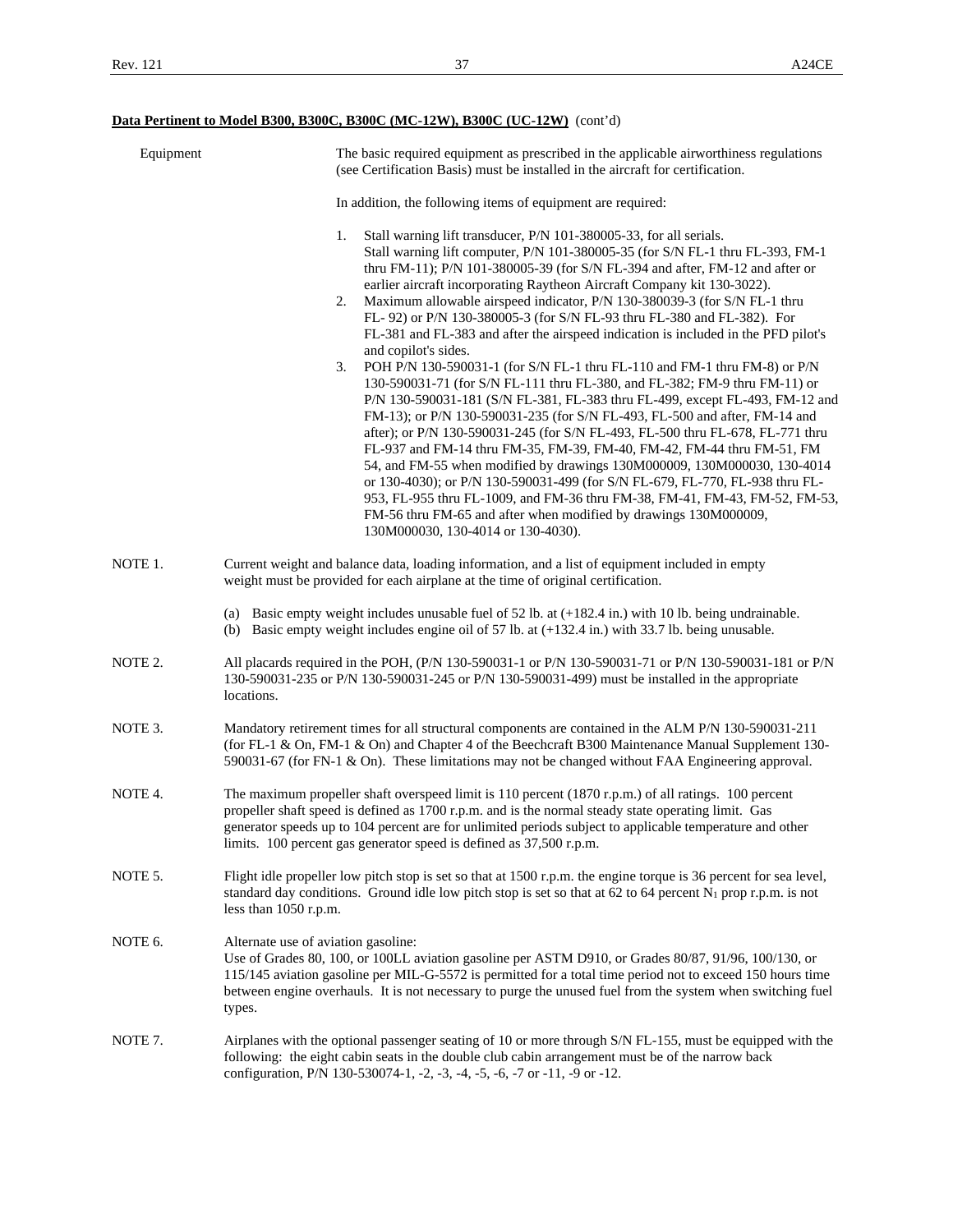**Data Pertinent to Model B300, B300C, B300C (MC-12W), B300C (UC-12W)** (cont'd)

Equipment

The basic required equipment as prescribed in the applicable airworthiness regulations (see Certification Basis) must be installed in the aircraft for certification.

In addition, the following items of equipment are required:

1. Stall warning lift transducer, P/N 101-380005-33, for all serials.
   Stall warning lift computer, P/N 101-380005-35 (for S/N FL-1 thru FL-393, FM-1 thru FM-11); P/N 101-380005-39 (for S/N FL-394 and after, FM-12 and after or earlier aircraft incorporating Raytheon Aircraft Company kit 130-3022).
2. Maximum allowable airspeed indicator, P/N 130-380039-3 (for S/N FL-1 thru FL- 92) or P/N 130-380005-3 (for S/N FL-93 thru FL-380 and FL-382). For FL-381 and FL-383 and after the airspeed indication is included in the PFD pilot's and copilot's sides.
3. POH P/N 130-590031-1 (for S/N FL-1 thru FL-110 and FM-1 thru FM-8) or P/N 130-590031-71 (for S/N FL-111 thru FL-380, and FL-382; FM-9 thru FM-11) or P/N 130-590031-181 (S/N FL-381, FL-383 thru FL-499, except FL-493, FM-12 and FM-13); or P/N 130-590031-235 (for S/N FL-493, FL-500 and after, FM-14 and after); or P/N 130-590031-245 (for S/N FL-493, FL-500 thru FL-678, FL-771 thru FL-937 and FM-14 thru FM-35, FM-39, FM-40, FM-42, FM-44 thru FM-51, FM 54, and FM-55 when modified by drawings 130M000009, 130M000030, 130-4014 or 130-4030); or P/N 130-590031-499 (for S/N FL-679, FL-770, FL-938 thru FL-953, FL-955 thru FL-1009, and FM-36 thru FM-38, FM-41, FM-43, FM-52, FM-53, FM-56 thru FM-65 and after when modified by drawings 130M000009, 130M000030, 130-4014 or 130-4030).

NOTE 1. Current weight and balance data, loading information, and a list of equipment included in empty weight must be provided for each airplane at the time of original certification.

(a) Basic empty weight includes unusable fuel of 52 lb. at (+182.4 in.) with 10 lb. being undrainable.
(b) Basic empty weight includes engine oil of 57 lb. at (+132.4 in.) with 33.7 lb. being unusable.

NOTE 2. All placards required in the POH, (P/N 130-590031-1 or P/N 130-590031-71 or P/N 130-590031-181 or P/N 130-590031-235 or P/N 130-590031-245 or P/N 130-590031-499) must be installed in the appropriate locations.

NOTE 3. Mandatory retirement times for all structural components are contained in the ALM P/N 130-590031-211 (for FL-1 & On, FM-1 & On) and Chapter 4 of the Beechcraft B300 Maintenance Manual Supplement 130-590031-67 (for FN-1 & On). These limitations may not be changed without FAA Engineering approval.

NOTE 4. The maximum propeller shaft overspeed limit is 110 percent (1870 r.p.m.) of all ratings. 100 percent propeller shaft speed is defined as 1700 r.p.m. and is the normal steady state operating limit. Gas generator speeds up to 104 percent are for unlimited periods subject to applicable temperature and other limits. 100 percent gas generator speed is defined as 37,500 r.p.m.

NOTE 5. Flight idle propeller low pitch stop is set so that at 1500 r.p.m. the engine torque is 36 percent for sea level, standard day conditions. Ground idle low pitch stop is set so that at 62 to 64 percent $N_1$ prop r.p.m. is not less than 1050 r.p.m.

NOTE 6. Alternate use of aviation gasoline:
Use of Grades 80, 100, or 100LL aviation gasoline per ASTM D910, or Grades 80/87, 91/96, 100/130, or 115/145 aviation gasoline per MIL-G-5572 is permitted for a total time period not to exceed 150 hours time between engine overhauls. It is not necessary to purge the unused fuel from the system when switching fuel types.

NOTE 7. Airplanes with the optional passenger seating of 10 or more through S/N FL-155, must be equipped with the following: the eight cabin seats in the double club cabin arrangement must be of the narrow back configuration, P/N 130-530074-1, -2, -3, -4, -5, -6, -7 or -11, -9 or -12.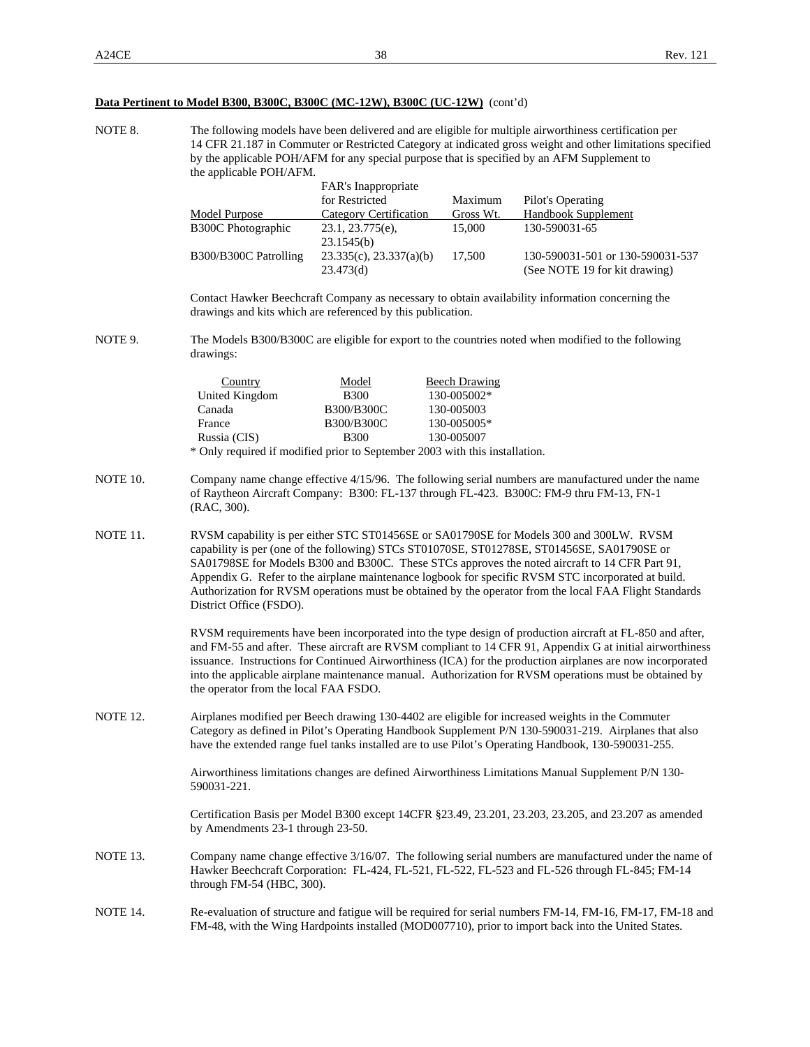**Data Pertinent to Model B300, B300C, B300C (MC-12W), B300C (UC-12W)** (cont'd)

NOTE 8. The following models have been delivered and are eligible for multiple airworthiness certification per 14 CFR 21.187 in Commuter or Restricted Category at indicated gross weight and other limitations specified by the applicable POH/AFM for any special purpose that is specified by an AFM Supplement to the applicable POH/AFM.

| Model Purpose | FAR's Inappropriate for Restricted Category Certification | Maximum Gross Wt. | Pilot's Operating Handbook Supplement |
|---|---|---|---|
| B300C Photographic | 23.1, 23.775(e), 23.1545(b) | 15,000 | 130-590031-65 |
| B300/B300C Patrolling | 23.335(c), 23.337(a)(b) 23.473(d) | 17,500 | 130-590031-501 or 130-590031-537 (See NOTE 19 for kit drawing) |

Contact Hawker Beechcraft Company as necessary to obtain availability information concerning the drawings and kits which are referenced by this publication.

NOTE 9. The Models B300/B300C are eligible for export to the countries noted when modified to the following drawings:

| Country | Model | Beech Drawing |
|---|---|---|
| United Kingdom | B300 | 130-005002* |
| Canada | B300/B300C | 130-005003 |
| France | B300/B300C | 130-005005* |
| Russia (CIS) | B300 | 130-005007 |

\* Only required if modified prior to September 2003 with this installation.

NOTE 10. Company name change effective 4/15/96. The following serial numbers are manufactured under the name of Raytheon Aircraft Company: B300: FL-137 through FL-423. B300C: FM-9 thru FM-13, FN-1 (RAC, 300).

NOTE 11. RVSM capability is per either STC ST01456SE or SA01790SE for Models 300 and 300LW. RVSM capability is per (one of the following) STCs ST01070SE, ST01278SE, ST01456SE, SA01790SE or SA01798SE for Models B300 and B300C. These STCs approves the noted aircraft to 14 CFR Part 91, Appendix G. Refer to the airplane maintenance logbook for specific RVSM STC incorporated at build. Authorization for RVSM operations must be obtained by the operator from the local FAA Flight Standards District Office (FSDO).

RVSM requirements have been incorporated into the type design of production aircraft at FL-850 and after, and FM-55 and after. These aircraft are RVSM compliant to 14 CFR 91, Appendix G at initial airworthiness issuance. Instructions for Continued Airworthiness (ICA) for the production airplanes are now incorporated into the applicable airplane maintenance manual. Authorization for RVSM operations must be obtained by the operator from the local FAA FSDO.

NOTE 12. Airplanes modified per Beech drawing 130-4402 are eligible for increased weights in the Commuter Category as defined in Pilot's Operating Handbook Supplement P/N 130-590031-219. Airplanes that also have the extended range fuel tanks installed are to use Pilot's Operating Handbook, 130-590031-255.

Airworthiness limitations changes are defined Airworthiness Limitations Manual Supplement P/N 130-590031-221.

Certification Basis per Model B300 except 14CFR §23.49, 23.201, 23.203, 23.205, and 23.207 as amended by Amendments 23-1 through 23-50.

NOTE 13. Company name change effective 3/16/07. The following serial numbers are manufactured under the name of Hawker Beechcraft Corporation: FL-424, FL-521, FL-522, FL-523 and FL-526 through FL-845; FM-14 through FM-54 (HBC, 300).

NOTE 14. Re-evaluation of structure and fatigue will be required for serial numbers FM-14, FM-16, FM-17, FM-18 and FM-48, with the Wing Hardpoints installed (MOD007710), prior to import back into the United States.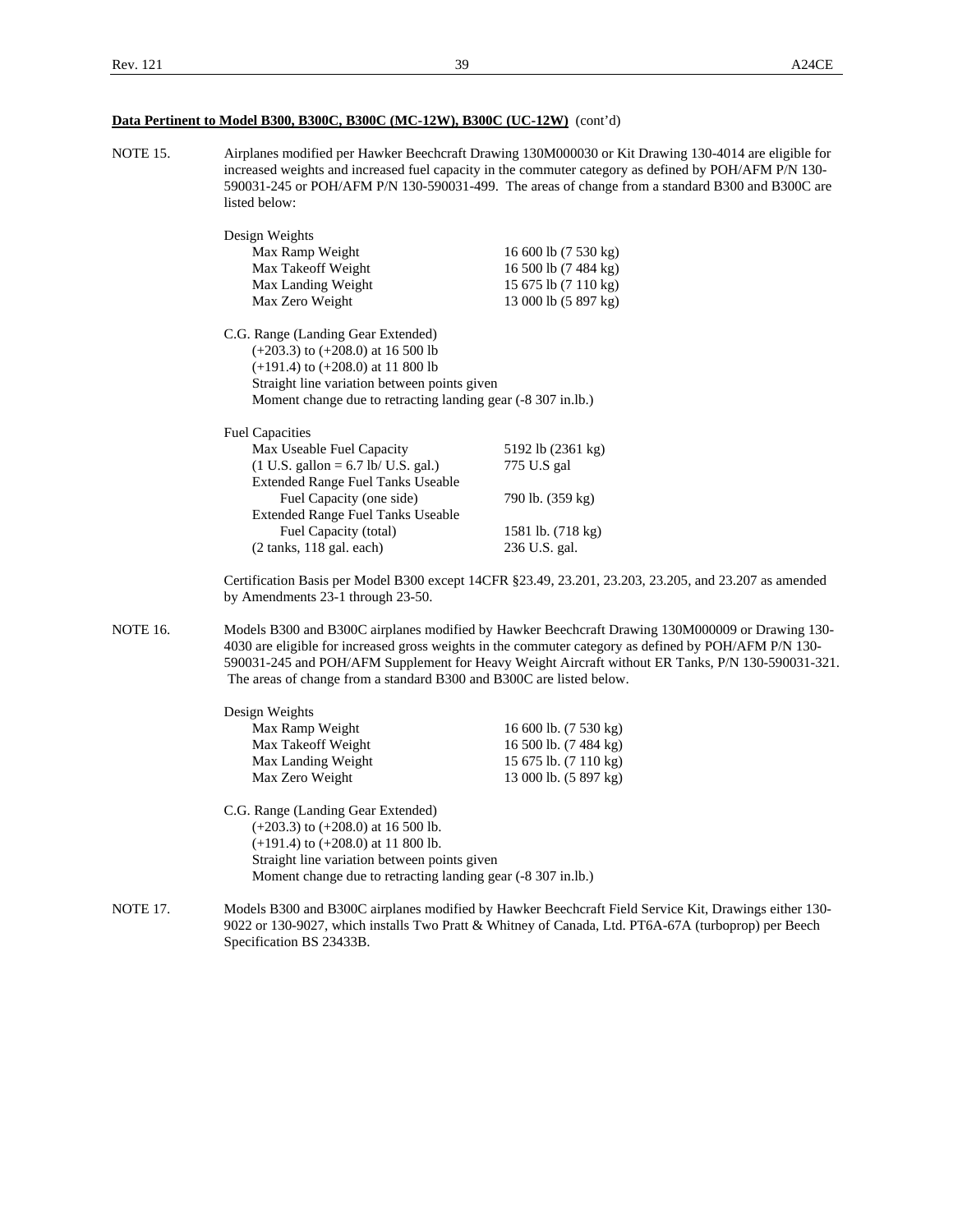**Data Pertinent to Model B300, B300C, B300C (MC-12W), B300C (UC-12W)** (cont'd)

NOTE 15. Airplanes modified per Hawker Beechcraft Drawing 130M000030 or Kit Drawing 130-4014 are eligible for increased weights and increased fuel capacity in the commuter category as defined by POH/AFM P/N 130-590031-245 or POH/AFM P/N 130-590031-499. The areas of change from a standard B300 and B300C are listed below:

Design Weights

| | |
|---|---|
| Max Ramp Weight | 16 600 lb (7 530 kg) |
| Max Takeoff Weight | 16 500 lb (7 484 kg) |
| Max Landing Weight | 15 675 lb (7 110 kg) |
| Max Zero Weight | 13 000 lb (5 897 kg) |

C.G. Range (Landing Gear Extended)
(+203.3) to (+208.0) at 16 500 lb
(+191.4) to (+208.0) at 11 800 lb
Straight line variation between points given
Moment change due to retracting landing gear (-8 307 in.lb.)

Fuel Capacities

| | |
|---|---|
| Max Useable Fuel Capacity | 5192 lb (2361 kg) |
| (1 U.S. gallon = 6.7 lb/ U.S. gal.) | 775 U.S gal |
| Extended Range Fuel Tanks Useable Fuel Capacity (one side) | 790 lb. (359 kg) |
| Extended Range Fuel Tanks Useable Fuel Capacity (total) | 1581 lb. (718 kg) |
| (2 tanks, 118 gal. each) | 236 U.S. gal. |

Certification Basis per Model B300 except 14CFR §23.49, 23.201, 23.203, 23.205, and 23.207 as amended by Amendments 23-1 through 23-50.

NOTE 16. Models B300 and B300C airplanes modified by Hawker Beechcraft Drawing 130M000009 or Drawing 130-4030 are eligible for increased gross weights in the commuter category as defined by POH/AFM P/N 130-590031-245 and POH/AFM Supplement for Heavy Weight Aircraft without ER Tanks, P/N 130-590031-321. The areas of change from a standard B300 and B300C are listed below.

Design Weights

| | |
|---|---|
| Max Ramp Weight | 16 600 lb. (7 530 kg) |
| Max Takeoff Weight | 16 500 lb. (7 484 kg) |
| Max Landing Weight | 15 675 lb. (7 110 kg) |
| Max Zero Weight | 13 000 lb. (5 897 kg) |

C.G. Range (Landing Gear Extended)
(+203.3) to (+208.0) at 16 500 lb.
(+191.4) to (+208.0) at 11 800 lb.
Straight line variation between points given
Moment change due to retracting landing gear (-8 307 in.lb.)

NOTE 17. Models B300 and B300C airplanes modified by Hawker Beechcraft Field Service Kit, Drawings either 130-9022 or 130-9027, which installs Two Pratt & Whitney of Canada, Ltd. PT6A-67A (turboprop) per Beech Specification BS 23433B.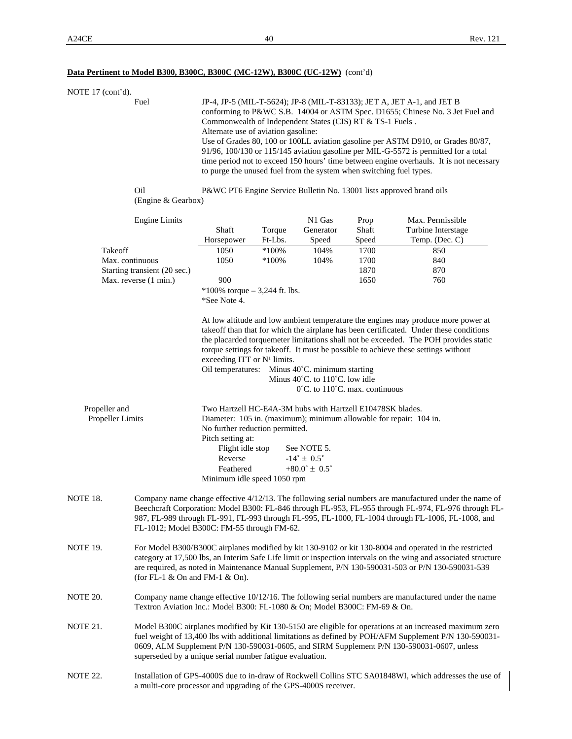**Data Pertinent to Model B300, B300C, B300C (MC-12W), B300C (UC-12W)** (cont'd)

NOTE 17 (cont'd).

Fuel

JP-4, JP-5 (MIL-T-5624); JP-8 (MIL-T-83133); JET A, JET A-1, and JET B conforming to P&WC S.B. 14004 or ASTM Spec. D1655; Chinese No. 3 Jet Fuel and Commonwealth of Independent States (CIS) RT & TS-1 Fuels .
Alternate use of aviation gasoline:
Use of Grades 80, 100 or 100LL aviation gasoline per ASTM D910, or Grades 80/87, 91/96, 100/130 or 115/145 aviation gasoline per MIL-G-5572 is permitted for a total time period not to exceed 150 hours' time between engine overhauls. It is not necessary to purge the unused fuel from the system when switching fuel types.

Oil (Engine & Gearbox)

P&WC PT6 Engine Service Bulletin No. 13001 lists approved brand oils

Engine Limits

| | Shaft Horsepower | Torque Ft-Lbs. | N1 Gas Generator Speed | Prop Shaft Speed | Max. Permissible Turbine Interstage Temp. (Dec. C) |
|---|---|---|---|---|---|
| Takeoff | 1050 | *100% | 104% | 1700 | 850 |
| Max. continuous | 1050 | *100% | 104% | 1700 | 840 |
| Starting transient (20 sec.) | | | | 1870 | 870 |
| Max. reverse (1 min.) | 900 | | | 1650 | 760 |

*100% torque – 3,244 ft. lbs.
*See Note 4.

At low altitude and low ambient temperature the engines may produce more power at takeoff than that for which the airplane has been certificated. Under these conditions the placarded torquemeter limitations shall not be exceeded. The POH provides static torque settings for takeoff. It must be possible to achieve these settings without exceeding ITT or $N^1$ limits.

Oil temperatures: Minus 40˚C. minimum starting
Minus 40˚C. to 110˚C. low idle
0˚C. to 110˚C. max. continuous

Propeller and Propeller Limits

Two Hartzell HC-E4A-3M hubs with Hartzell E10478SK blades.
Diameter: 105 in. (maximum); minimum allowable for repair: 104 in.
No further reduction permitted.
Pitch setting at:

- Flight idle stop — See NOTE 5.
- Reverse — -14˚ ± 0.5˚
- Feathered — +80.0˚ ± 0.5˚

Minimum idle speed 1050 rpm

NOTE 18. Company name change effective 4/12/13. The following serial numbers are manufactured under the name of Beechcraft Corporation: Model B300: FL-846 through FL-953, FL-955 through FL-974, FL-976 through FL-987, FL-989 through FL-991, FL-993 through FL-995, FL-1000, FL-1004 through FL-1006, FL-1008, and FL-1012; Model B300C: FM-55 through FM-62.

NOTE 19. For Model B300/B300C airplanes modified by kit 130-9102 or kit 130-8004 and operated in the restricted category at 17,500 lbs, an Interim Safe Life limit or inspection intervals on the wing and associated structure are required, as noted in Maintenance Manual Supplement, P/N 130-590031-503 or P/N 130-590031-539 (for FL-1 & On and FM-1 & On).

NOTE 20. Company name change effective 10/12/16. The following serial numbers are manufactured under the name Textron Aviation Inc.: Model B300: FL-1080 & On; Model B300C: FM-69 & On.

NOTE 21. Model B300C airplanes modified by Kit 130-5150 are eligible for operations at an increased maximum zero fuel weight of 13,400 lbs with additional limitations as defined by POH/AFM Supplement P/N 130-590031-0609, ALM Supplement P/N 130-590031-0605, and SIRM Supplement P/N 130-590031-0607, unless superseded by a unique serial number fatigue evaluation.

NOTE 22. Installation of GPS-4000S due to in-draw of Rockwell Collins STC SA01848WI, which addresses the use of a multi-core processor and upgrading of the GPS-4000S receiver.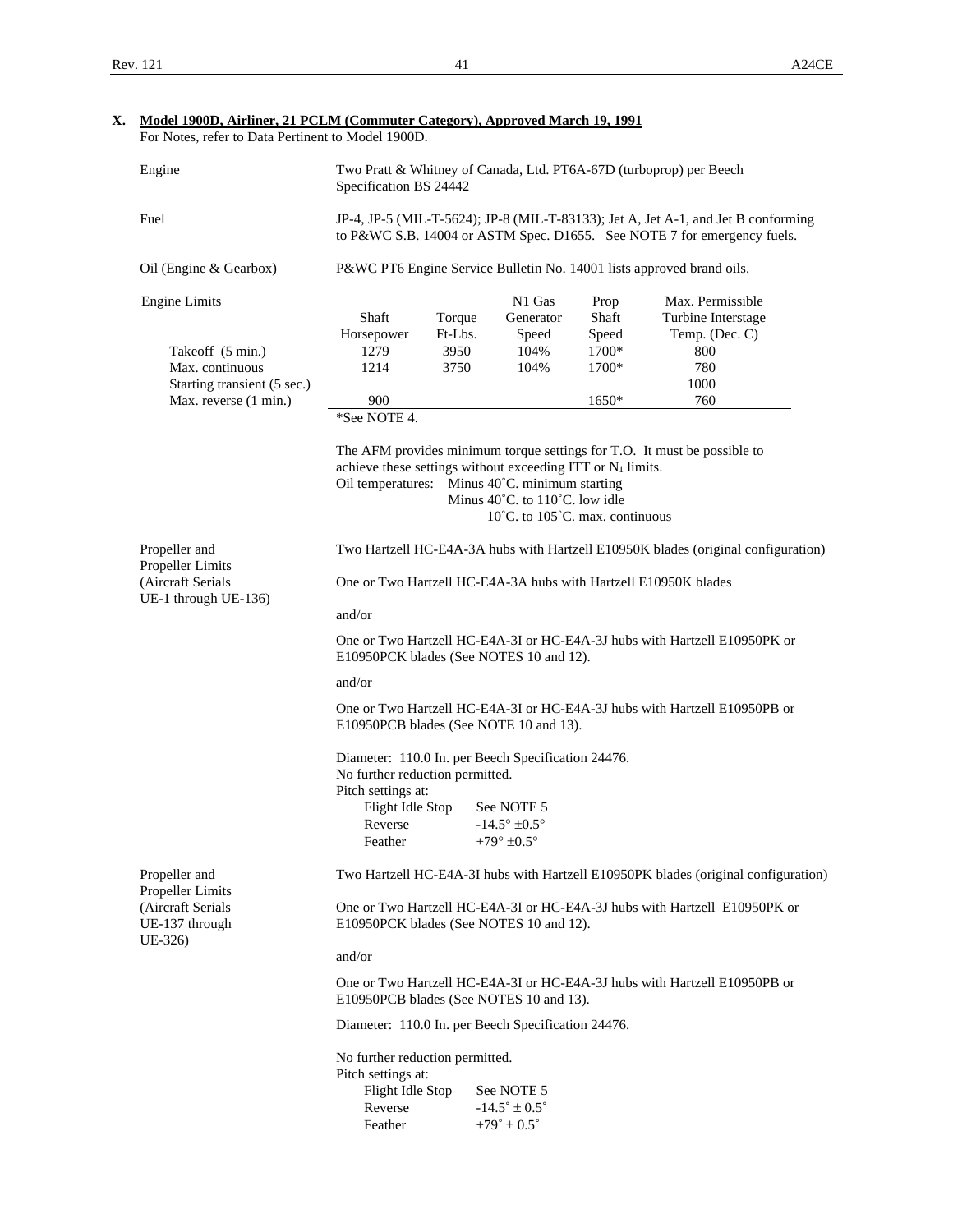## X. Model 1900D, Airliner, 21 PCLM (Commuter Category), Approved March 19, 1991

For Notes, refer to Data Pertinent to Model 1900D.

Engine — Two Pratt & Whitney of Canada, Ltd. PT6A-67D (turboprop) per Beech Specification BS 24442

Fuel — JP-4, JP-5 (MIL-T-5624); JP-8 (MIL-T-83133); Jet A, Jet A-1, and Jet B conforming to P&WC S.B. 14004 or ASTM Spec. D1655. See NOTE 7 for emergency fuels.

Oil (Engine & Gearbox) — P&WC PT6 Engine Service Bulletin No. 14001 lists approved brand oils.

Engine Limits

| | Shaft Horsepower | Torque Ft-Lbs. | N1 Gas Generator Speed | Prop Shaft Speed | Max. Permissible Turbine Interstage Temp. (Dec. C) |
|---|---|---|---|---|---|
| Takeoff (5 min.) | 1279 | 3950 | 104% | 1700* | 800 |
| Max. continuous | 1214 | 3750 | 104% | 1700* | 780 |
| Starting transient (5 sec.) | | | | | 1000 |
| Max. reverse (1 min.) | 900 | | | 1650* | 760 |

*See NOTE 4.

The AFM provides minimum torque settings for T.O. It must be possible to achieve these settings without exceeding ITT or $N_1$ limits.

Oil temperatures: Minus 40˚C. minimum starting
Minus 40˚C. to 110˚C. low idle
10˚C. to 105˚C. max. continuous

Propeller and Propeller Limits (Aircraft Serials UE-1 through UE-136)

Two Hartzell HC-E4A-3A hubs with Hartzell E10950K blades (original configuration)

One or Two Hartzell HC-E4A-3A hubs with Hartzell E10950K blades

and/or

One or Two Hartzell HC-E4A-3I or HC-E4A-3J hubs with Hartzell E10950PK or E10950PCK blades (See NOTES 10 and 12).

and/or

One or Two Hartzell HC-E4A-3I or HC-E4A-3J hubs with Hartzell E10950PB or E10950PCB blades (See NOTE 10 and 13).

Diameter: 110.0 In. per Beech Specification 24476.
No further reduction permitted.
Pitch settings at:

| | |
|---|---|
| Flight Idle Stop | See NOTE 5 |
| Reverse | -14.5° ±0.5° |
| Feather | +79° ±0.5° |

Propeller and Propeller Limits (Aircraft Serials UE-137 through UE-326)

Two Hartzell HC-E4A-3I hubs with Hartzell E10950PK blades (original configuration)

One or Two Hartzell HC-E4A-3I or HC-E4A-3J hubs with Hartzell E10950PK or E10950PCK blades (See NOTES 10 and 12).

and/or

One or Two Hartzell HC-E4A-3I or HC-E4A-3J hubs with Hartzell E10950PB or E10950PCB blades (See NOTES 10 and 13).

Diameter: 110.0 In. per Beech Specification 24476.

No further reduction permitted.
Pitch settings at:

| | |
|---|---|
| Flight Idle Stop | See NOTE 5 |
| Reverse | -14.5˚ ± 0.5˚ |
| Feather | +79˚ ± 0.5˚ |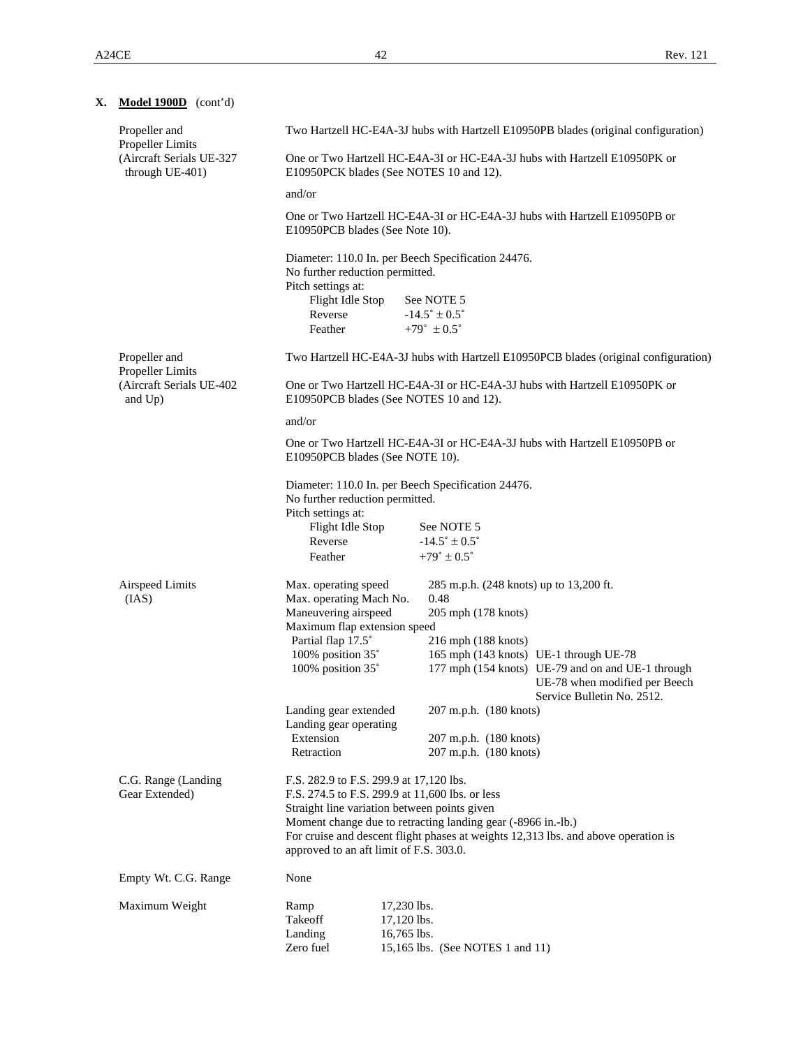## X. Model 1900D (cont'd)

| | |
|---|---|
| Propeller and Propeller Limits (Aircraft Serials UE-327 through UE-401) | Two Hartzell HC-E4A-3J hubs with Hartzell E10950PB blades (original configuration)<br><br>One or Two Hartzell HC-E4A-3I or HC-E4A-3J hubs with Hartzell E10950PK or E10950PCK blades (See NOTES 10 and 12).<br><br>and/or<br><br>One or Two Hartzell HC-E4A-3I or HC-E4A-3J hubs with Hartzell E10950PB or E10950PCB blades (See Note 10).<br><br>Diameter: 110.0 In. per Beech Specification 24476.<br>No further reduction permitted.<br>Pitch settings at:<br>Flight Idle Stop See NOTE 5<br>Reverse -14.5˚ ± 0.5˚<br>Feather +79˚ ± 0.5˚ |
| Propeller and Propeller Limits (Aircraft Serials UE-402 and Up) | Two Hartzell HC-E4A-3J hubs with Hartzell E10950PCB blades (original configuration)<br><br>One or Two Hartzell HC-E4A-3I or HC-E4A-3J hubs with Hartzell E10950PK or E10950PCB blades (See NOTES 10 and 12).<br><br>and/or<br><br>One or Two Hartzell HC-E4A-3I or HC-E4A-3J hubs with Hartzell E10950PB or E10950PCB blades (See NOTE 10).<br><br>Diameter: 110.0 In. per Beech Specification 24476.<br>No further reduction permitted.<br>Pitch settings at:<br>Flight Idle Stop See NOTE 5<br>Reverse -14.5˚ ± 0.5˚<br>Feather +79˚ ± 0.5˚ |

**Airspeed Limits (IAS)**

| | | |
|---|---|---|
| Max. operating speed | 285 m.p.h. (248 knots) up to 13,200 ft. | |
| Max. operating Mach No. | 0.48 | |
| Maneuvering airspeed | 205 mph (178 knots) | |
| Maximum flap extension speed | | |
| Partial flap 17.5˚ | 216 mph (188 knots) | |
| 100% position 35˚ | 165 mph (143 knots) | UE-1 through UE-78 |
| 100% position 35˚ | 177 mph (154 knots) | UE-79 and on and UE-1 through UE-78 when modified per Beech Service Bulletin No. 2512. |
| Landing gear extended | 207 m.p.h. (180 knots) | |
| Landing gear operating | | |
| Extension | 207 m.p.h. (180 knots) | |
| Retraction | 207 m.p.h. (180 knots) | |

**C.G. Range (Landing Gear Extended)**

F.S. 282.9 to F.S. 299.9 at 17,120 lbs.
F.S. 274.5 to F.S. 299.9 at 11,600 lbs. or less
Straight line variation between points given
Moment change due to retracting landing gear (-8966 in.-lb.)
For cruise and descent flight phases at weights 12,313 lbs. and above operation is approved to an aft limit of F.S. 303.0.

**Empty Wt. C.G. Range**

None

**Maximum Weight**

| | |
|---|---|
| Ramp | 17,230 lbs. |
| Takeoff | 17,120 lbs. |
| Landing | 16,765 lbs. |
| Zero fuel | 15,165 lbs. (See NOTES 1 and 11) |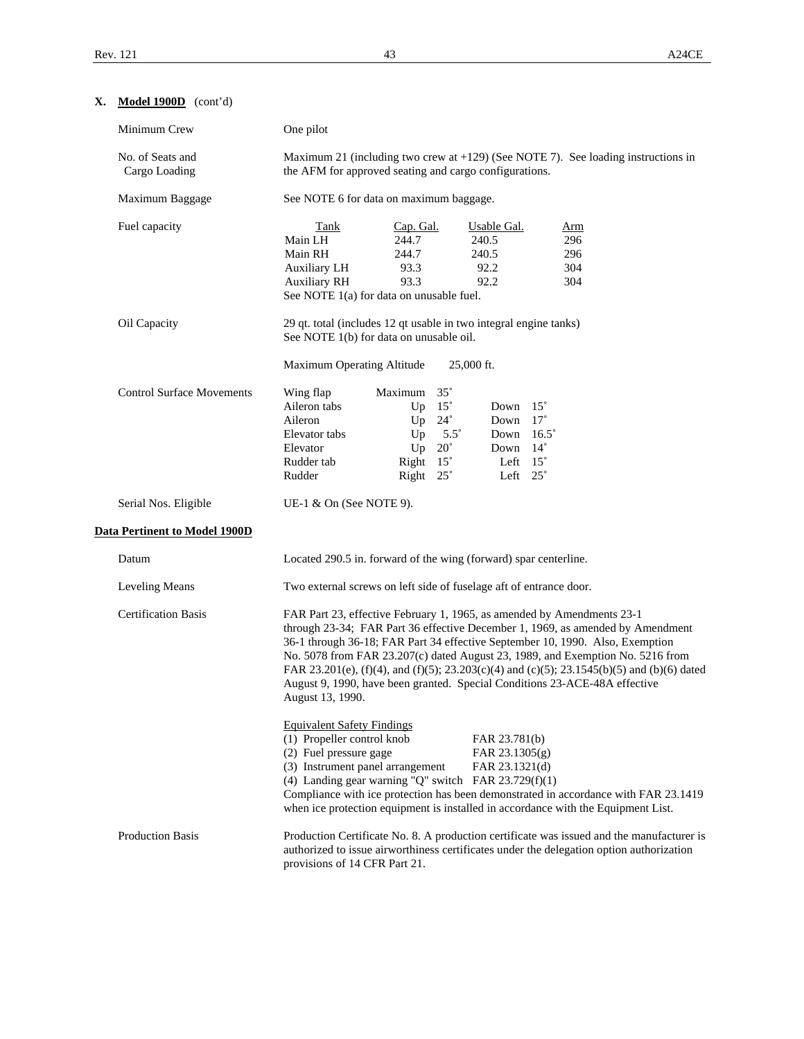## X. **Model 1900D** (cont'd)

| | |
|---|---|
| Minimum Crew | One pilot |
| No. of Seats and Cargo Loading | Maximum 21 (including two crew at +129) (See NOTE 7). See loading instructions in the AFM for approved seating and cargo configurations. |
| Maximum Baggage | See NOTE 6 for data on maximum baggage. |

Fuel capacity

| Tank | Cap. Gal. | Usable Gal. | Arm |
|---|---|---|---|
| Main LH | 244.7 | 240.5 | 296 |
| Main RH | 244.7 | 240.5 | 296 |
| Auxiliary LH | 93.3 | 92.2 | 304 |
| Auxiliary RH | 93.3 | 92.2 | 304 |

See NOTE 1(a) for data on unusable fuel.

Oil Capacity: 29 qt. total (includes 12 qt usable in two integral engine tanks)
See NOTE 1(b) for data on unusable oil.

Maximum Operating Altitude 25,000 ft.

Control Surface Movements

| Surface | | | | |
|---|---|---|---|---|
| Wing flap | Maximum | 35˚ | | |
| Aileron tabs | Up | 15˚ | Down | 15˚ |
| Aileron | Up | 24˚ | Down | 17˚ |
| Elevator tabs | Up | 5.5˚ | Down | 16.5˚ |
| Elevator | Up | 20˚ | Down | 14˚ |
| Rudder tab | Right | 15˚ | Left | 15˚ |
| Rudder | Right | 25˚ | Left | 25˚ |

Serial Nos. Eligible: UE-1 & On (See NOTE 9).

### **Data Pertinent to Model 1900D**

Datum: Located 290.5 in. forward of the wing (forward) spar centerline.

Leveling Means: Two external screws on left side of fuselage aft of entrance door.

Certification Basis: FAR Part 23, effective February 1, 1965, as amended by Amendments 23-1 through 23-34; FAR Part 36 effective December 1, 1969, as amended by Amendment 36-1 through 36-18; FAR Part 34 effective September 10, 1990. Also, Exemption No. 5078 from FAR 23.207(c) dated August 23, 1989, and Exemption No. 5216 from FAR 23.201(e), (f)(4), and (f)(5); 23.203(c)(4) and (c)(5); 23.1545(b)(5) and (b)(6) dated August 9, 1990, have been granted. Special Conditions 23-ACE-48A effective August 13, 1990.

Equivalent Safety Findings

(1) Propeller control knob FAR 23.781(b)
(2) Fuel pressure gage FAR 23.1305(g)
(3) Instrument panel arrangement FAR 23.1321(d)
(4) Landing gear warning "Q" switch FAR 23.729(f)(1)

Compliance with ice protection has been demonstrated in accordance with FAR 23.1419 when ice protection equipment is installed in accordance with the Equipment List.

Production Basis: Production Certificate No. 8. A production certificate was issued and the manufacturer is authorized to issue airworthiness certificates under the delegation option authorization provisions of 14 CFR Part 21.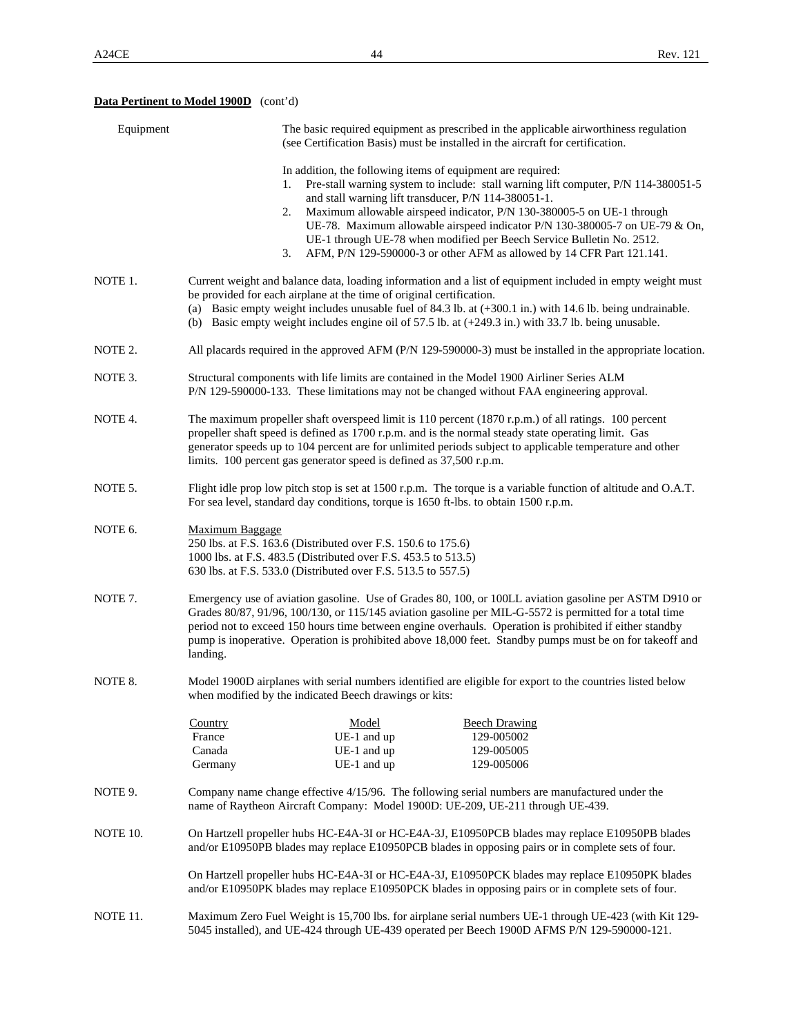**Data Pertinent to Model 1900D** (cont'd)

Equipment

The basic required equipment as prescribed in the applicable airworthiness regulation (see Certification Basis) must be installed in the aircraft for certification.

In addition, the following items of equipment are required:

1. Pre-stall warning system to include: stall warning lift computer, P/N 114-380051-5 and stall warning lift transducer, P/N 114-380051-1.
2. Maximum allowable airspeed indicator, P/N 130-380005-5 on UE-1 through UE-78. Maximum allowable airspeed indicator P/N 130-380005-7 on UE-79 & On, UE-1 through UE-78 when modified per Beech Service Bulletin No. 2512.
3. AFM, P/N 129-590000-3 or other AFM as allowed by 14 CFR Part 121.141.

NOTE 1. Current weight and balance data, loading information and a list of equipment included in empty weight must be provided for each airplane at the time of original certification.

(a) Basic empty weight includes unusable fuel of 84.3 lb. at (+300.1 in.) with 14.6 lb. being undrainable.
(b) Basic empty weight includes engine oil of 57.5 lb. at (+249.3 in.) with 33.7 lb. being unusable.

NOTE 2. All placards required in the approved AFM (P/N 129-590000-3) must be installed in the appropriate location.

NOTE 3. Structural components with life limits are contained in the Model 1900 Airliner Series ALM P/N 129-590000-133. These limitations may not be changed without FAA engineering approval.

NOTE 4. The maximum propeller shaft overspeed limit is 110 percent (1870 r.p.m.) of all ratings. 100 percent propeller shaft speed is defined as 1700 r.p.m. and is the normal steady state operating limit. Gas generator speeds up to 104 percent are for unlimited periods subject to applicable temperature and other limits. 100 percent gas generator speed is defined as 37,500 r.p.m.

NOTE 5. Flight idle prop low pitch stop is set at 1500 r.p.m. The torque is a variable function of altitude and O.A.T. For sea level, standard day conditions, torque is 1650 ft-lbs. to obtain 1500 r.p.m.

NOTE 6. Maximum Baggage

250 lbs. at F.S. 163.6 (Distributed over F.S. 150.6 to 175.6)
1000 lbs. at F.S. 483.5 (Distributed over F.S. 453.5 to 513.5)
630 lbs. at F.S. 533.0 (Distributed over F.S. 513.5 to 557.5)

NOTE 7. Emergency use of aviation gasoline. Use of Grades 80, 100, or 100LL aviation gasoline per ASTM D910 or Grades 80/87, 91/96, 100/130, or 115/145 aviation gasoline per MIL-G-5572 is permitted for a total time period not to exceed 150 hours time between engine overhauls. Operation is prohibited if either standby pump is inoperative. Operation is prohibited above 18,000 feet. Standby pumps must be on for takeoff and landing.

NOTE 8. Model 1900D airplanes with serial numbers identified are eligible for export to the countries listed below when modified by the indicated Beech drawings or kits:

| Country | Model | Beech Drawing |
|---|---|---|
| France | UE-1 and up | 129-005002 |
| Canada | UE-1 and up | 129-005005 |
| Germany | UE-1 and up | 129-005006 |

NOTE 9. Company name change effective 4/15/96. The following serial numbers are manufactured under the name of Raytheon Aircraft Company: Model 1900D: UE-209, UE-211 through UE-439.

NOTE 10. On Hartzell propeller hubs HC-E4A-3I or HC-E4A-3J, E10950PCB blades may replace E10950PB blades and/or E10950PB blades may replace E10950PCB blades in opposing pairs or in complete sets of four.

On Hartzell propeller hubs HC-E4A-3I or HC-E4A-3J, E10950PCK blades may replace E10950PK blades and/or E10950PK blades may replace E10950PCK blades in opposing pairs or in complete sets of four.

NOTE 11. Maximum Zero Fuel Weight is 15,700 lbs. for airplane serial numbers UE-1 through UE-423 (with Kit 129-5045 installed), and UE-424 through UE-439 operated per Beech 1900D AFMS P/N 129-590000-121.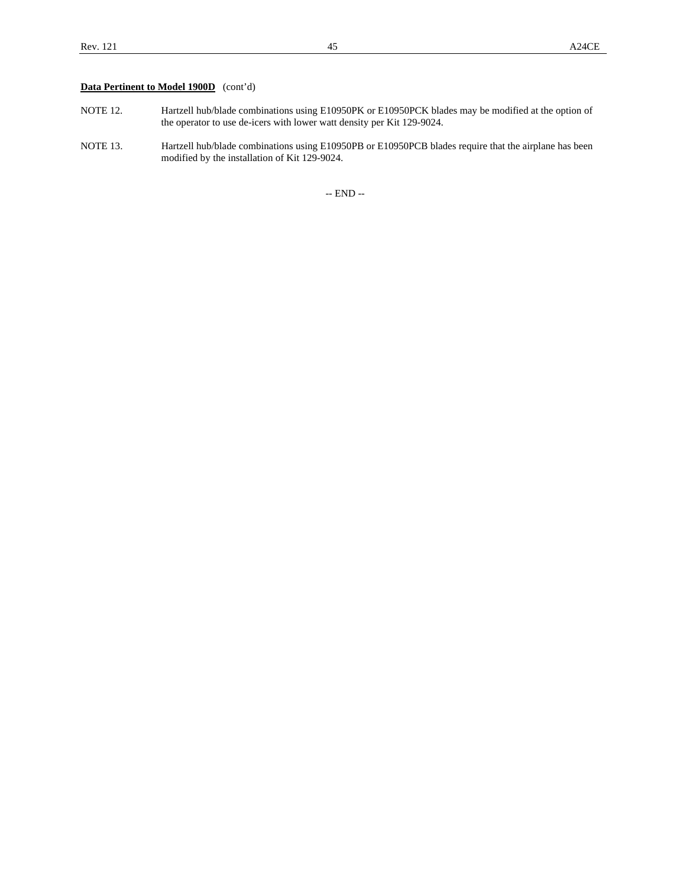**Data Pertinent to Model 1900D** (cont'd)

NOTE 12. Hartzell hub/blade combinations using E10950PK or E10950PCK blades may be modified at the option of the operator to use de-icers with lower watt density per Kit 129-9024.

NOTE 13. Hartzell hub/blade combinations using E10950PB or E10950PCB blades require that the airplane has been modified by the installation of Kit 129-9024.

-- END --